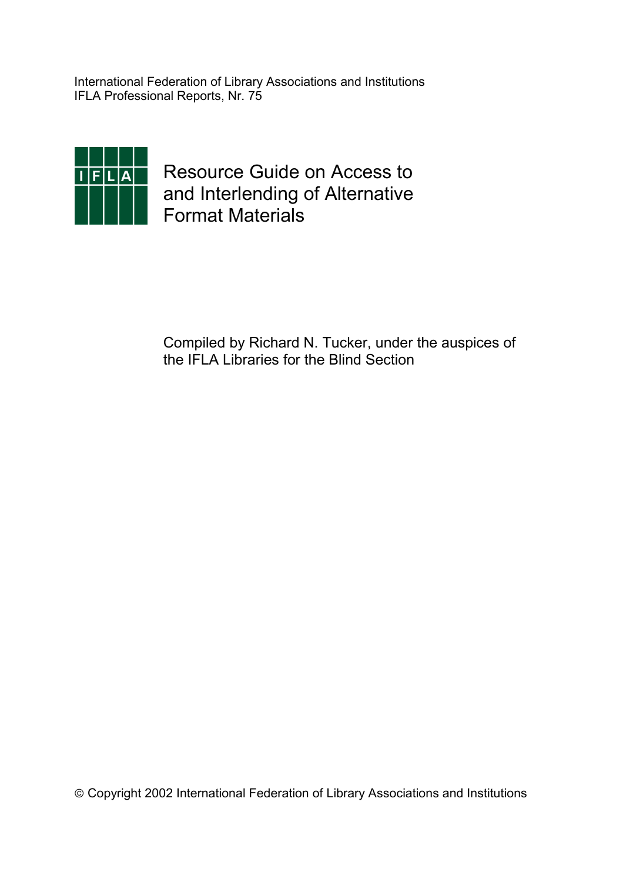International Federation of Library Associations and Institutions
IFLA Professional Reports, Nr. 75

# Resource Guide on Access to and Interlending of Alternative Format Materials

Compiled by Richard N. Tucker, under the auspices of the IFLA Libraries for the Blind Section

© Copyright 2002 International Federation of Library Associations and Institutions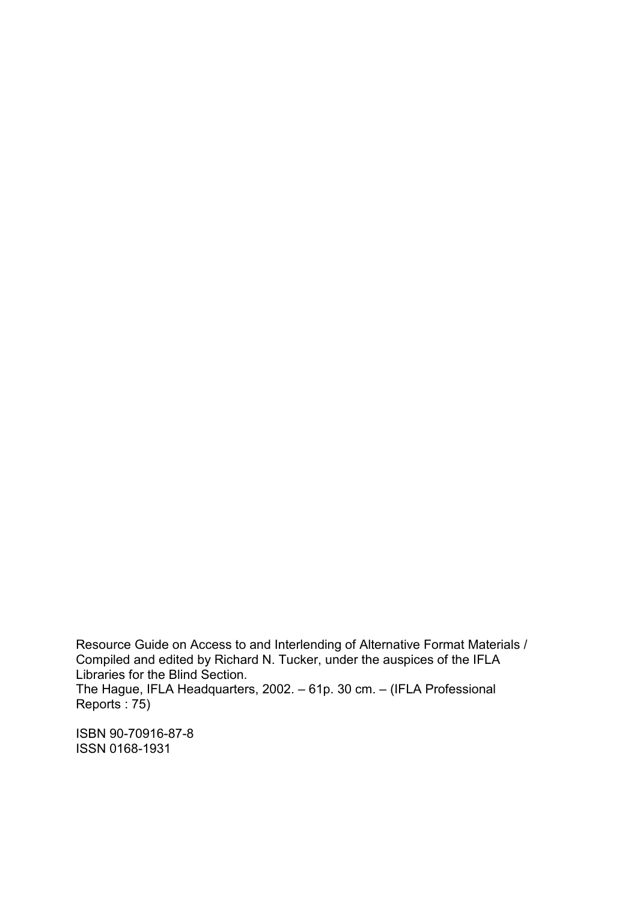Resource Guide on Access to and Interlending of Alternative Format Materials / Compiled and edited by Richard N. Tucker, under the auspices of the IFLA Libraries for the Blind Section.
The Hague, IFLA Headquarters, 2002. – 61p. 30 cm. – (IFLA Professional Reports : 75)

ISBN 90-70916-87-8
ISSN 0168-1931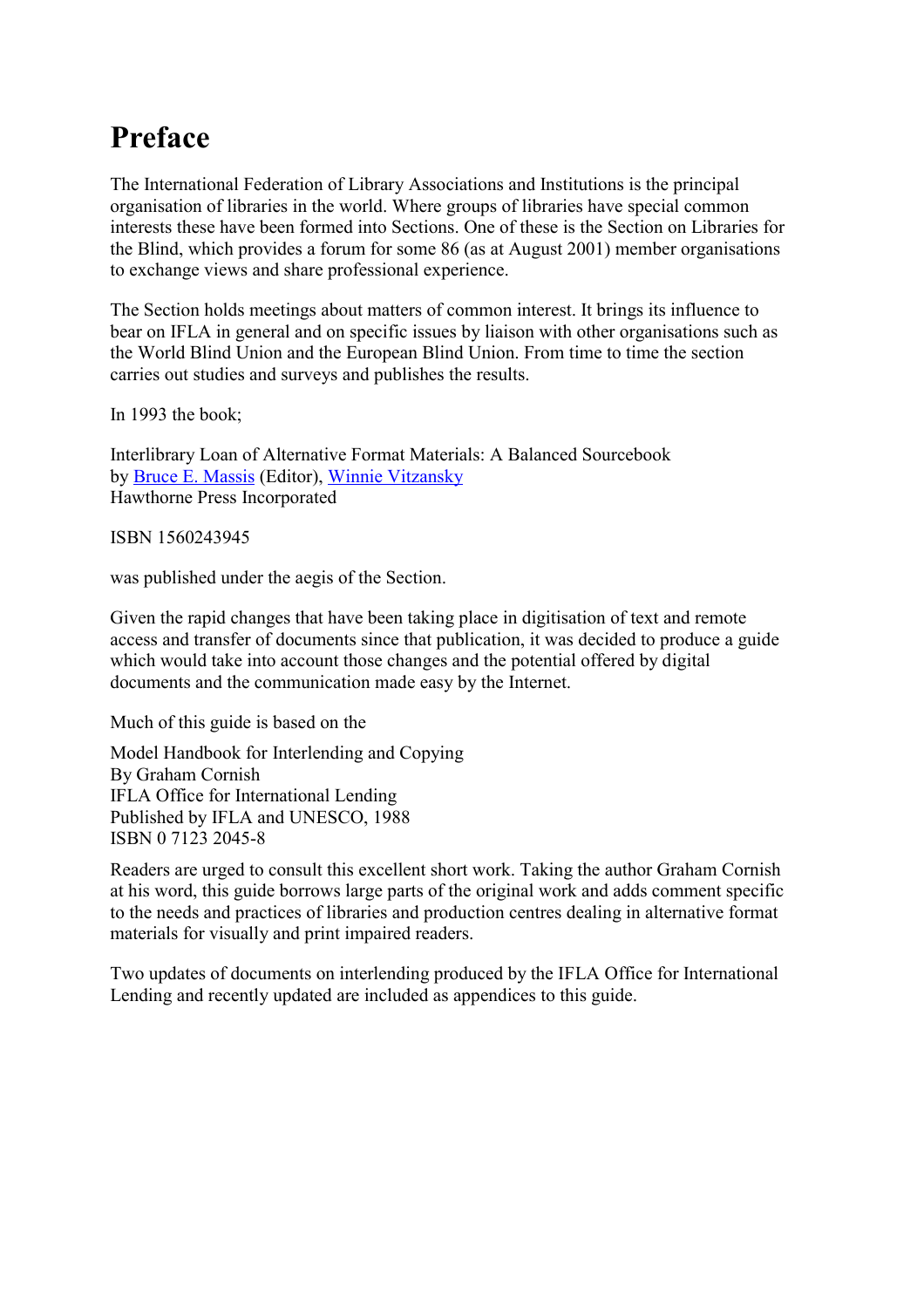# Preface

The International Federation of Library Associations and Institutions is the principal organisation of libraries in the world. Where groups of libraries have special common interests these have been formed into Sections. One of these is the Section on Libraries for the Blind, which provides a forum for some 86 (as at August 2001) member organisations to exchange views and share professional experience.

The Section holds meetings about matters of common interest. It brings its influence to bear on IFLA in general and on specific issues by liaison with other organisations such as the World Blind Union and the European Blind Union. From time to time the section carries out studies and surveys and publishes the results.

In 1993 the book;

Interlibrary Loan of Alternative Format Materials: A Balanced Sourcebook
by Bruce E. Massis (Editor), Winnie Vitzansky
Hawthorne Press Incorporated

ISBN 1560243945

was published under the aegis of the Section.

Given the rapid changes that have been taking place in digitisation of text and remote access and transfer of documents since that publication, it was decided to produce a guide which would take into account those changes and the potential offered by digital documents and the communication made easy by the Internet.

Much of this guide is based on the

Model Handbook for Interlending and Copying
By Graham Cornish
IFLA Office for International Lending
Published by IFLA and UNESCO, 1988
ISBN 0 7123 2045-8

Readers are urged to consult this excellent short work. Taking the author Graham Cornish at his word, this guide borrows large parts of the original work and adds comment specific to the needs and practices of libraries and production centres dealing in alternative format materials for visually and print impaired readers.

Two updates of documents on interlending produced by the IFLA Office for International Lending and recently updated are included as appendices to this guide.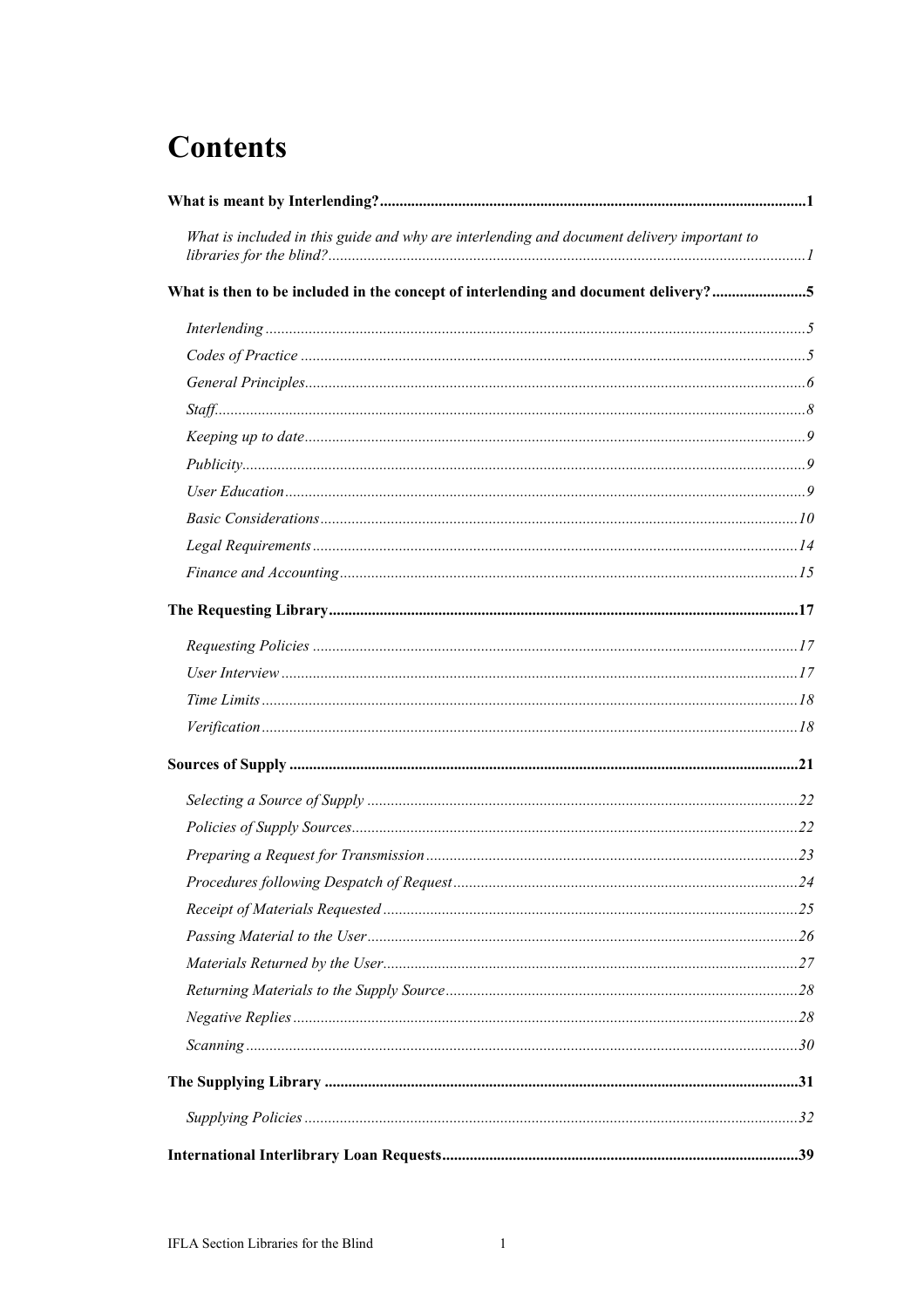# Contents

**What is meant by Interlending?............................................................1**

*What is included in this guide and why are interlending and document delivery important to libraries for the blind?.........................................................................1*

**What is then to be included in the concept of interlending and document delivery?........................5**

*Interlending.........................................................................5*

*Codes of Practice.........................................................................5*

*General Principles.........................................................................6*

*Staff.........................................................................8*

*Keeping up to date.........................................................................9*

*Publicity.........................................................................9*

*User Education.........................................................................9*

*Basic Considerations.........................................................................10*

*Legal Requirements.........................................................................14*

*Finance and Accounting.........................................................................15*

**The Requesting Library.........................................................................17**

*Requesting Policies.........................................................................17*

*User Interview.........................................................................17*

*Time Limits.........................................................................18*

*Verification.........................................................................18*

**Sources of Supply.........................................................................21**

*Selecting a Source of Supply.........................................................................22*

*Policies of Supply Sources.........................................................................22*

*Preparing a Request for Transmission.........................................................................23*

*Procedures following Despatch of Request.........................................................................24*

*Receipt of Materials Requested.........................................................................25*

*Passing Material to the User.........................................................................26*

*Materials Returned by the User.........................................................................27*

*Returning Materials to the Supply Source.........................................................................28*

*Negative Replies.........................................................................28*

*Scanning.........................................................................30*

**The Supplying Library.........................................................................31**

*Supplying Policies.........................................................................32*

**International Interlibrary Loan Requests.........................................................................39**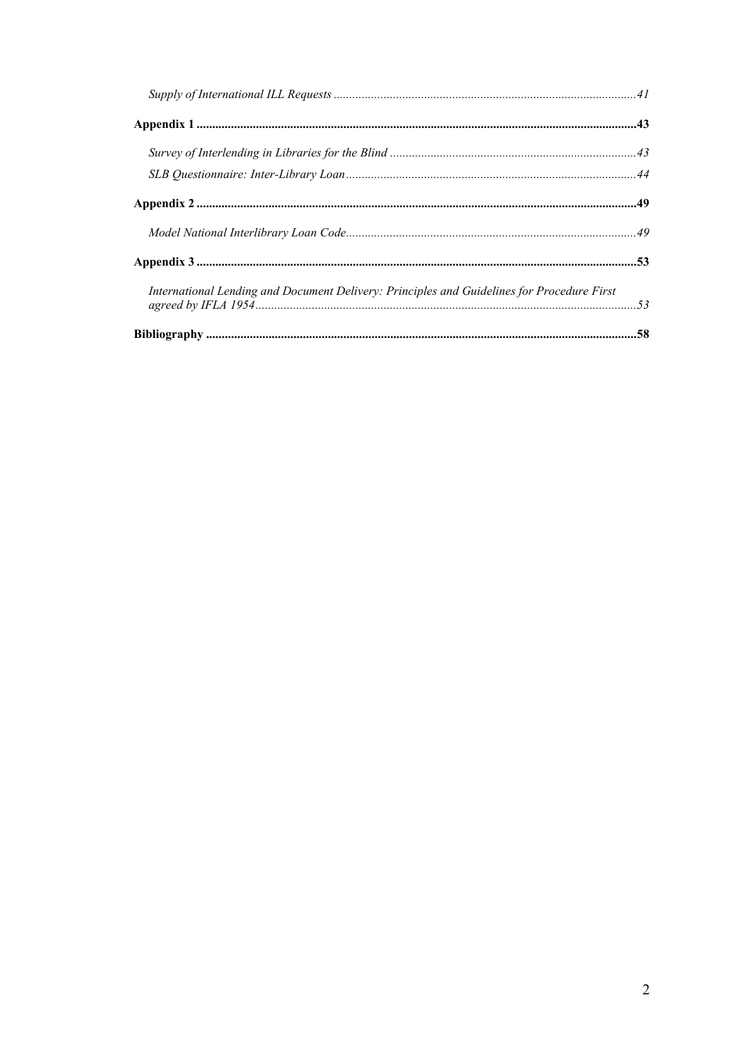*Supply of International ILL Requests* .................................................................................................41

**Appendix 1** ..........................................................................................................................................43

*Survey of Interlending in Libraries for the Blind* ..............................................................................43

*SLB Questionnaire: Inter-Library Loan* ..........................................................................................44

**Appendix 2** ..........................................................................................................................................49

*Model National Interlibrary Loan Code*............................................................................................49

**Appendix 3** ..........................................................................................................................................53

*International Lending and Document Delivery: Principles and Guidelines for Procedure First agreed by IFLA 1954*.........................................................................................................................53

**Bibliography** ........................................................................................................................................58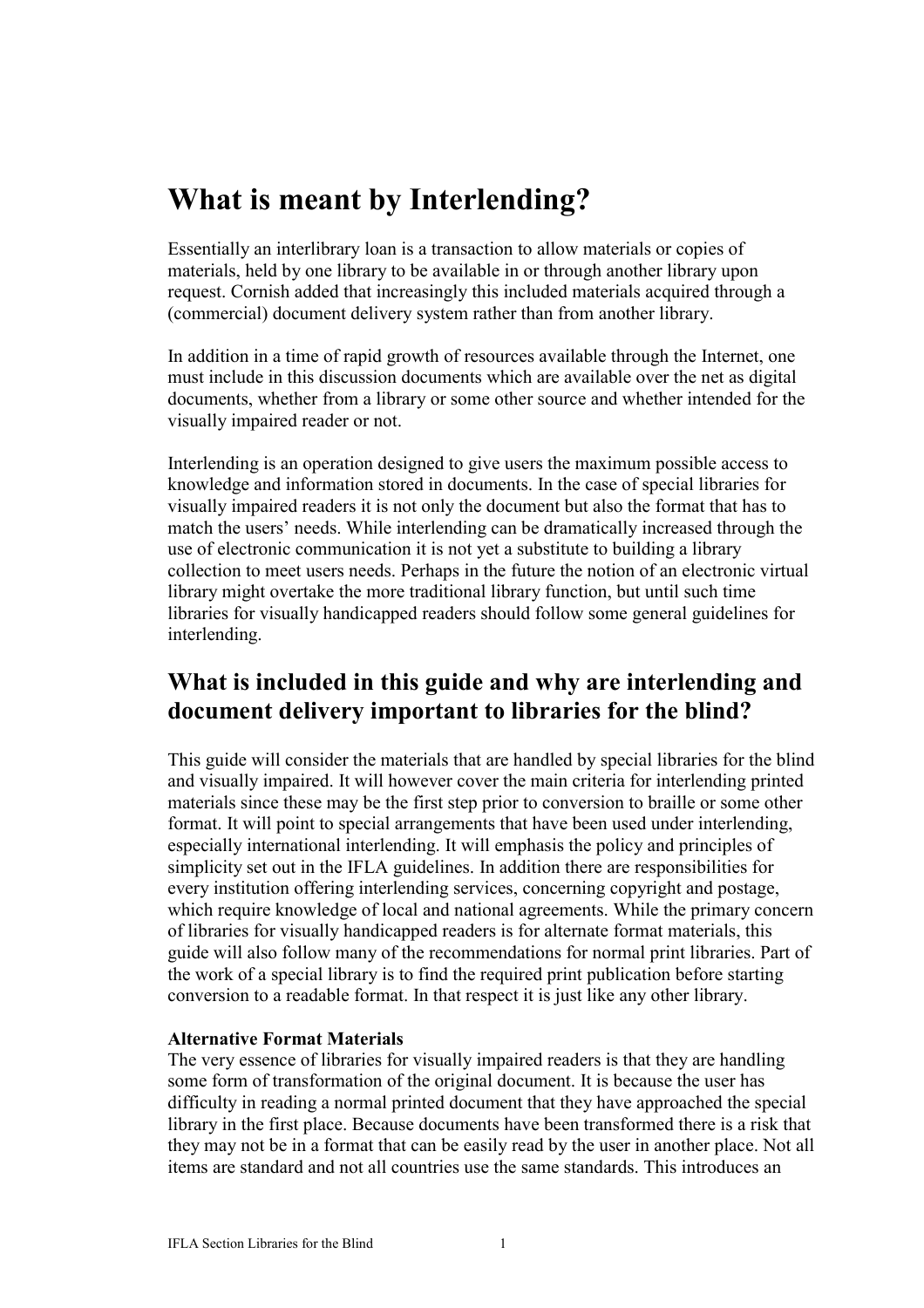# What is meant by Interlending?

Essentially an interlibrary loan is a transaction to allow materials or copies of materials, held by one library to be available in or through another library upon request. Cornish added that increasingly this included materials acquired through a (commercial) document delivery system rather than from another library.

In addition in a time of rapid growth of resources available through the Internet, one must include in this discussion documents which are available over the net as digital documents, whether from a library or some other source and whether intended for the visually impaired reader or not.

Interlending is an operation designed to give users the maximum possible access to knowledge and information stored in documents. In the case of special libraries for visually impaired readers it is not only the document but also the format that has to match the users' needs. While interlending can be dramatically increased through the use of electronic communication it is not yet a substitute to building a library collection to meet users needs. Perhaps in the future the notion of an electronic virtual library might overtake the more traditional library function, but until such time libraries for visually handicapped readers should follow some general guidelines for interlending.

## What is included in this guide and why are interlending and document delivery important to libraries for the blind?

This guide will consider the materials that are handled by special libraries for the blind and visually impaired. It will however cover the main criteria for interlending printed materials since these may be the first step prior to conversion to braille or some other format. It will point to special arrangements that have been used under interlending, especially international interlending. It will emphasis the policy and principles of simplicity set out in the IFLA guidelines. In addition there are responsibilities for every institution offering interlending services, concerning copyright and postage, which require knowledge of local and national agreements. While the primary concern of libraries for visually handicapped readers is for alternate format materials, this guide will also follow many of the recommendations for normal print libraries. Part of the work of a special library is to find the required print publication before starting conversion to a readable format. In that respect it is just like any other library.

**Alternative Format Materials**
The very essence of libraries for visually impaired readers is that they are handling some form of transformation of the original document. It is because the user has difficulty in reading a normal printed document that they have approached the special library in the first place. Because documents have been transformed there is a risk that they may not be in a format that can be easily read by the user in another place. Not all items are standard and not all countries use the same standards. This introduces an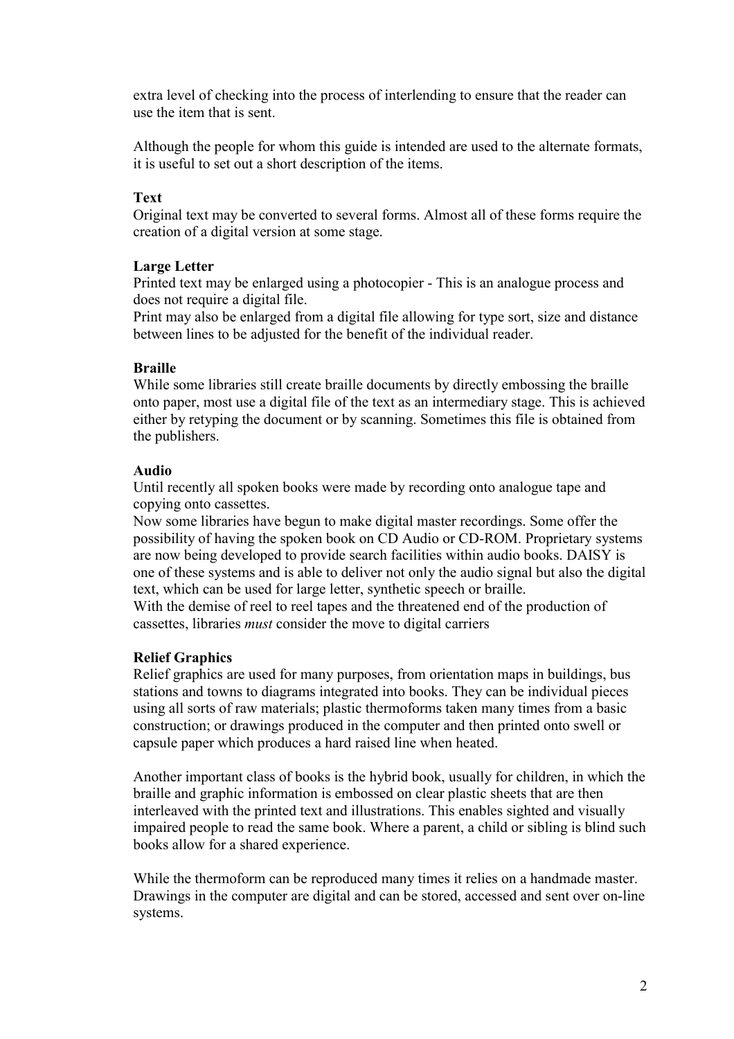extra level of checking into the process of interlending to ensure that the reader can use the item that is sent.

Although the people for whom this guide is intended are used to the alternate formats, it is useful to set out a short description of the items.

**Text**
Original text may be converted to several forms. Almost all of these forms require the creation of a digital version at some stage.

**Large Letter**
Printed text may be enlarged using a photocopier - This is an analogue process and does not require a digital file.
Print may also be enlarged from a digital file allowing for type sort, size and distance between lines to be adjusted for the benefit of the individual reader.

**Braille**
While some libraries still create braille documents by directly embossing the braille onto paper, most use a digital file of the text as an intermediary stage. This is achieved either by retyping the document or by scanning. Sometimes this file is obtained from the publishers.

**Audio**
Until recently all spoken books were made by recording onto analogue tape and copying onto cassettes.
Now some libraries have begun to make digital master recordings. Some offer the possibility of having the spoken book on CD Audio or CD-ROM. Proprietary systems are now being developed to provide search facilities within audio books. DAISY is one of these systems and is able to deliver not only the audio signal but also the digital text, which can be used for large letter, synthetic speech or braille.
With the demise of reel to reel tapes and the threatened end of the production of cassettes, libraries *must* consider the move to digital carriers

**Relief Graphics**
Relief graphics are used for many purposes, from orientation maps in buildings, bus stations and towns to diagrams integrated into books. They can be individual pieces using all sorts of raw materials; plastic thermoforms taken many times from a basic construction; or drawings produced in the computer and then printed onto swell or capsule paper which produces a hard raised line when heated.

Another important class of books is the hybrid book, usually for children, in which the braille and graphic information is embossed on clear plastic sheets that are then interleaved with the printed text and illustrations. This enables sighted and visually impaired people to read the same book. Where a parent, a child or sibling is blind such books allow for a shared experience.

While the thermoform can be reproduced many times it relies on a handmade master. Drawings in the computer are digital and can be stored, accessed and sent over on-line systems.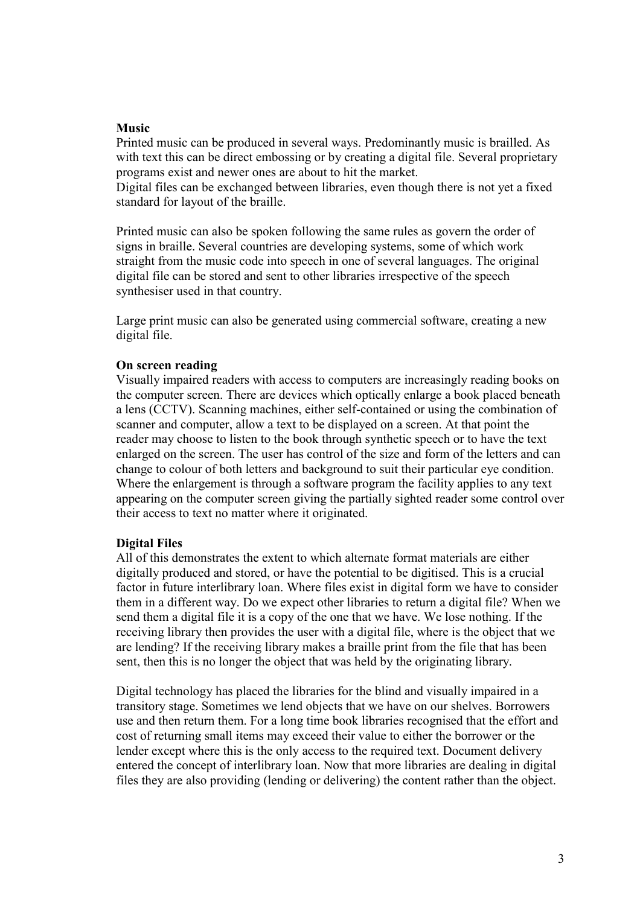**Music**

Printed music can be produced in several ways. Predominantly music is brailled. As with text this can be direct embossing or by creating a digital file. Several proprietary programs exist and newer ones are about to hit the market.
Digital files can be exchanged between libraries, even though there is not yet a fixed standard for layout of the braille.

Printed music can also be spoken following the same rules as govern the order of signs in braille. Several countries are developing systems, some of which work straight from the music code into speech in one of several languages. The original digital file can be stored and sent to other libraries irrespective of the speech synthesiser used in that country.

Large print music can also be generated using commercial software, creating a new digital file.

**On screen reading**

Visually impaired readers with access to computers are increasingly reading books on the computer screen. There are devices which optically enlarge a book placed beneath a lens (CCTV). Scanning machines, either self-contained or using the combination of scanner and computer, allow a text to be displayed on a screen. At that point the reader may choose to listen to the book through synthetic speech or to have the text enlarged on the screen. The user has control of the size and form of the letters and can change to colour of both letters and background to suit their particular eye condition. Where the enlargement is through a software program the facility applies to any text appearing on the computer screen giving the partially sighted reader some control over their access to text no matter where it originated.

**Digital Files**

All of this demonstrates the extent to which alternate format materials are either digitally produced and stored, or have the potential to be digitised. This is a crucial factor in future interlibrary loan. Where files exist in digital form we have to consider them in a different way. Do we expect other libraries to return a digital file? When we send them a digital file it is a copy of the one that we have. We lose nothing. If the receiving library then provides the user with a digital file, where is the object that we are lending? If the receiving library makes a braille print from the file that has been sent, then this is no longer the object that was held by the originating library.

Digital technology has placed the libraries for the blind and visually impaired in a transitory stage. Sometimes we lend objects that we have on our shelves. Borrowers use and then return them. For a long time book libraries recognised that the effort and cost of returning small items may exceed their value to either the borrower or the lender except where this is the only access to the required text. Document delivery entered the concept of interlibrary loan. Now that more libraries are dealing in digital files they are also providing (lending or delivering) the content rather than the object.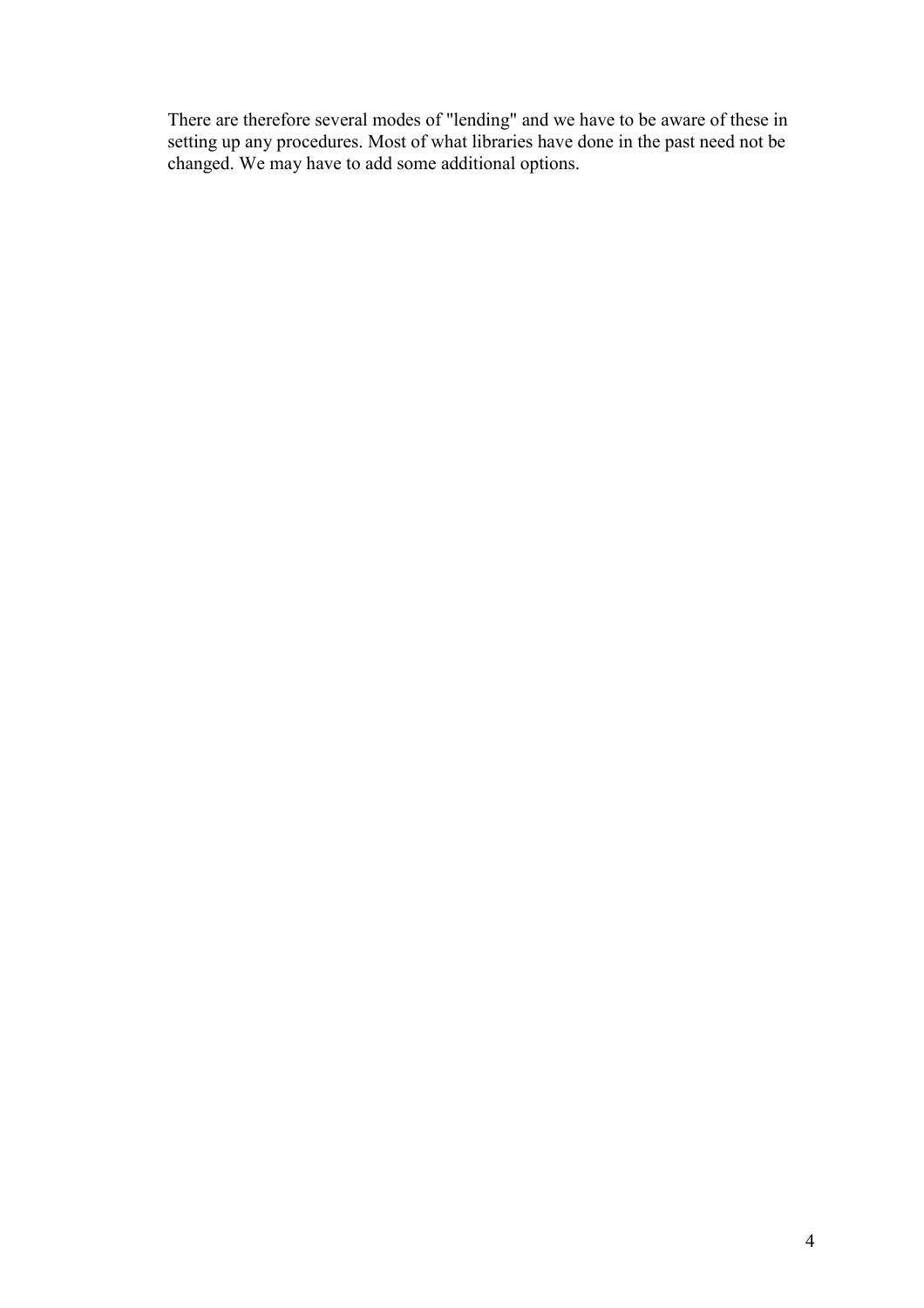There are therefore several modes of "lending" and we have to be aware of these in setting up any procedures. Most of what libraries have done in the past need not be changed. We may have to add some additional options.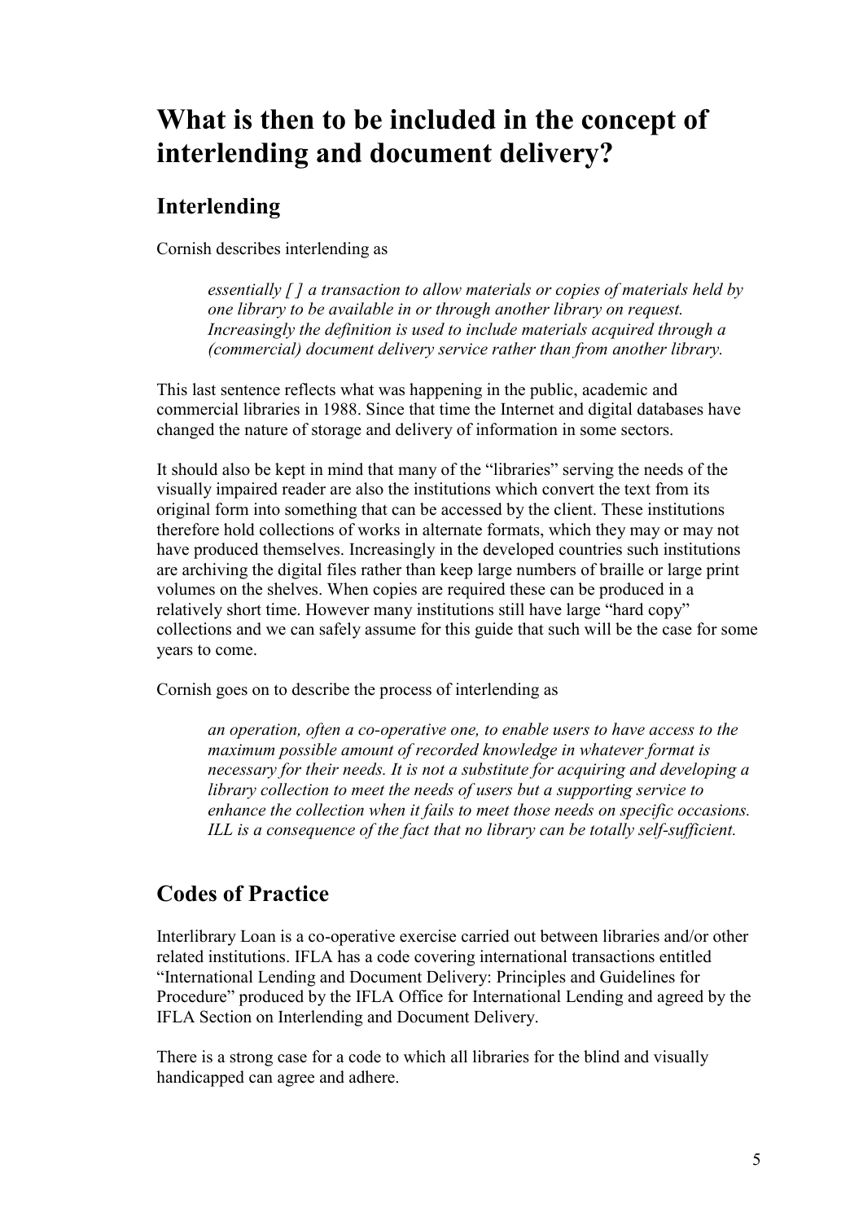# What is then to be included in the concept of interlending and document delivery?

## Interlending

Cornish describes interlending as

> *essentially [ ] a transaction to allow materials or copies of materials held by one library to be available in or through another library on request. Increasingly the definition is used to include materials acquired through a (commercial) document delivery service rather than from another library.*

This last sentence reflects what was happening in the public, academic and commercial libraries in 1988. Since that time the Internet and digital databases have changed the nature of storage and delivery of information in some sectors.

It should also be kept in mind that many of the "libraries" serving the needs of the visually impaired reader are also the institutions which convert the text from its original form into something that can be accessed by the client. These institutions therefore hold collections of works in alternate formats, which they may or may not have produced themselves. Increasingly in the developed countries such institutions are archiving the digital files rather than keep large numbers of braille or large print volumes on the shelves. When copies are required these can be produced in a relatively short time. However many institutions still have large "hard copy" collections and we can safely assume for this guide that such will be the case for some years to come.

Cornish goes on to describe the process of interlending as

> *an operation, often a co-operative one, to enable users to have access to the maximum possible amount of recorded knowledge in whatever format is necessary for their needs. It is not a substitute for acquiring and developing a library collection to meet the needs of users but a supporting service to enhance the collection when it fails to meet those needs on specific occasions. ILL is a consequence of the fact that no library can be totally self-sufficient.*

## Codes of Practice

Interlibrary Loan is a co-operative exercise carried out between libraries and/or other related institutions. IFLA has a code covering international transactions entitled "International Lending and Document Delivery: Principles and Guidelines for Procedure" produced by the IFLA Office for International Lending and agreed by the IFLA Section on Interlending and Document Delivery.

There is a strong case for a code to which all libraries for the blind and visually handicapped can agree and adhere.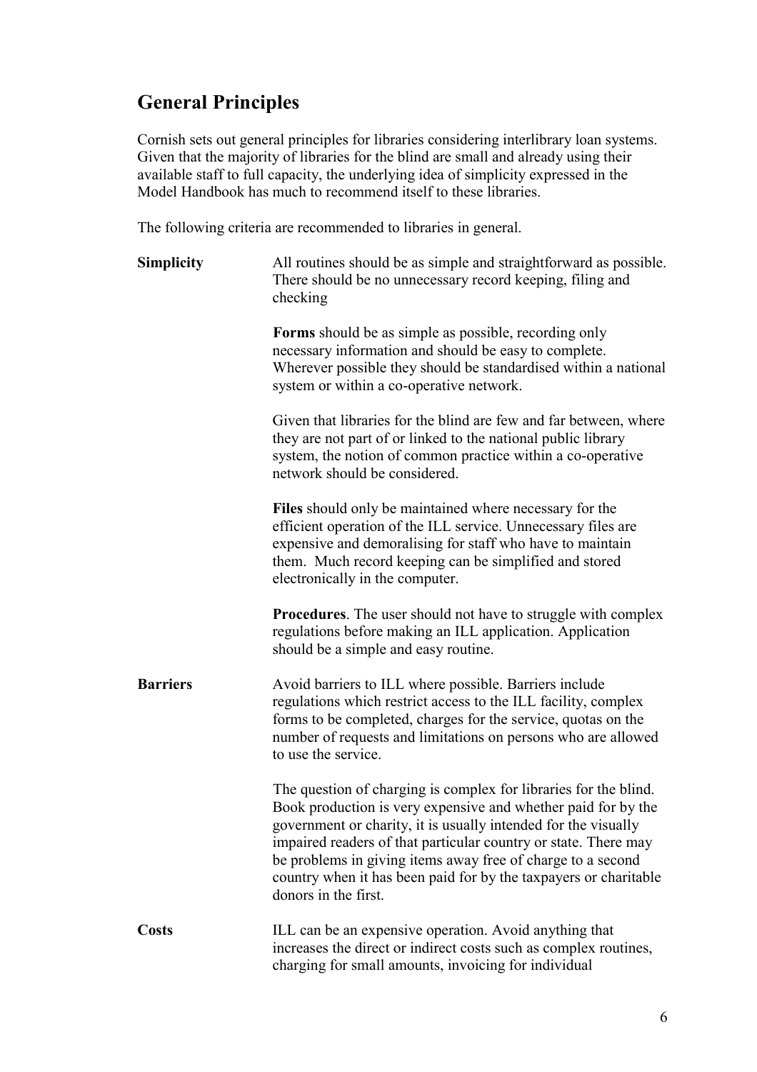## General Principles

Cornish sets out general principles for libraries considering interlibrary loan systems. Given that the majority of libraries for the blind are small and already using their available staff to full capacity, the underlying idea of simplicity expressed in the Model Handbook has much to recommend itself to these libraries.

The following criteria are recommended to libraries in general.

**Simplicity**

All routines should be as simple and straightforward as possible. There should be no unnecessary record keeping, filing and checking

**Forms** should be as simple as possible, recording only necessary information and should be easy to complete. Wherever possible they should be standardised within a national system or within a co-operative network.

Given that libraries for the blind are few and far between, where they are not part of or linked to the national public library system, the notion of common practice within a co-operative network should be considered.

**Files** should only be maintained where necessary for the efficient operation of the ILL service. Unnecessary files are expensive and demoralising for staff who have to maintain them. Much record keeping can be simplified and stored electronically in the computer.

**Procedures**. The user should not have to struggle with complex regulations before making an ILL application. Application should be a simple and easy routine.

**Barriers**

Avoid barriers to ILL where possible. Barriers include regulations which restrict access to the ILL facility, complex forms to be completed, charges for the service, quotas on the number of requests and limitations on persons who are allowed to use the service.

The question of charging is complex for libraries for the blind. Book production is very expensive and whether paid for by the government or charity, it is usually intended for the visually impaired readers of that particular country or state. There may be problems in giving items away free of charge to a second country when it has been paid for by the taxpayers or charitable donors in the first.

**Costs**

ILL can be an expensive operation. Avoid anything that increases the direct or indirect costs such as complex routines, charging for small amounts, invoicing for individual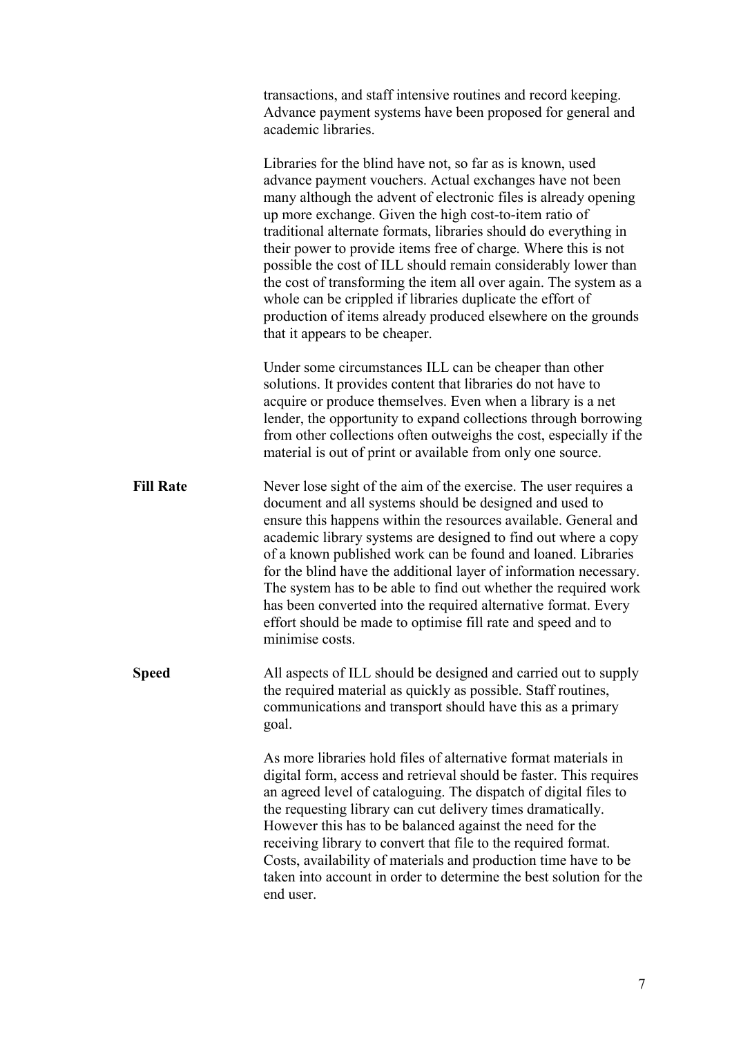transactions, and staff intensive routines and record keeping. Advance payment systems have been proposed for general and academic libraries.

Libraries for the blind have not, so far as is known, used advance payment vouchers. Actual exchanges have not been many although the advent of electronic files is already opening up more exchange. Given the high cost-to-item ratio of traditional alternate formats, libraries should do everything in their power to provide items free of charge. Where this is not possible the cost of ILL should remain considerably lower than the cost of transforming the item all over again. The system as a whole can be crippled if libraries duplicate the effort of production of items already produced elsewhere on the grounds that it appears to be cheaper.

Under some circumstances ILL can be cheaper than other solutions. It provides content that libraries do not have to acquire or produce themselves. Even when a library is a net lender, the opportunity to expand collections through borrowing from other collections often outweighs the cost, especially if the material is out of print or available from only one source.

**Fill Rate**

Never lose sight of the aim of the exercise. The user requires a document and all systems should be designed and used to ensure this happens within the resources available. General and academic library systems are designed to find out where a copy of a known published work can be found and loaned. Libraries for the blind have the additional layer of information necessary. The system has to be able to find out whether the required work has been converted into the required alternative format. Every effort should be made to optimise fill rate and speed and to minimise costs.

**Speed**

All aspects of ILL should be designed and carried out to supply the required material as quickly as possible. Staff routines, communications and transport should have this as a primary goal.

As more libraries hold files of alternative format materials in digital form, access and retrieval should be faster. This requires an agreed level of cataloguing. The dispatch of digital files to the requesting library can cut delivery times dramatically. However this has to be balanced against the need for the receiving library to convert that file to the required format. Costs, availability of materials and production time have to be taken into account in order to determine the best solution for the end user.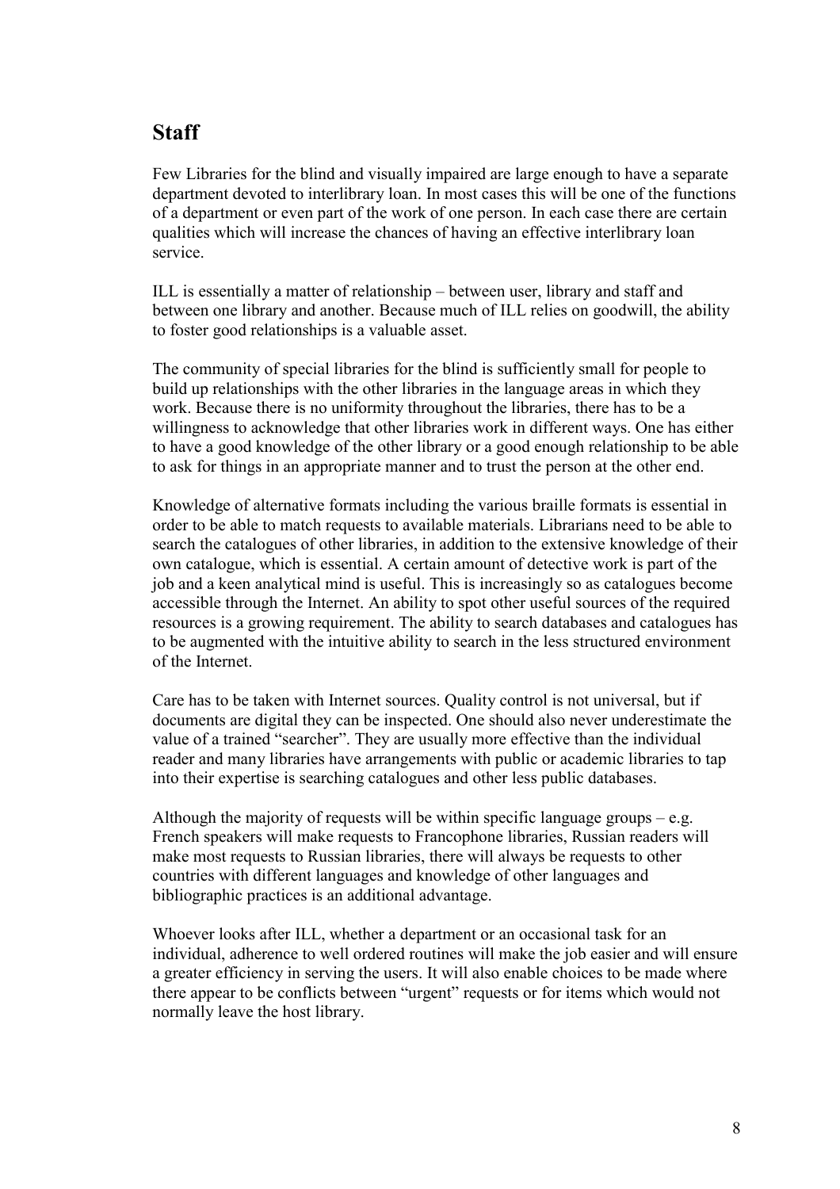## Staff

Few Libraries for the blind and visually impaired are large enough to have a separate department devoted to interlibrary loan. In most cases this will be one of the functions of a department or even part of the work of one person. In each case there are certain qualities which will increase the chances of having an effective interlibrary loan service.

ILL is essentially a matter of relationship – between user, library and staff and between one library and another. Because much of ILL relies on goodwill, the ability to foster good relationships is a valuable asset.

The community of special libraries for the blind is sufficiently small for people to build up relationships with the other libraries in the language areas in which they work. Because there is no uniformity throughout the libraries, there has to be a willingness to acknowledge that other libraries work in different ways. One has either to have a good knowledge of the other library or a good enough relationship to be able to ask for things in an appropriate manner and to trust the person at the other end.

Knowledge of alternative formats including the various braille formats is essential in order to be able to match requests to available materials. Librarians need to be able to search the catalogues of other libraries, in addition to the extensive knowledge of their own catalogue, which is essential. A certain amount of detective work is part of the job and a keen analytical mind is useful. This is increasingly so as catalogues become accessible through the Internet. An ability to spot other useful sources of the required resources is a growing requirement. The ability to search databases and catalogues has to be augmented with the intuitive ability to search in the less structured environment of the Internet.

Care has to be taken with Internet sources. Quality control is not universal, but if documents are digital they can be inspected. One should also never underestimate the value of a trained "searcher". They are usually more effective than the individual reader and many libraries have arrangements with public or academic libraries to tap into their expertise is searching catalogues and other less public databases.

Although the majority of requests will be within specific language groups – e.g. French speakers will make requests to Francophone libraries, Russian readers will make most requests to Russian libraries, there will always be requests to other countries with different languages and knowledge of other languages and bibliographic practices is an additional advantage.

Whoever looks after ILL, whether a department or an occasional task for an individual, adherence to well ordered routines will make the job easier and will ensure a greater efficiency in serving the users. It will also enable choices to be made where there appear to be conflicts between "urgent" requests or for items which would not normally leave the host library.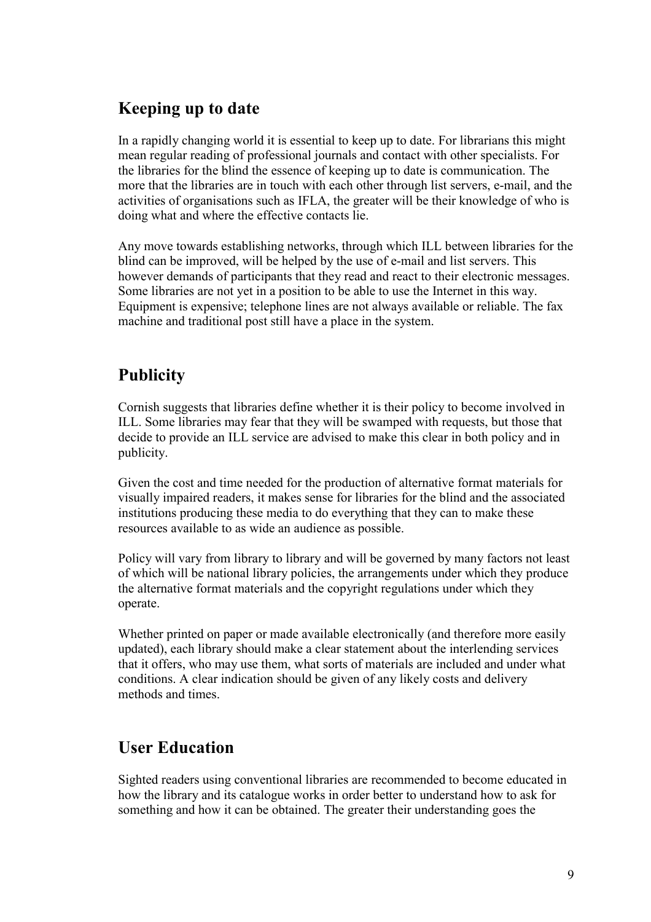## Keeping up to date

In a rapidly changing world it is essential to keep up to date. For librarians this might mean regular reading of professional journals and contact with other specialists. For the libraries for the blind the essence of keeping up to date is communication. The more that the libraries are in touch with each other through list servers, e-mail, and the activities of organisations such as IFLA, the greater will be their knowledge of who is doing what and where the effective contacts lie.

Any move towards establishing networks, through which ILL between libraries for the blind can be improved, will be helped by the use of e-mail and list servers. This however demands of participants that they read and react to their electronic messages. Some libraries are not yet in a position to be able to use the Internet in this way. Equipment is expensive; telephone lines are not always available or reliable. The fax machine and traditional post still have a place in the system.

## Publicity

Cornish suggests that libraries define whether it is their policy to become involved in ILL. Some libraries may fear that they will be swamped with requests, but those that decide to provide an ILL service are advised to make this clear in both policy and in publicity.

Given the cost and time needed for the production of alternative format materials for visually impaired readers, it makes sense for libraries for the blind and the associated institutions producing these media to do everything that they can to make these resources available to as wide an audience as possible.

Policy will vary from library to library and will be governed by many factors not least of which will be national library policies, the arrangements under which they produce the alternative format materials and the copyright regulations under which they operate.

Whether printed on paper or made available electronically (and therefore more easily updated), each library should make a clear statement about the interlending services that it offers, who may use them, what sorts of materials are included and under what conditions. A clear indication should be given of any likely costs and delivery methods and times.

## User Education

Sighted readers using conventional libraries are recommended to become educated in how the library and its catalogue works in order better to understand how to ask for something and how it can be obtained. The greater their understanding goes the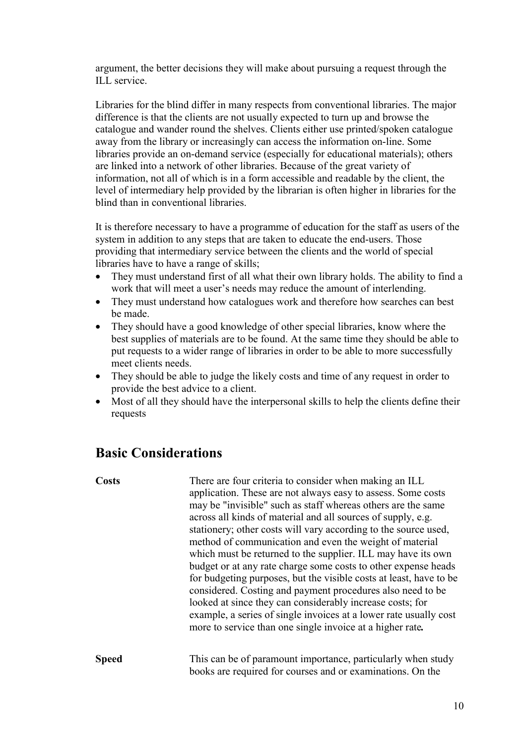argument, the better decisions they will make about pursuing a request through the ILL service.

Libraries for the blind differ in many respects from conventional libraries. The major difference is that the clients are not usually expected to turn up and browse the catalogue and wander round the shelves. Clients either use printed/spoken catalogue away from the library or increasingly can access the information on-line. Some libraries provide an on-demand service (especially for educational materials); others are linked into a network of other libraries. Because of the great variety of information, not all of which is in a form accessible and readable by the client, the level of intermediary help provided by the librarian is often higher in libraries for the blind than in conventional libraries.

It is therefore necessary to have a programme of education for the staff as users of the system in addition to any steps that are taken to educate the end-users. Those providing that intermediary service between the clients and the world of special libraries have to have a range of skills;

- They must understand first of all what their own library holds. The ability to find a work that will meet a user's needs may reduce the amount of interlending.
- They must understand how catalogues work and therefore how searches can best be made.
- They should have a good knowledge of other special libraries, know where the best supplies of materials are to be found. At the same time they should be able to put requests to a wider range of libraries in order to be able to more successfully meet clients needs.
- They should be able to judge the likely costs and time of any request in order to provide the best advice to a client.
- Most of all they should have the interpersonal skills to help the clients define their requests

## Basic Considerations

**Costs**

There are four criteria to consider when making an ILL application. These are not always easy to assess. Some costs may be "invisible" such as staff whereas others are the same across all kinds of material and all sources of supply, e.g. stationery; other costs will vary according to the source used, method of communication and even the weight of material which must be returned to the supplier. ILL may have its own budget or at any rate charge some costs to other expense heads for budgeting purposes, but the visible costs at least, have to be considered. Costing and payment procedures also need to be looked at since they can considerably increase costs; for example, a series of single invoices at a lower rate usually cost more to service than one single invoice at a higher rate.

**Speed**

This can be of paramount importance, particularly when study books are required for courses and or examinations. On the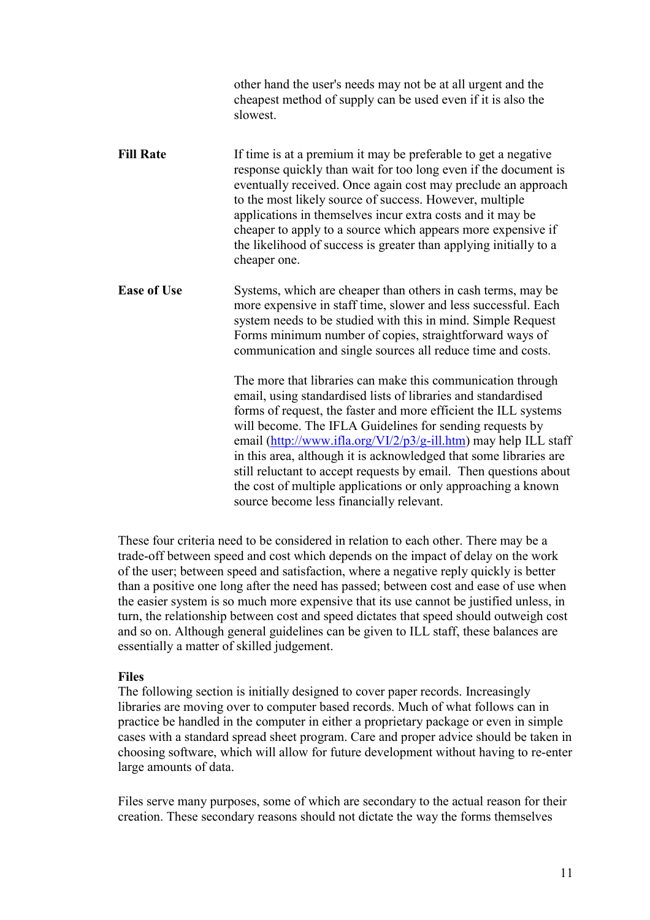other hand the user's needs may not be at all urgent and the cheapest method of supply can be used even if it is also the slowest.

**Fill Rate** If time is at a premium it may be preferable to get a negative response quickly than wait for too long even if the document is eventually received. Once again cost may preclude an approach to the most likely source of success. However, multiple applications in themselves incur extra costs and it may be cheaper to apply to a source which appears more expensive if the likelihood of success is greater than applying initially to a cheaper one.

**Ease of Use** Systems, which are cheaper than others in cash terms, may be more expensive in staff time, slower and less successful. Each system needs to be studied with this in mind. Simple Request Forms minimum number of copies, straightforward ways of communication and single sources all reduce time and costs.

The more that libraries can make this communication through email, using standardised lists of libraries and standardised forms of request, the faster and more efficient the ILL systems will become. The IFLA Guidelines for sending requests by email (http://www.ifla.org/VI/2/p3/g-ill.htm) may help ILL staff in this area, although it is acknowledged that some libraries are still reluctant to accept requests by email. Then questions about the cost of multiple applications or only approaching a known source become less financially relevant.

These four criteria need to be considered in relation to each other. There may be a trade-off between speed and cost which depends on the impact of delay on the work of the user; between speed and satisfaction, where a negative reply quickly is better than a positive one long after the need has passed; between cost and ease of use when the easier system is so much more expensive that its use cannot be justified unless, in turn, the relationship between cost and speed dictates that speed should outweigh cost and so on. Although general guidelines can be given to ILL staff, these balances are essentially a matter of skilled judgement.

**Files**

The following section is initially designed to cover paper records. Increasingly libraries are moving over to computer based records. Much of what follows can in practice be handled in the computer in either a proprietary package or even in simple cases with a standard spread sheet program. Care and proper advice should be taken in choosing software, which will allow for future development without having to re-enter large amounts of data.

Files serve many purposes, some of which are secondary to the actual reason for their creation. These secondary reasons should not dictate the way the forms themselves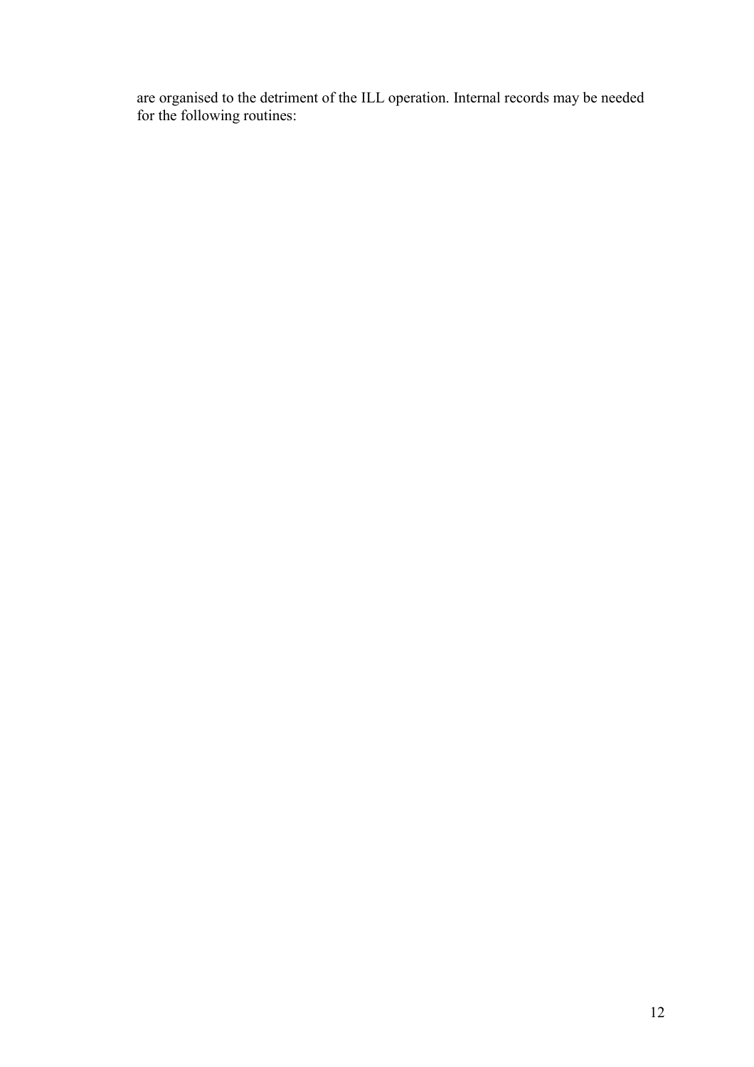are organised to the detriment of the ILL operation. Internal records may be needed for the following routines: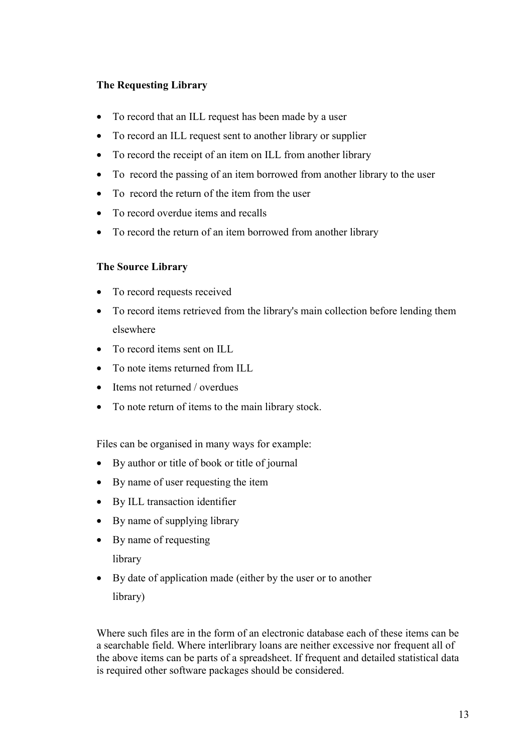**The Requesting Library**

- To record that an ILL request has been made by a user
- To record an ILL request sent to another library or supplier
- To record the receipt of an item on ILL from another library
- To record the passing of an item borrowed from another library to the user
- To record the return of the item from the user
- To record overdue items and recalls
- To record the return of an item borrowed from another library

**The Source Library**

- To record requests received
- To record items retrieved from the library's main collection before lending them elsewhere
- To record items sent on ILL
- To note items returned from ILL
- Items not returned / overdues
- To note return of items to the main library stock.

Files can be organised in many ways for example:

- By author or title of book or title of journal
- By name of user requesting the item
- By ILL transaction identifier
- By name of supplying library
- By name of requesting library
- By date of application made (either by the user or to another library)

Where such files are in the form of an electronic database each of these items can be a searchable field. Where interlibrary loans are neither excessive nor frequent all of the above items can be parts of a spreadsheet. If frequent and detailed statistical data is required other software packages should be considered.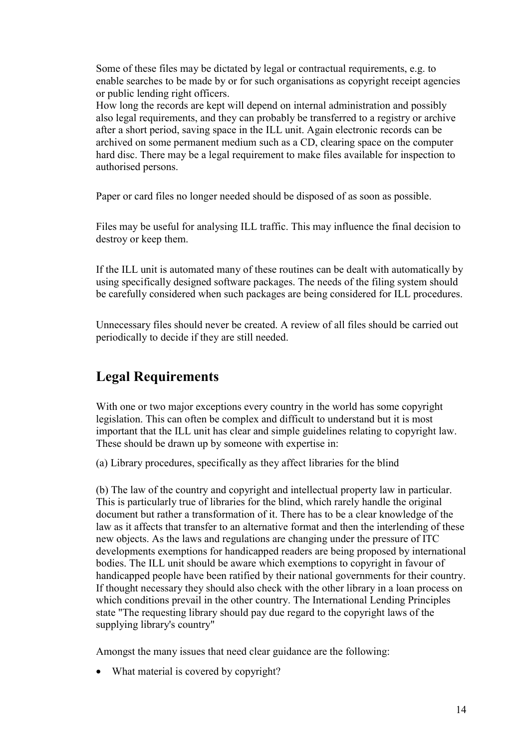Some of these files may be dictated by legal or contractual requirements, e.g. to enable searches to be made by or for such organisations as copyright receipt agencies or public lending right officers.
How long the records are kept will depend on internal administration and possibly also legal requirements, and they can probably be transferred to a registry or archive after a short period, saving space in the ILL unit. Again electronic records can be archived on some permanent medium such as a CD, clearing space on the computer hard disc. There may be a legal requirement to make files available for inspection to authorised persons.

Paper or card files no longer needed should be disposed of as soon as possible.

Files may be useful for analysing ILL traffic. This may influence the final decision to destroy or keep them.

If the ILL unit is automated many of these routines can be dealt with automatically by using specifically designed software packages. The needs of the filing system should be carefully considered when such packages are being considered for ILL procedures.

Unnecessary files should never be created. A review of all files should be carried out periodically to decide if they are still needed.

## Legal Requirements

With one or two major exceptions every country in the world has some copyright legislation. This can often be complex and difficult to understand but it is most important that the ILL unit has clear and simple guidelines relating to copyright law. These should be drawn up by someone with expertise in:

(a) Library procedures, specifically as they affect libraries for the blind

(b) The law of the country and copyright and intellectual property law in particular. This is particularly true of libraries for the blind, which rarely handle the original document but rather a transformation of it. There has to be a clear knowledge of the law as it affects that transfer to an alternative format and then the interlending of these new objects. As the laws and regulations are changing under the pressure of ITC developments exemptions for handicapped readers are being proposed by international bodies. The ILL unit should be aware which exemptions to copyright in favour of handicapped people have been ratified by their national governments for their country. If thought necessary they should also check with the other library in a loan process on which conditions prevail in the other country. The International Lending Principles state "The requesting library should pay due regard to the copyright laws of the supplying library's country"

Amongst the many issues that need clear guidance are the following:

- What material is covered by copyright?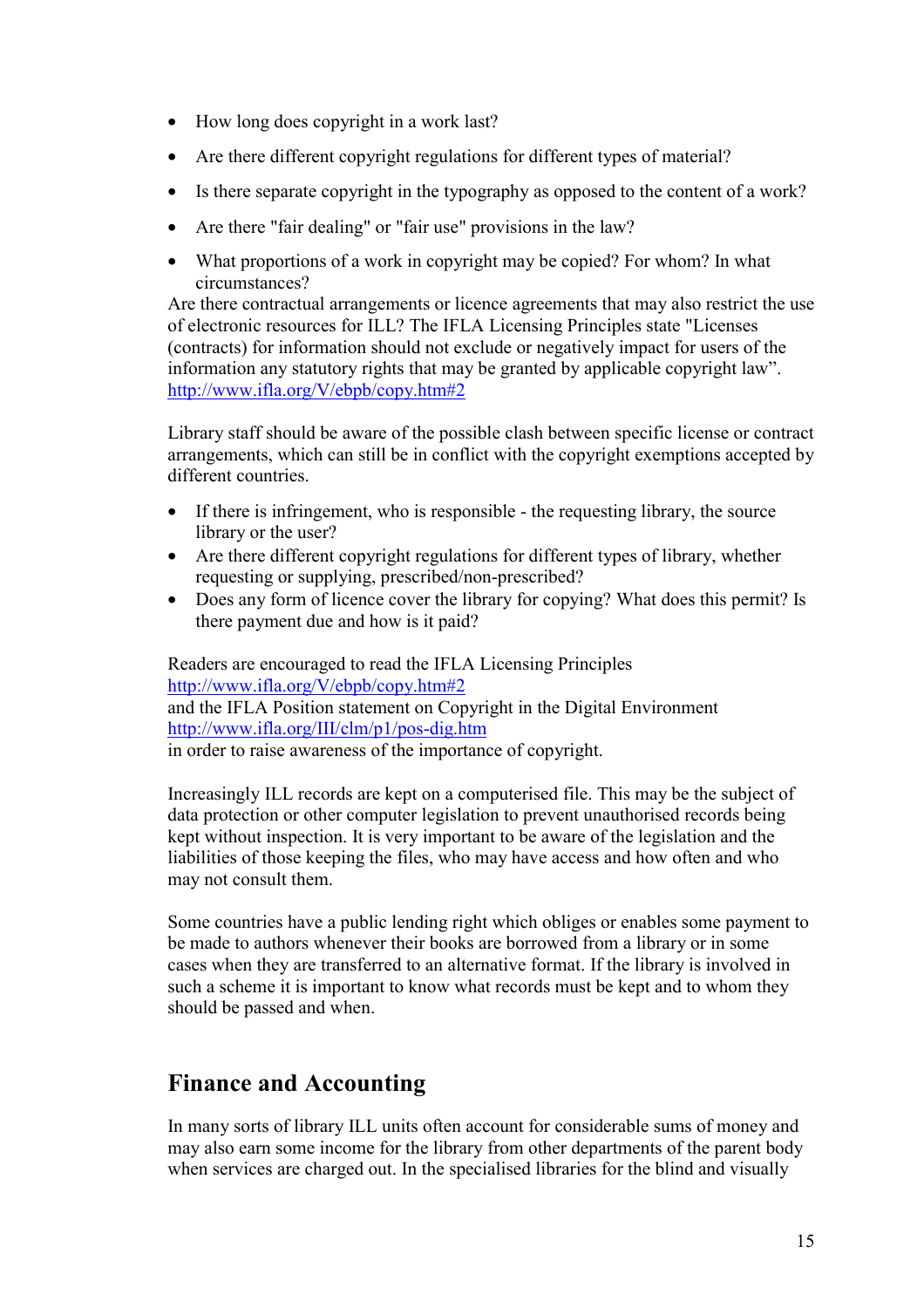- How long does copyright in a work last?
- Are there different copyright regulations for different types of material?
- Is there separate copyright in the typography as opposed to the content of a work?
- Are there "fair dealing" or "fair use" provisions in the law?
- What proportions of a work in copyright may be copied? For whom? In what circumstances?

Are there contractual arrangements or licence agreements that may also restrict the use of electronic resources for ILL? The IFLA Licensing Principles state "Licenses (contracts) for information should not exclude or negatively impact for users of the information any statutory rights that may be granted by applicable copyright law". http://www.ifla.org/V/ebpb/copy.htm#2

Library staff should be aware of the possible clash between specific license or contract arrangements, which can still be in conflict with the copyright exemptions accepted by different countries.

- If there is infringement, who is responsible - the requesting library, the source library or the user?
- Are there different copyright regulations for different types of library, whether requesting or supplying, prescribed/non-prescribed?
- Does any form of licence cover the library for copying? What does this permit? Is there payment due and how is it paid?

Readers are encouraged to read the IFLA Licensing Principles http://www.ifla.org/V/ebpb/copy.htm#2
and the IFLA Position statement on Copyright in the Digital Environment http://www.ifla.org/III/clm/p1/pos-dig.htm
in order to raise awareness of the importance of copyright.

Increasingly ILL records are kept on a computerised file. This may be the subject of data protection or other computer legislation to prevent unauthorised records being kept without inspection. It is very important to be aware of the legislation and the liabilities of those keeping the files, who may have access and how often and who may not consult them.

Some countries have a public lending right which obliges or enables some payment to be made to authors whenever their books are borrowed from a library or in some cases when they are transferred to an alternative format. If the library is involved in such a scheme it is important to know what records must be kept and to whom they should be passed and when.

## Finance and Accounting

In many sorts of library ILL units often account for considerable sums of money and may also earn some income for the library from other departments of the parent body when services are charged out. In the specialised libraries for the blind and visually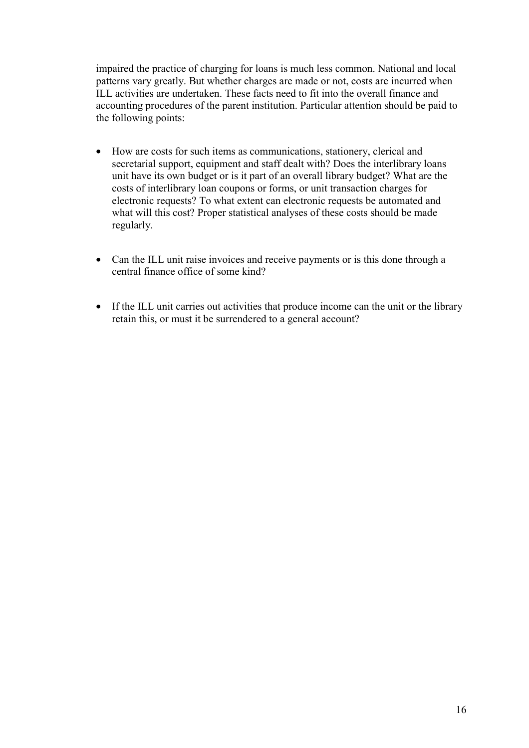impaired the practice of charging for loans is much less common. National and local patterns vary greatly. But whether charges are made or not, costs are incurred when ILL activities are undertaken. These facts need to fit into the overall finance and accounting procedures of the parent institution. Particular attention should be paid to the following points:

- How are costs for such items as communications, stationery, clerical and secretarial support, equipment and staff dealt with? Does the interlibrary loans unit have its own budget or is it part of an overall library budget? What are the costs of interlibrary loan coupons or forms, or unit transaction charges for electronic requests? To what extent can electronic requests be automated and what will this cost? Proper statistical analyses of these costs should be made regularly.

- Can the ILL unit raise invoices and receive payments or is this done through a central finance office of some kind?

- If the ILL unit carries out activities that produce income can the unit or the library retain this, or must it be surrendered to a general account?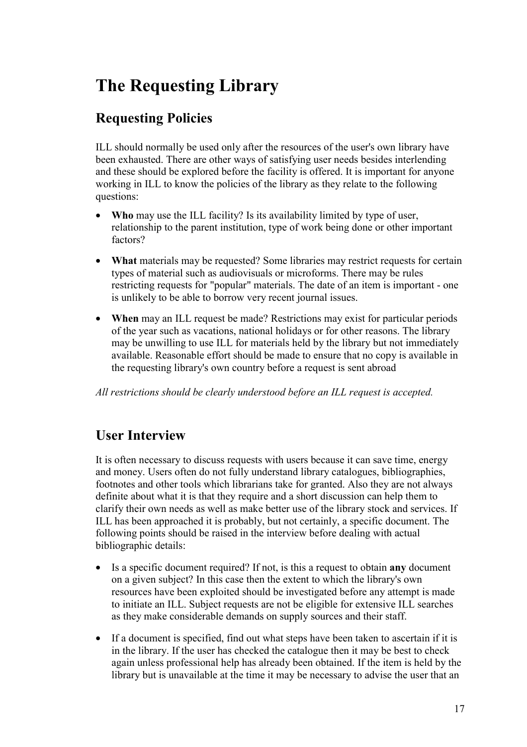# The Requesting Library

## Requesting Policies

ILL should normally be used only after the resources of the user's own library have been exhausted. There are other ways of satisfying user needs besides interlending and these should be explored before the facility is offered. It is important for anyone working in ILL to know the policies of the library as they relate to the following questions:

- **Who** may use the ILL facility? Is its availability limited by type of user, relationship to the parent institution, type of work being done or other important factors?
- **What** materials may be requested? Some libraries may restrict requests for certain types of material such as audiovisuals or microforms. There may be rules restricting requests for "popular" materials. The date of an item is important - one is unlikely to be able to borrow very recent journal issues.
- **When** may an ILL request be made? Restrictions may exist for particular periods of the year such as vacations, national holidays or for other reasons. The library may be unwilling to use ILL for materials held by the library but not immediately available. Reasonable effort should be made to ensure that no copy is available in the requesting library's own country before a request is sent abroad

*All restrictions should be clearly understood before an ILL request is accepted.*

## User Interview

It is often necessary to discuss requests with users because it can save time, energy and money. Users often do not fully understand library catalogues, bibliographies, footnotes and other tools which librarians take for granted. Also they are not always definite about what it is that they require and a short discussion can help them to clarify their own needs as well as make better use of the library stock and services. If ILL has been approached it is probably, but not certainly, a specific document. The following points should be raised in the interview before dealing with actual bibliographic details:

- Is a specific document required? If not, is this a request to obtain **any** document on a given subject? In this case then the extent to which the library's own resources have been exploited should be investigated before any attempt is made to initiate an ILL. Subject requests are not be eligible for extensive ILL searches as they make considerable demands on supply sources and their staff.
- If a document is specified, find out what steps have been taken to ascertain if it is in the library. If the user has checked the catalogue then it may be best to check again unless professional help has already been obtained. If the item is held by the library but is unavailable at the time it may be necessary to advise the user that an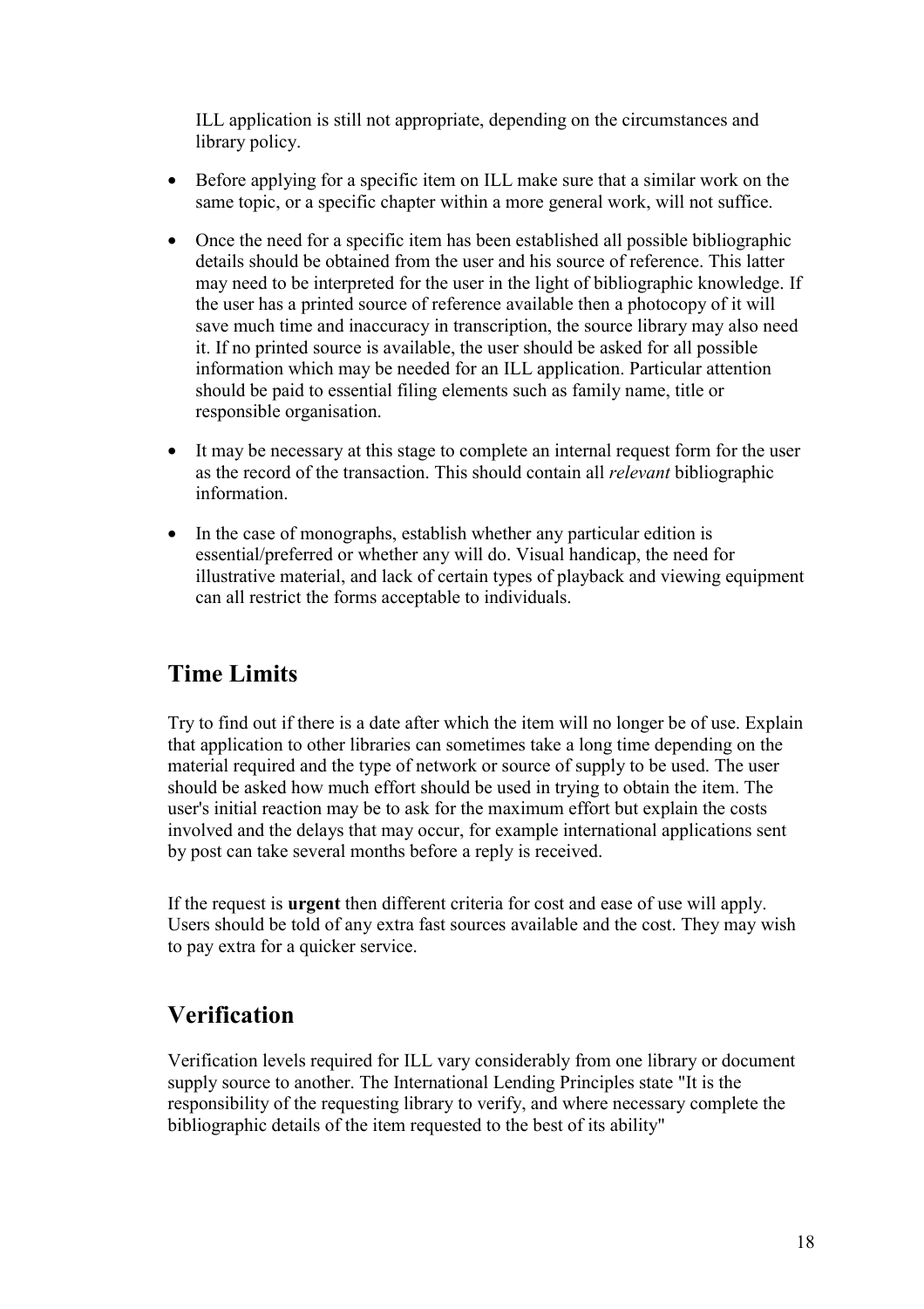ILL application is still not appropriate, depending on the circumstances and library policy.

- Before applying for a specific item on ILL make sure that a similar work on the same topic, or a specific chapter within a more general work, will not suffice.
- Once the need for a specific item has been established all possible bibliographic details should be obtained from the user and his source of reference. This latter may need to be interpreted for the user in the light of bibliographic knowledge. If the user has a printed source of reference available then a photocopy of it will save much time and inaccuracy in transcription, the source library may also need it. If no printed source is available, the user should be asked for all possible information which may be needed for an ILL application. Particular attention should be paid to essential filing elements such as family name, title or responsible organisation.
- It may be necessary at this stage to complete an internal request form for the user as the record of the transaction. This should contain all *relevant* bibliographic information.
- In the case of monographs, establish whether any particular edition is essential/preferred or whether any will do. Visual handicap, the need for illustrative material, and lack of certain types of playback and viewing equipment can all restrict the forms acceptable to individuals.

## Time Limits

Try to find out if there is a date after which the item will no longer be of use. Explain that application to other libraries can sometimes take a long time depending on the material required and the type of network or source of supply to be used. The user should be asked how much effort should be used in trying to obtain the item. The user's initial reaction may be to ask for the maximum effort but explain the costs involved and the delays that may occur, for example international applications sent by post can take several months before a reply is received.

If the request is **urgent** then different criteria for cost and ease of use will apply. Users should be told of any extra fast sources available and the cost. They may wish to pay extra for a quicker service.

## Verification

Verification levels required for ILL vary considerably from one library or document supply source to another. The International Lending Principles state "It is the responsibility of the requesting library to verify, and where necessary complete the bibliographic details of the item requested to the best of its ability"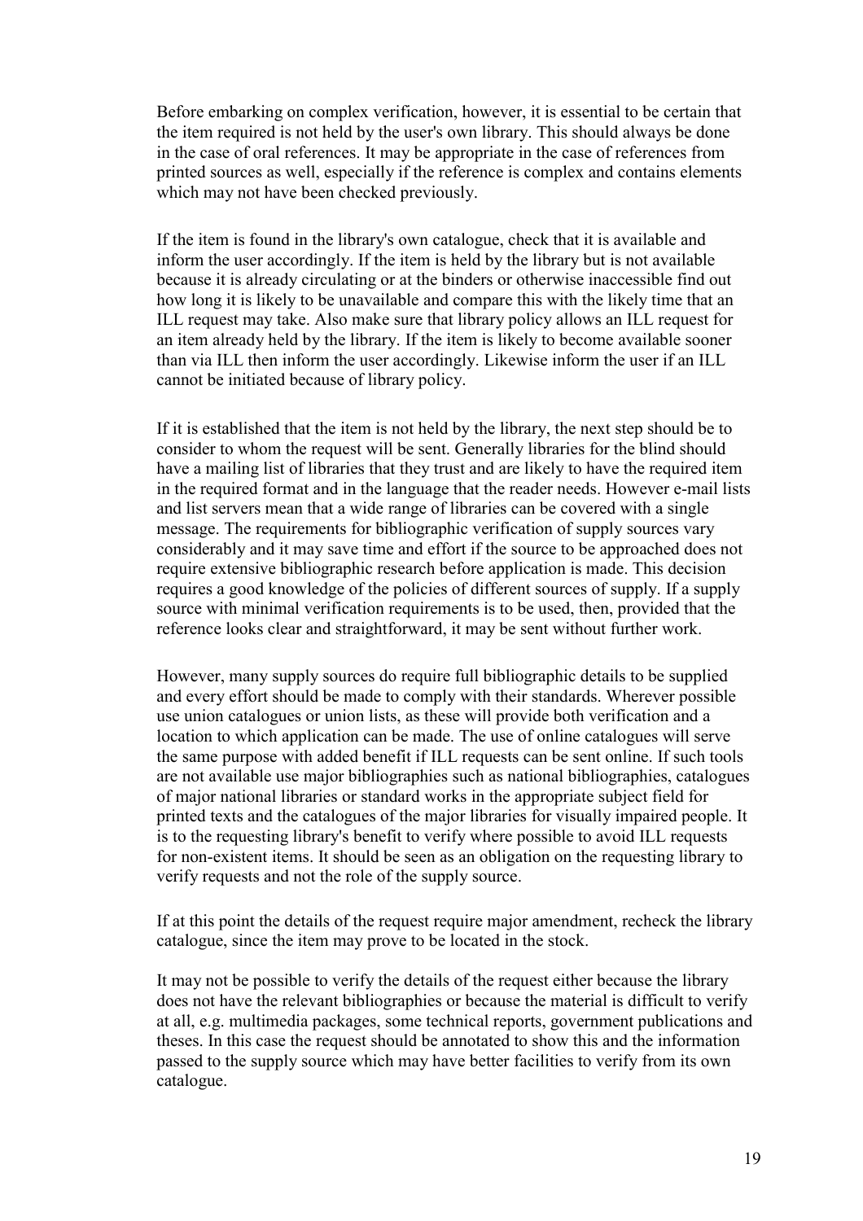Before embarking on complex verification, however, it is essential to be certain that the item required is not held by the user's own library. This should always be done in the case of oral references. It may be appropriate in the case of references from printed sources as well, especially if the reference is complex and contains elements which may not have been checked previously.

If the item is found in the library's own catalogue, check that it is available and inform the user accordingly. If the item is held by the library but is not available because it is already circulating or at the binders or otherwise inaccessible find out how long it is likely to be unavailable and compare this with the likely time that an ILL request may take. Also make sure that library policy allows an ILL request for an item already held by the library. If the item is likely to become available sooner than via ILL then inform the user accordingly. Likewise inform the user if an ILL cannot be initiated because of library policy.

If it is established that the item is not held by the library, the next step should be to consider to whom the request will be sent. Generally libraries for the blind should have a mailing list of libraries that they trust and are likely to have the required item in the required format and in the language that the reader needs. However e-mail lists and list servers mean that a wide range of libraries can be covered with a single message. The requirements for bibliographic verification of supply sources vary considerably and it may save time and effort if the source to be approached does not require extensive bibliographic research before application is made. This decision requires a good knowledge of the policies of different sources of supply. If a supply source with minimal verification requirements is to be used, then, provided that the reference looks clear and straightforward, it may be sent without further work.

However, many supply sources do require full bibliographic details to be supplied and every effort should be made to comply with their standards. Wherever possible use union catalogues or union lists, as these will provide both verification and a location to which application can be made. The use of online catalogues will serve the same purpose with added benefit if ILL requests can be sent online. If such tools are not available use major bibliographies such as national bibliographies, catalogues of major national libraries or standard works in the appropriate subject field for printed texts and the catalogues of the major libraries for visually impaired people. It is to the requesting library's benefit to verify where possible to avoid ILL requests for non-existent items. It should be seen as an obligation on the requesting library to verify requests and not the role of the supply source.

If at this point the details of the request require major amendment, recheck the library catalogue, since the item may prove to be located in the stock.

It may not be possible to verify the details of the request either because the library does not have the relevant bibliographies or because the material is difficult to verify at all, e.g. multimedia packages, some technical reports, government publications and theses. In this case the request should be annotated to show this and the information passed to the supply source which may have better facilities to verify from its own catalogue.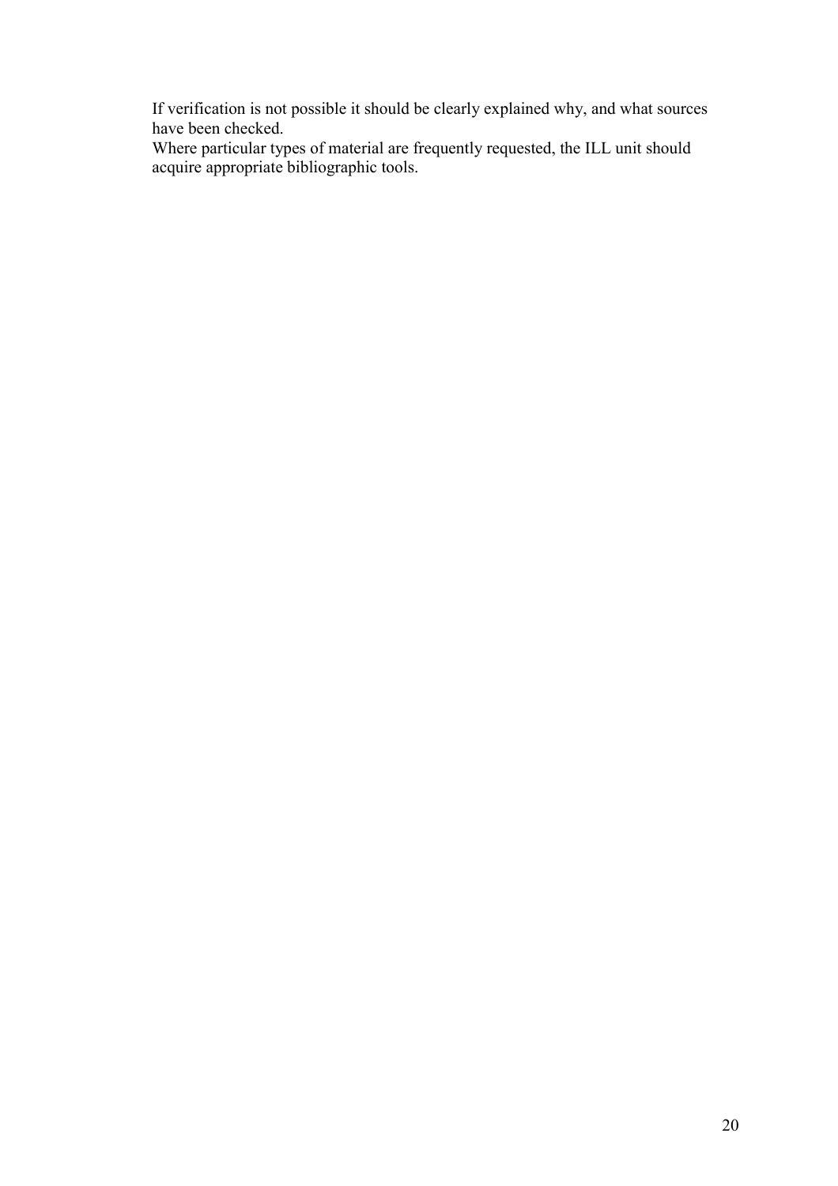If verification is not possible it should be clearly explained why, and what sources have been checked.

Where particular types of material are frequently requested, the ILL unit should acquire appropriate bibliographic tools.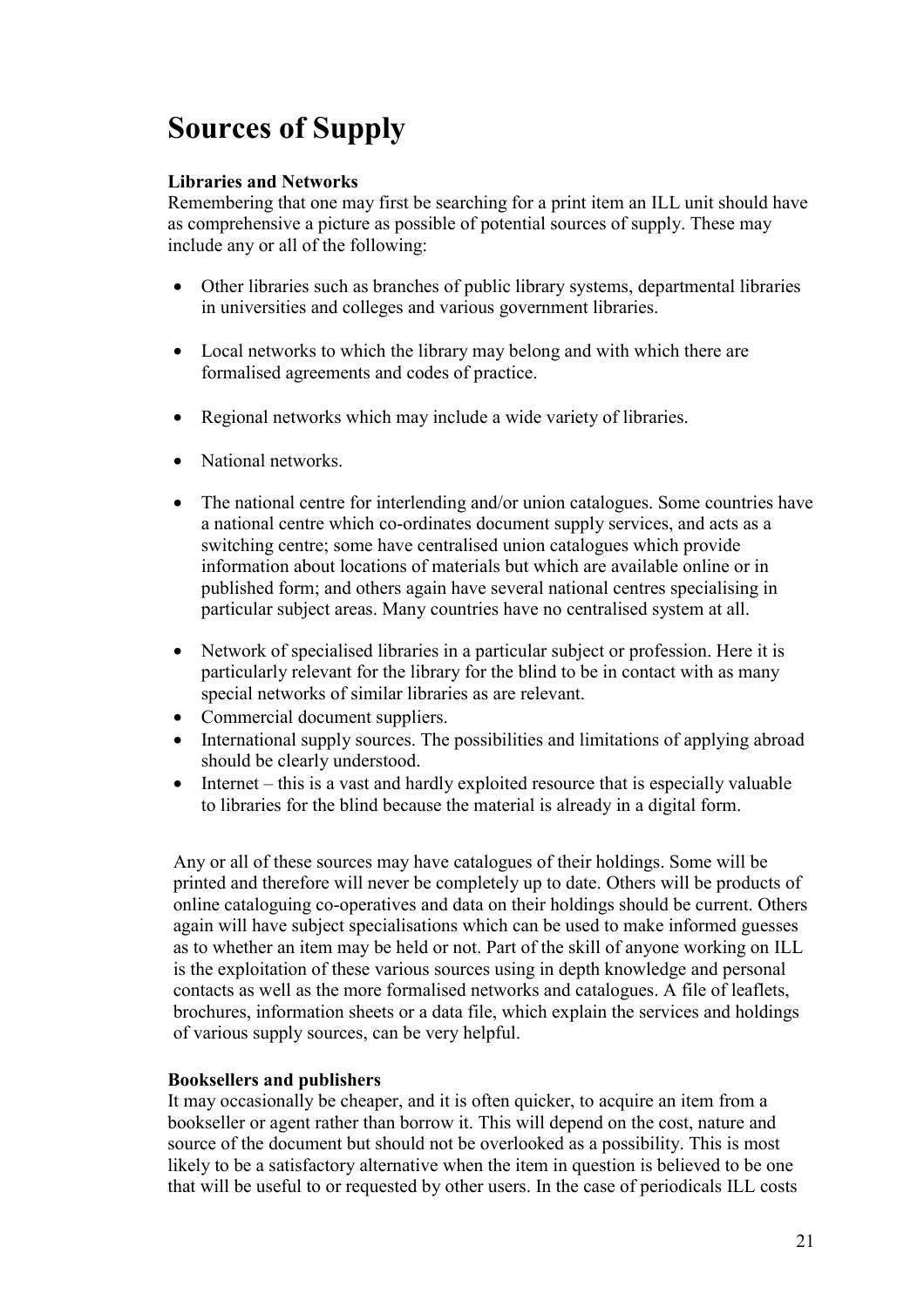# Sources of Supply

**Libraries and Networks**

Remembering that one may first be searching for a print item an ILL unit should have as comprehensive a picture as possible of potential sources of supply. These may include any or all of the following:

- Other libraries such as branches of public library systems, departmental libraries in universities and colleges and various government libraries.
- Local networks to which the library may belong and with which there are formalised agreements and codes of practice.
- Regional networks which may include a wide variety of libraries.
- National networks.
- The national centre for interlending and/or union catalogues. Some countries have a national centre which co-ordinates document supply services, and acts as a switching centre; some have centralised union catalogues which provide information about locations of materials but which are available online or in published form; and others again have several national centres specialising in particular subject areas. Many countries have no centralised system at all.
- Network of specialised libraries in a particular subject or profession. Here it is particularly relevant for the library for the blind to be in contact with as many special networks of similar libraries as are relevant.
- Commercial document suppliers.
- International supply sources. The possibilities and limitations of applying abroad should be clearly understood.
- Internet – this is a vast and hardly exploited resource that is especially valuable to libraries for the blind because the material is already in a digital form.

Any or all of these sources may have catalogues of their holdings. Some will be printed and therefore will never be completely up to date. Others will be products of online cataloguing co-operatives and data on their holdings should be current. Others again will have subject specialisations which can be used to make informed guesses as to whether an item may be held or not. Part of the skill of anyone working on ILL is the exploitation of these various sources using in depth knowledge and personal contacts as well as the more formalised networks and catalogues. A file of leaflets, brochures, information sheets or a data file, which explain the services and holdings of various supply sources, can be very helpful.

**Booksellers and publishers**

It may occasionally be cheaper, and it is often quicker, to acquire an item from a bookseller or agent rather than borrow it. This will depend on the cost, nature and source of the document but should not be overlooked as a possibility. This is most likely to be a satisfactory alternative when the item in question is believed to be one that will be useful to or requested by other users. In the case of periodicals ILL costs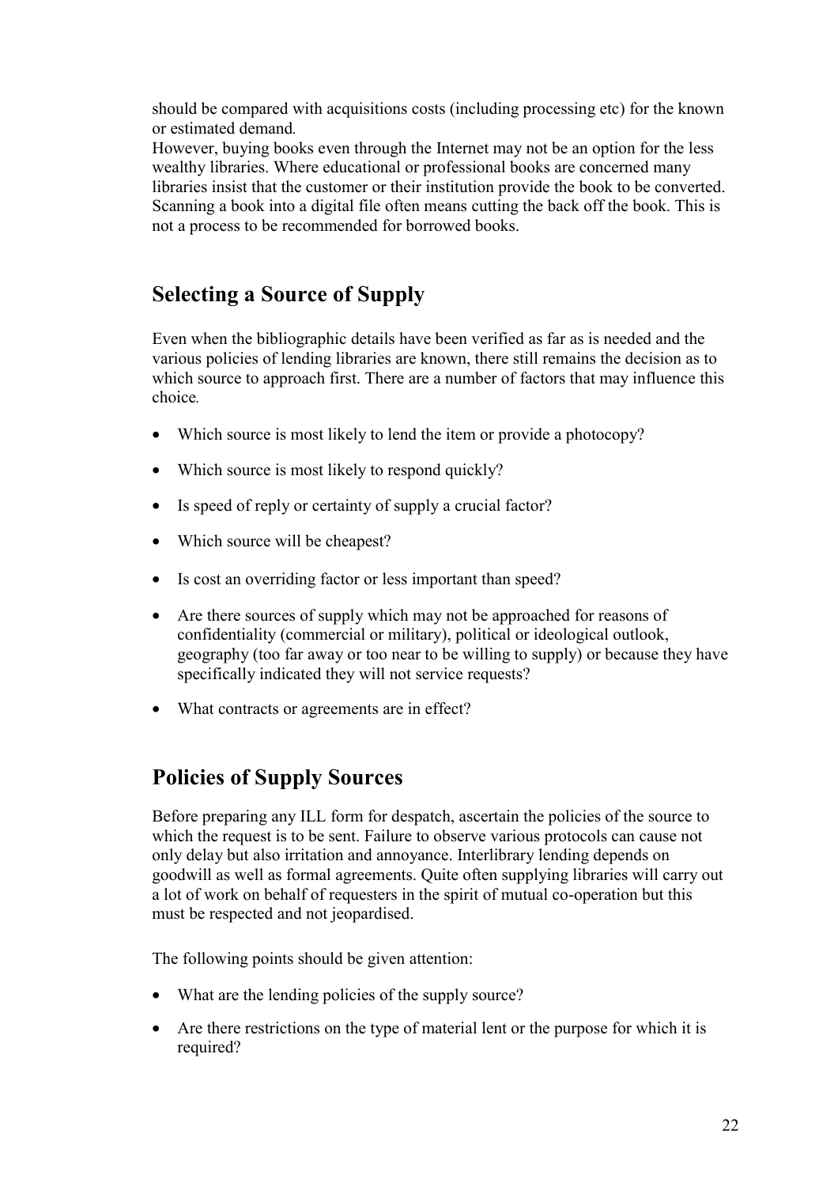should be compared with acquisitions costs (including processing etc) for the known or estimated demand.

However, buying books even through the Internet may not be an option for the less wealthy libraries. Where educational or professional books are concerned many libraries insist that the customer or their institution provide the book to be converted. Scanning a book into a digital file often means cutting the back off the book. This is not a process to be recommended for borrowed books.

## Selecting a Source of Supply

Even when the bibliographic details have been verified as far as is needed and the various policies of lending libraries are known, there still remains the decision as to which source to approach first. There are a number of factors that may influence this choice.

- Which source is most likely to lend the item or provide a photocopy?
- Which source is most likely to respond quickly?
- Is speed of reply or certainty of supply a crucial factor?
- Which source will be cheapest?
- Is cost an overriding factor or less important than speed?
- Are there sources of supply which may not be approached for reasons of confidentiality (commercial or military), political or ideological outlook, geography (too far away or too near to be willing to supply) or because they have specifically indicated they will not service requests?
- What contracts or agreements are in effect?

## Policies of Supply Sources

Before preparing any ILL form for despatch, ascertain the policies of the source to which the request is to be sent. Failure to observe various protocols can cause not only delay but also irritation and annoyance. Interlibrary lending depends on goodwill as well as formal agreements. Quite often supplying libraries will carry out a lot of work on behalf of requesters in the spirit of mutual co-operation but this must be respected and not jeopardised.

The following points should be given attention:

- What are the lending policies of the supply source?
- Are there restrictions on the type of material lent or the purpose for which it is required?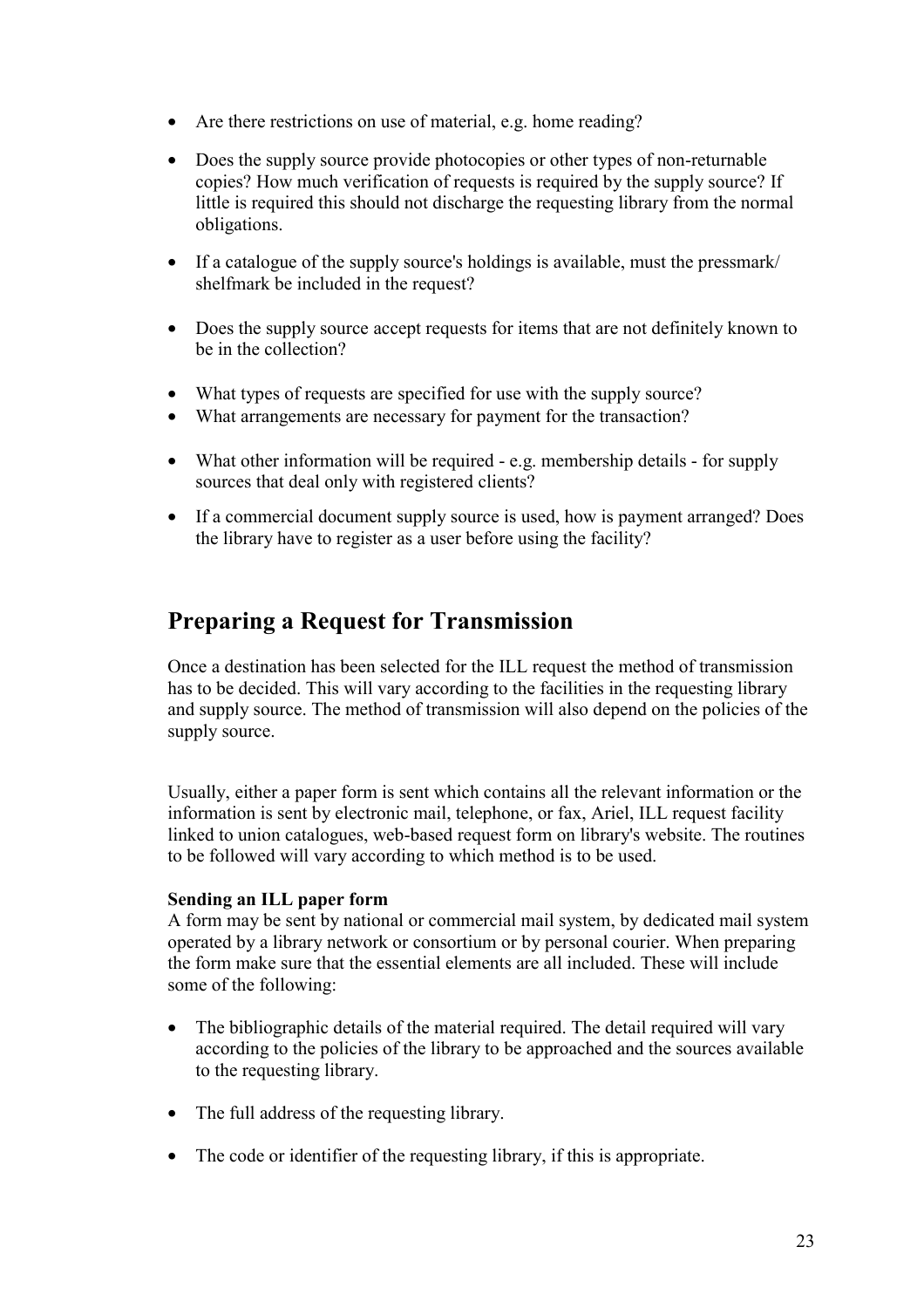- Are there restrictions on use of material, e.g. home reading?

- Does the supply source provide photocopies or other types of non-returnable copies? How much verification of requests is required by the supply source? If little is required this should not discharge the requesting library from the normal obligations.

- If a catalogue of the supply source's holdings is available, must the pressmark/ shelfmark be included in the request?

- Does the supply source accept requests for items that are not definitely known to be in the collection?

- What types of requests are specified for use with the supply source?
- What arrangements are necessary for payment for the transaction?

- What other information will be required - e.g. membership details - for supply sources that deal only with registered clients?

- If a commercial document supply source is used, how is payment arranged? Does the library have to register as a user before using the facility?

## Preparing a Request for Transmission

Once a destination has been selected for the ILL request the method of transmission has to be decided. This will vary according to the facilities in the requesting library and supply source. The method of transmission will also depend on the policies of the supply source.

Usually, either a paper form is sent which contains all the relevant information or the information is sent by electronic mail, telephone, or fax, Ariel, ILL request facility linked to union catalogues, web-based request form on library's website. The routines to be followed will vary according to which method is to be used.

**Sending an ILL paper form**

A form may be sent by national or commercial mail system, by dedicated mail system operated by a library network or consortium or by personal courier. When preparing the form make sure that the essential elements are all included. These will include some of the following:

- The bibliographic details of the material required. The detail required will vary according to the policies of the library to be approached and the sources available to the requesting library.

- The full address of the requesting library.

- The code or identifier of the requesting library, if this is appropriate.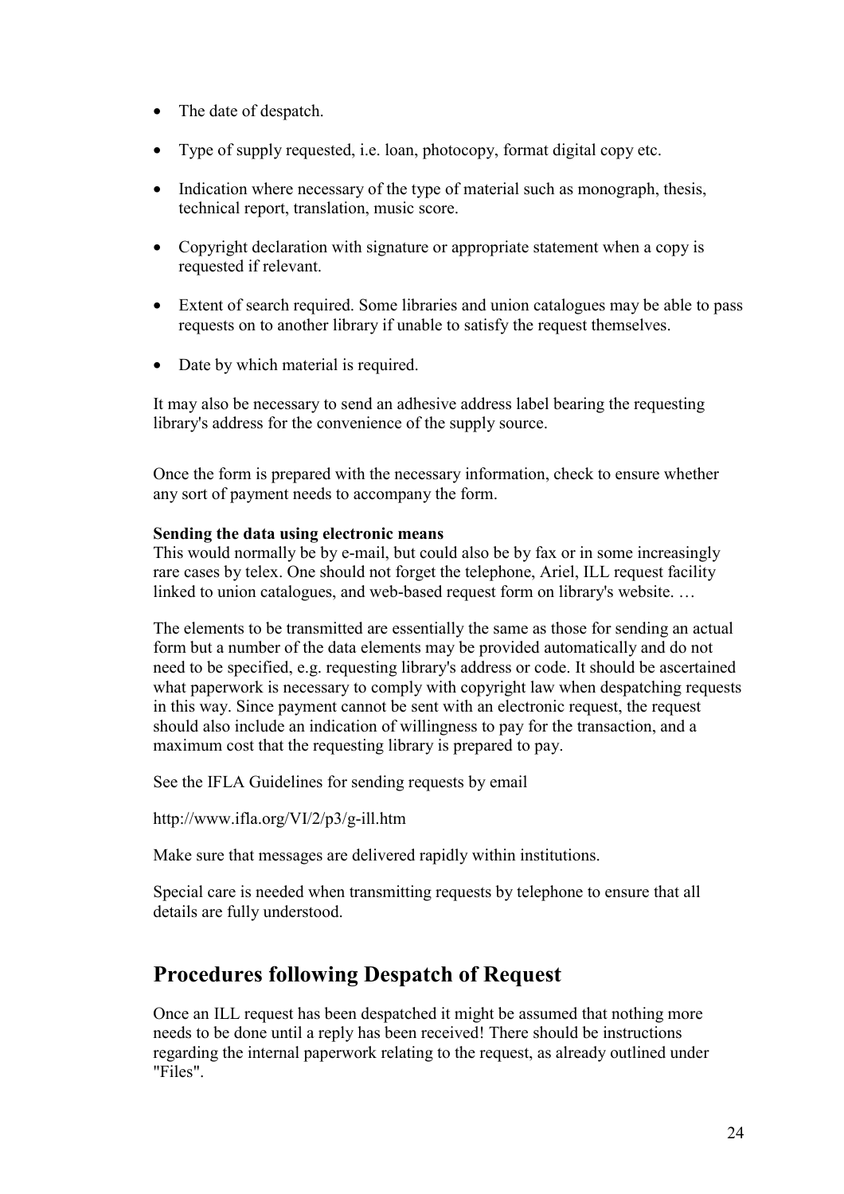- The date of despatch.
- Type of supply requested, i.e. loan, photocopy, format digital copy etc.
- Indication where necessary of the type of material such as monograph, thesis, technical report, translation, music score.
- Copyright declaration with signature or appropriate statement when a copy is requested if relevant.
- Extent of search required. Some libraries and union catalogues may be able to pass requests on to another library if unable to satisfy the request themselves.
- Date by which material is required.

It may also be necessary to send an adhesive address label bearing the requesting library's address for the convenience of the supply source.

Once the form is prepared with the necessary information, check to ensure whether any sort of payment needs to accompany the form.

**Sending the data using electronic means**
This would normally be by e-mail, but could also be by fax or in some increasingly rare cases by telex. One should not forget the telephone, Ariel, ILL request facility linked to union catalogues, and web-based request form on library's website. …

The elements to be transmitted are essentially the same as those for sending an actual form but a number of the data elements may be provided automatically and do not need to be specified, e.g. requesting library's address or code. It should be ascertained what paperwork is necessary to comply with copyright law when despatching requests in this way. Since payment cannot be sent with an electronic request, the request should also include an indication of willingness to pay for the transaction, and a maximum cost that the requesting library is prepared to pay.

See the IFLA Guidelines for sending requests by email

http://www.ifla.org/VI/2/p3/g-ill.htm

Make sure that messages are delivered rapidly within institutions.

Special care is needed when transmitting requests by telephone to ensure that all details are fully understood.

## Procedures following Despatch of Request

Once an ILL request has been despatched it might be assumed that nothing more needs to be done until a reply has been received! There should be instructions regarding the internal paperwork relating to the request, as already outlined under "Files".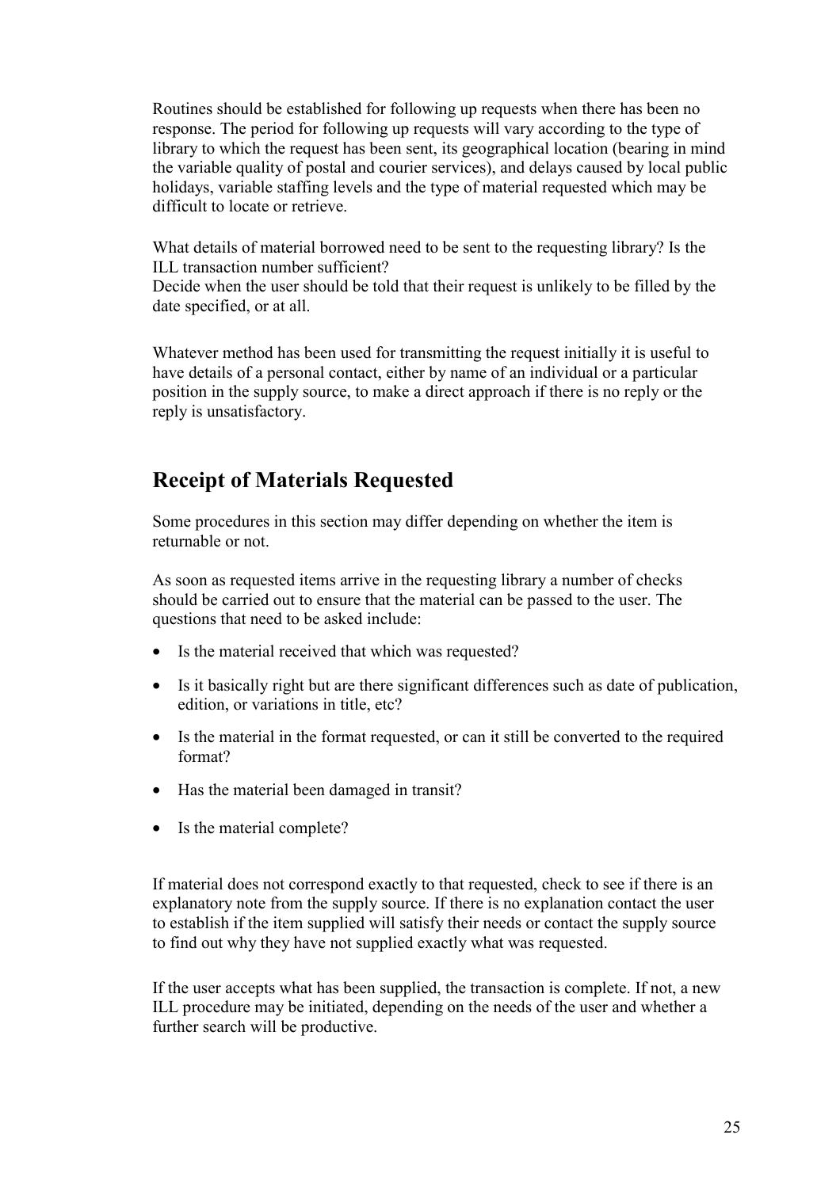Routines should be established for following up requests when there has been no response. The period for following up requests will vary according to the type of library to which the request has been sent, its geographical location (bearing in mind the variable quality of postal and courier services), and delays caused by local public holidays, variable staffing levels and the type of material requested which may be difficult to locate or retrieve.

What details of material borrowed need to be sent to the requesting library? Is the ILL transaction number sufficient?
Decide when the user should be told that their request is unlikely to be filled by the date specified, or at all.

Whatever method has been used for transmitting the request initially it is useful to have details of a personal contact, either by name of an individual or a particular position in the supply source, to make a direct approach if there is no reply or the reply is unsatisfactory.

## Receipt of Materials Requested

Some procedures in this section may differ depending on whether the item is returnable or not.

As soon as requested items arrive in the requesting library a number of checks should be carried out to ensure that the material can be passed to the user. The questions that need to be asked include:

- Is the material received that which was requested?
- Is it basically right but are there significant differences such as date of publication, edition, or variations in title, etc?
- Is the material in the format requested, or can it still be converted to the required format?
- Has the material been damaged in transit?
- Is the material complete?

If material does not correspond exactly to that requested, check to see if there is an explanatory note from the supply source. If there is no explanation contact the user to establish if the item supplied will satisfy their needs or contact the supply source to find out why they have not supplied exactly what was requested.

If the user accepts what has been supplied, the transaction is complete. If not, a new ILL procedure may be initiated, depending on the needs of the user and whether a further search will be productive.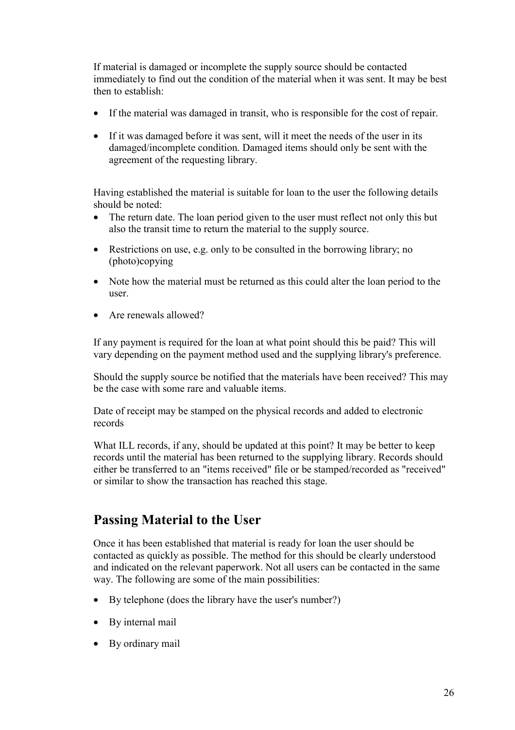If material is damaged or incomplete the supply source should be contacted immediately to find out the condition of the material when it was sent. It may be best then to establish:

- If the material was damaged in transit, who is responsible for the cost of repair.
- If it was damaged before it was sent, will it meet the needs of the user in its damaged/incomplete condition. Damaged items should only be sent with the agreement of the requesting library.

Having established the material is suitable for loan to the user the following details should be noted:

- The return date. The loan period given to the user must reflect not only this but also the transit time to return the material to the supply source.
- Restrictions on use, e.g. only to be consulted in the borrowing library; no (photo)copying
- Note how the material must be returned as this could alter the loan period to the user.
- Are renewals allowed?

If any payment is required for the loan at what point should this be paid? This will vary depending on the payment method used and the supplying library's preference.

Should the supply source be notified that the materials have been received? This may be the case with some rare and valuable items.

Date of receipt may be stamped on the physical records and added to electronic records

What ILL records, if any, should be updated at this point? It may be better to keep records until the material has been returned to the supplying library. Records should either be transferred to an "items received" file or be stamped/recorded as "received" or similar to show the transaction has reached this stage.

## Passing Material to the User

Once it has been established that material is ready for loan the user should be contacted as quickly as possible. The method for this should be clearly understood and indicated on the relevant paperwork. Not all users can be contacted in the same way. The following are some of the main possibilities:

- By telephone (does the library have the user's number?)
- By internal mail
- By ordinary mail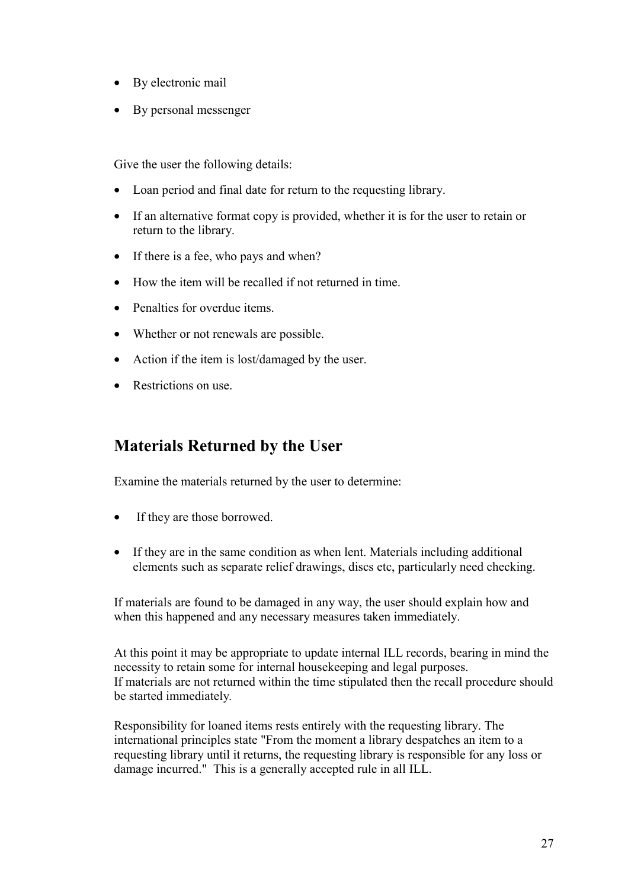- By electronic mail
- By personal messenger

Give the user the following details:

- Loan period and final date for return to the requesting library.
- If an alternative format copy is provided, whether it is for the user to retain or return to the library.
- If there is a fee, who pays and when?
- How the item will be recalled if not returned in time.
- Penalties for overdue items.
- Whether or not renewals are possible.
- Action if the item is lost/damaged by the user.
- Restrictions on use.

## Materials Returned by the User

Examine the materials returned by the user to determine:

- If they are those borrowed.
- If they are in the same condition as when lent. Materials including additional elements such as separate relief drawings, discs etc, particularly need checking.

If materials are found to be damaged in any way, the user should explain how and when this happened and any necessary measures taken immediately.

At this point it may be appropriate to update internal ILL records, bearing in mind the necessity to retain some for internal housekeeping and legal purposes.
If materials are not returned within the time stipulated then the recall procedure should be started immediately.

Responsibility for loaned items rests entirely with the requesting library. The international principles state "From the moment a library despatches an item to a requesting library until it returns, the requesting library is responsible for any loss or damage incurred." This is a generally accepted rule in all ILL.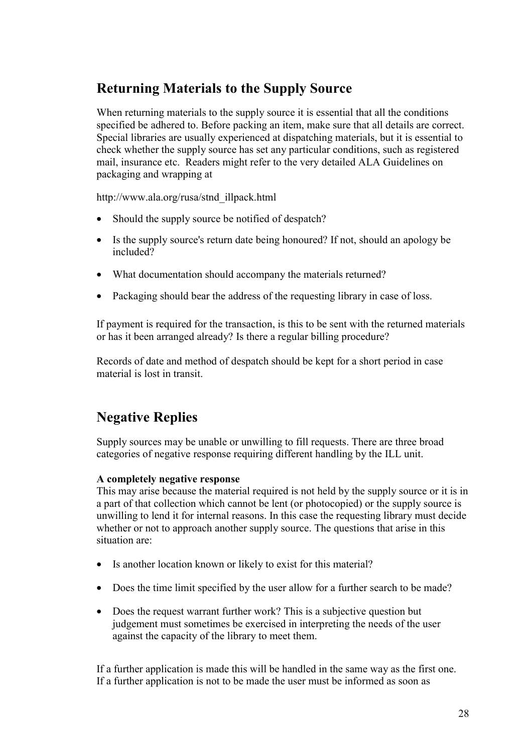## Returning Materials to the Supply Source

When returning materials to the supply source it is essential that all the conditions specified be adhered to. Before packing an item, make sure that all details are correct. Special libraries are usually experienced at dispatching materials, but it is essential to check whether the supply source has set any particular conditions, such as registered mail, insurance etc. Readers might refer to the very detailed ALA Guidelines on packaging and wrapping at

http://www.ala.org/rusa/stnd_illpack.html

- Should the supply source be notified of despatch?
- Is the supply source's return date being honoured? If not, should an apology be included?
- What documentation should accompany the materials returned?
- Packaging should bear the address of the requesting library in case of loss.

If payment is required for the transaction, is this to be sent with the returned materials or has it been arranged already? Is there a regular billing procedure?

Records of date and method of despatch should be kept for a short period in case material is lost in transit.

## Negative Replies

Supply sources may be unable or unwilling to fill requests. There are three broad categories of negative response requiring different handling by the ILL unit.

**A completely negative response**
This may arise because the material required is not held by the supply source or it is in a part of that collection which cannot be lent (or photocopied) or the supply source is unwilling to lend it for internal reasons. In this case the requesting library must decide whether or not to approach another supply source. The questions that arise in this situation are:

- Is another location known or likely to exist for this material?
- Does the time limit specified by the user allow for a further search to be made?
- Does the request warrant further work? This is a subjective question but judgement must sometimes be exercised in interpreting the needs of the user against the capacity of the library to meet them.

If a further application is made this will be handled in the same way as the first one. If a further application is not to be made the user must be informed as soon as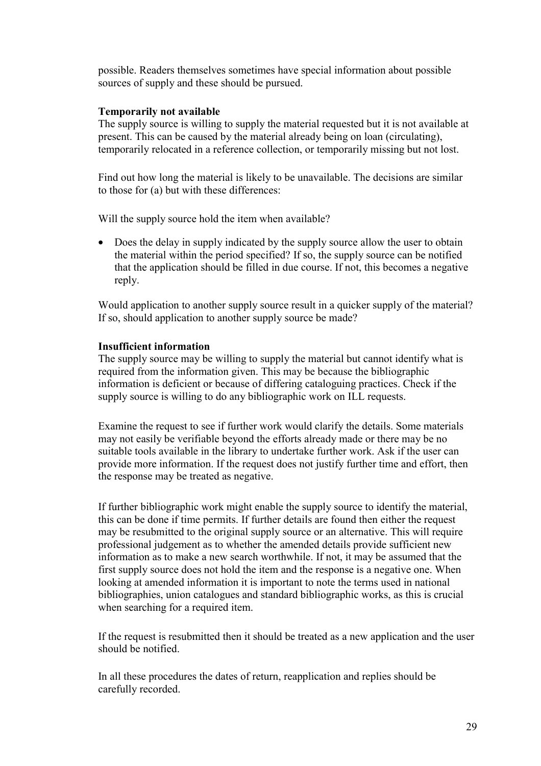possible. Readers themselves sometimes have special information about possible sources of supply and these should be pursued.

**Temporarily not available**
The supply source is willing to supply the material requested but it is not available at present. This can be caused by the material already being on loan (circulating), temporarily relocated in a reference collection, or temporarily missing but not lost.

Find out how long the material is likely to be unavailable. The decisions are similar to those for (a) but with these differences:

Will the supply source hold the item when available?

- Does the delay in supply indicated by the supply source allow the user to obtain the material within the period specified? If so, the supply source can be notified that the application should be filled in due course. If not, this becomes a negative reply.

Would application to another supply source result in a quicker supply of the material? If so, should application to another supply source be made?

**Insufficient information**
The supply source may be willing to supply the material but cannot identify what is required from the information given. This may be because the bibliographic information is deficient or because of differing cataloguing practices. Check if the supply source is willing to do any bibliographic work on ILL requests.

Examine the request to see if further work would clarify the details. Some materials may not easily be verifiable beyond the efforts already made or there may be no suitable tools available in the library to undertake further work. Ask if the user can provide more information. If the request does not justify further time and effort, then the response may be treated as negative.

If further bibliographic work might enable the supply source to identify the material, this can be done if time permits. If further details are found then either the request may be resubmitted to the original supply source or an alternative. This will require professional judgement as to whether the amended details provide sufficient new information as to make a new search worthwhile. If not, it may be assumed that the first supply source does not hold the item and the response is a negative one. When looking at amended information it is important to note the terms used in national bibliographies, union catalogues and standard bibliographic works, as this is crucial when searching for a required item.

If the request is resubmitted then it should be treated as a new application and the user should be notified.

In all these procedures the dates of return, reapplication and replies should be carefully recorded.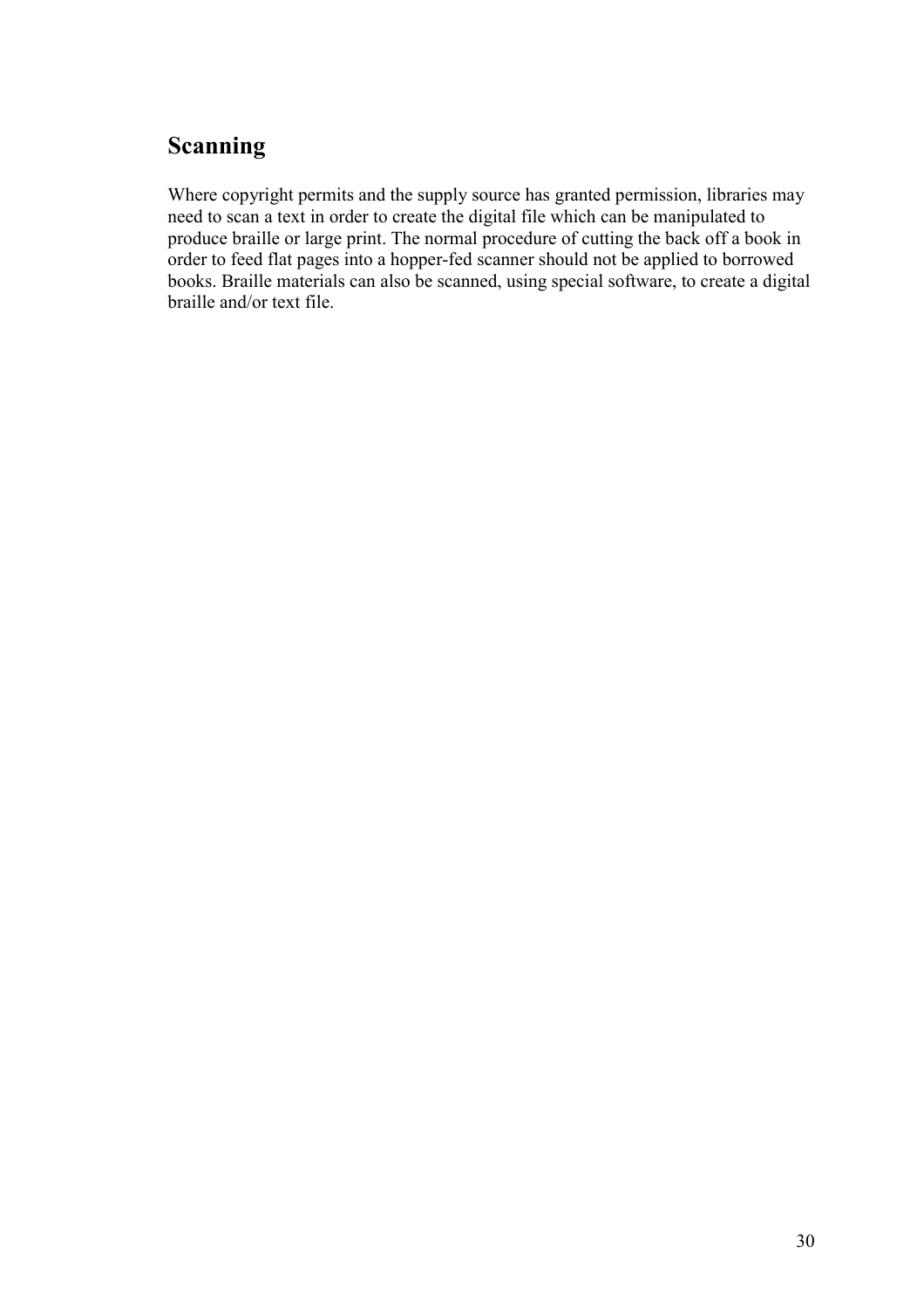## Scanning

Where copyright permits and the supply source has granted permission, libraries may need to scan a text in order to create the digital file which can be manipulated to produce braille or large print. The normal procedure of cutting the back off a book in order to feed flat pages into a hopper-fed scanner should not be applied to borrowed books. Braille materials can also be scanned, using special software, to create a digital braille and/or text file.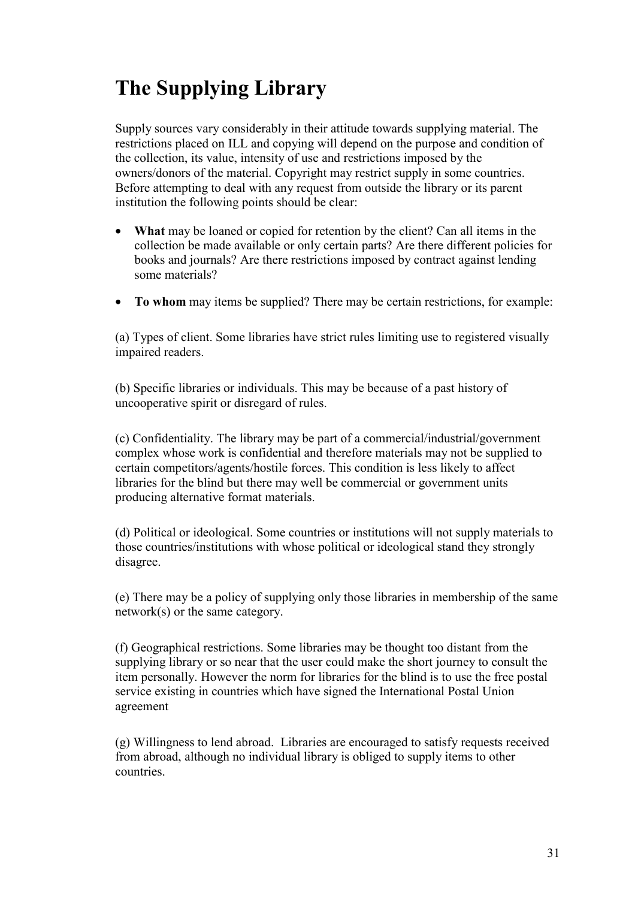# The Supplying Library

Supply sources vary considerably in their attitude towards supplying material. The restrictions placed on ILL and copying will depend on the purpose and condition of the collection, its value, intensity of use and restrictions imposed by the owners/donors of the material. Copyright may restrict supply in some countries. Before attempting to deal with any request from outside the library or its parent institution the following points should be clear:

- **What** may be loaned or copied for retention by the client? Can all items in the collection be made available or only certain parts? Are there different policies for books and journals? Are there restrictions imposed by contract against lending some materials?
- **To whom** may items be supplied? There may be certain restrictions, for example:

(a) Types of client. Some libraries have strict rules limiting use to registered visually impaired readers.

(b) Specific libraries or individuals. This may be because of a past history of uncooperative spirit or disregard of rules.

(c) Confidentiality. The library may be part of a commercial/industrial/government complex whose work is confidential and therefore materials may not be supplied to certain competitors/agents/hostile forces. This condition is less likely to affect libraries for the blind but there may well be commercial or government units producing alternative format materials.

(d) Political or ideological. Some countries or institutions will not supply materials to those countries/institutions with whose political or ideological stand they strongly disagree.

(e) There may be a policy of supplying only those libraries in membership of the same network(s) or the same category.

(f) Geographical restrictions. Some libraries may be thought too distant from the supplying library or so near that the user could make the short journey to consult the item personally. However the norm for libraries for the blind is to use the free postal service existing in countries which have signed the International Postal Union agreement

(g) Willingness to lend abroad. Libraries are encouraged to satisfy requests received from abroad, although no individual library is obliged to supply items to other countries.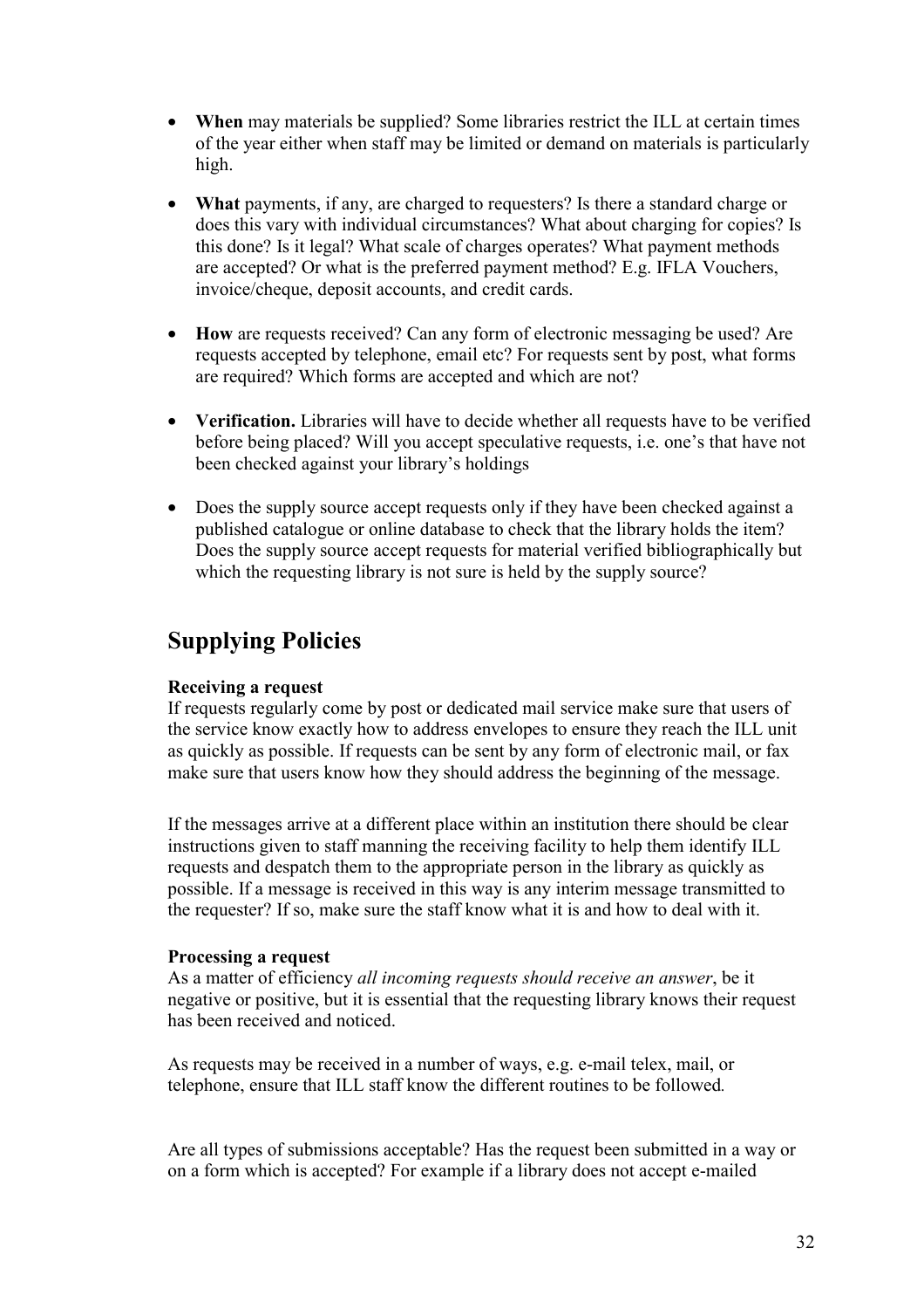- **When** may materials be supplied? Some libraries restrict the ILL at certain times of the year either when staff may be limited or demand on materials is particularly high.

- **What** payments, if any, are charged to requesters? Is there a standard charge or does this vary with individual circumstances? What about charging for copies? Is this done? Is it legal? What scale of charges operates? What payment methods are accepted? Or what is the preferred payment method? E.g. IFLA Vouchers, invoice/cheque, deposit accounts, and credit cards.

- **How** are requests received? Can any form of electronic messaging be used? Are requests accepted by telephone, email etc? For requests sent by post, what forms are required? Which forms are accepted and which are not?

- **Verification.** Libraries will have to decide whether all requests have to be verified before being placed? Will you accept speculative requests, i.e. one's that have not been checked against your library's holdings

- Does the supply source accept requests only if they have been checked against a published catalogue or online database to check that the library holds the item? Does the supply source accept requests for material verified bibliographically but which the requesting library is not sure is held by the supply source?

## Supplying Policies

**Receiving a request**

If requests regularly come by post or dedicated mail service make sure that users of the service know exactly how to address envelopes to ensure they reach the ILL unit as quickly as possible. If requests can be sent by any form of electronic mail, or fax make sure that users know how they should address the beginning of the message.

If the messages arrive at a different place within an institution there should be clear instructions given to staff manning the receiving facility to help them identify ILL requests and despatch them to the appropriate person in the library as quickly as possible. If a message is received in this way is any interim message transmitted to the requester? If so, make sure the staff know what it is and how to deal with it.

**Processing a request**

As a matter of efficiency *all incoming requests should receive an answer*, be it negative or positive, but it is essential that the requesting library knows their request has been received and noticed.

As requests may be received in a number of ways, e.g. e-mail telex, mail, or telephone, ensure that ILL staff know the different routines to be followed.

Are all types of submissions acceptable? Has the request been submitted in a way or on a form which is accepted? For example if a library does not accept e-mailed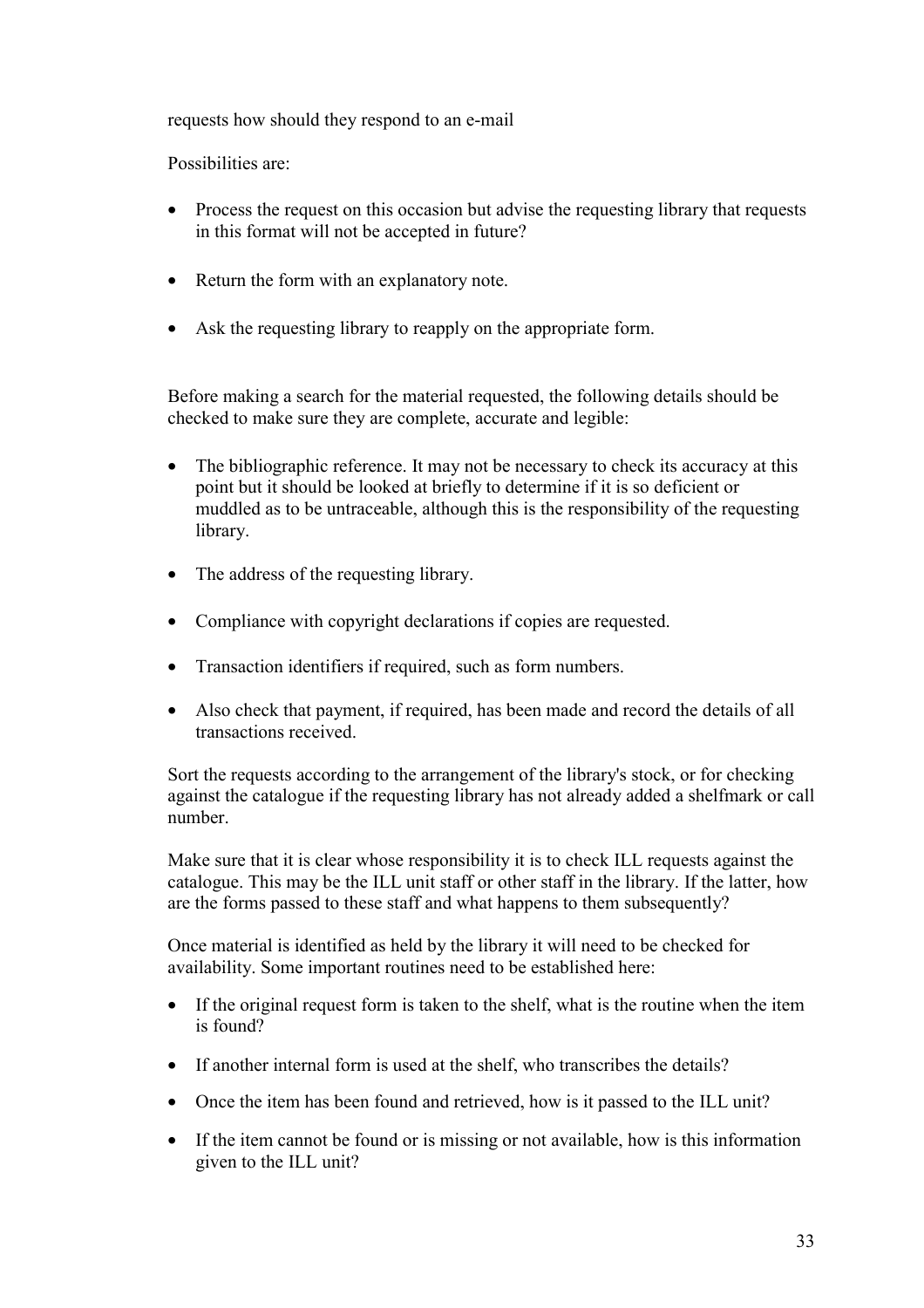requests how should they respond to an e-mail

Possibilities are:

- Process the request on this occasion but advise the requesting library that requests in this format will not be accepted in future?
- Return the form with an explanatory note.
- Ask the requesting library to reapply on the appropriate form.

Before making a search for the material requested, the following details should be checked to make sure they are complete, accurate and legible:

- The bibliographic reference. It may not be necessary to check its accuracy at this point but it should be looked at briefly to determine if it is so deficient or muddled as to be untraceable, although this is the responsibility of the requesting library.
- The address of the requesting library.
- Compliance with copyright declarations if copies are requested.
- Transaction identifiers if required, such as form numbers.
- Also check that payment, if required, has been made and record the details of all transactions received.

Sort the requests according to the arrangement of the library's stock, or for checking against the catalogue if the requesting library has not already added a shelfmark or call number.

Make sure that it is clear whose responsibility it is to check ILL requests against the catalogue. This may be the ILL unit staff or other staff in the library. If the latter, how are the forms passed to these staff and what happens to them subsequently?

Once material is identified as held by the library it will need to be checked for availability. Some important routines need to be established here:

- If the original request form is taken to the shelf, what is the routine when the item is found?
- If another internal form is used at the shelf, who transcribes the details?
- Once the item has been found and retrieved, how is it passed to the ILL unit?
- If the item cannot be found or is missing or not available, how is this information given to the ILL unit?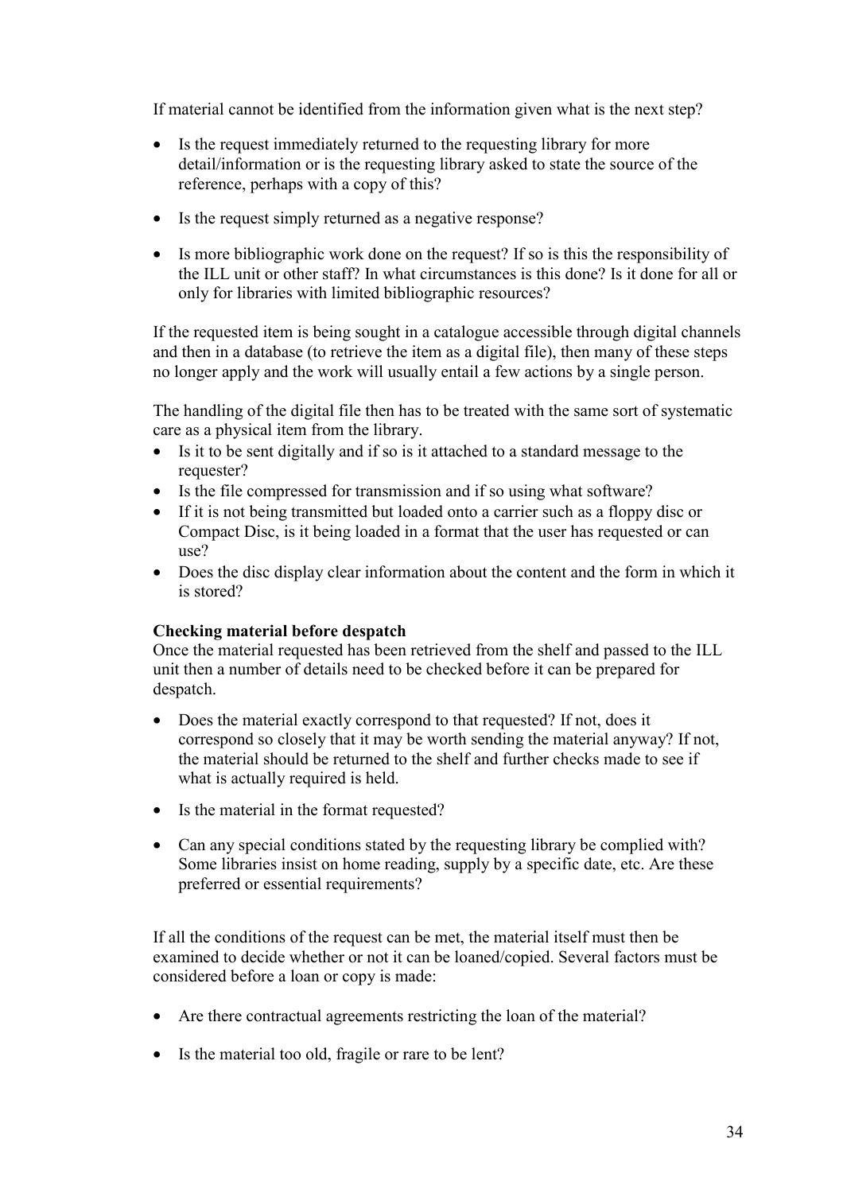If material cannot be identified from the information given what is the next step?

- Is the request immediately returned to the requesting library for more detail/information or is the requesting library asked to state the source of the reference, perhaps with a copy of this?
- Is the request simply returned as a negative response?
- Is more bibliographic work done on the request? If so is this the responsibility of the ILL unit or other staff? In what circumstances is this done? Is it done for all or only for libraries with limited bibliographic resources?

If the requested item is being sought in a catalogue accessible through digital channels and then in a database (to retrieve the item as a digital file), then many of these steps no longer apply and the work will usually entail a few actions by a single person.

The handling of the digital file then has to be treated with the same sort of systematic care as a physical item from the library.

- Is it to be sent digitally and if so is it attached to a standard message to the requester?
- Is the file compressed for transmission and if so using what software?
- If it is not being transmitted but loaded onto a carrier such as a floppy disc or Compact Disc, is it being loaded in a format that the user has requested or can use?
- Does the disc display clear information about the content and the form in which it is stored?

**Checking material before despatch**

Once the material requested has been retrieved from the shelf and passed to the ILL unit then a number of details need to be checked before it can be prepared for despatch.

- Does the material exactly correspond to that requested? If not, does it correspond so closely that it may be worth sending the material anyway? If not, the material should be returned to the shelf and further checks made to see if what is actually required is held.
- Is the material in the format requested?
- Can any special conditions stated by the requesting library be complied with? Some libraries insist on home reading, supply by a specific date, etc. Are these preferred or essential requirements?

If all the conditions of the request can be met, the material itself must then be examined to decide whether or not it can be loaned/copied. Several factors must be considered before a loan or copy is made:

- Are there contractual agreements restricting the loan of the material?
- Is the material too old, fragile or rare to be lent?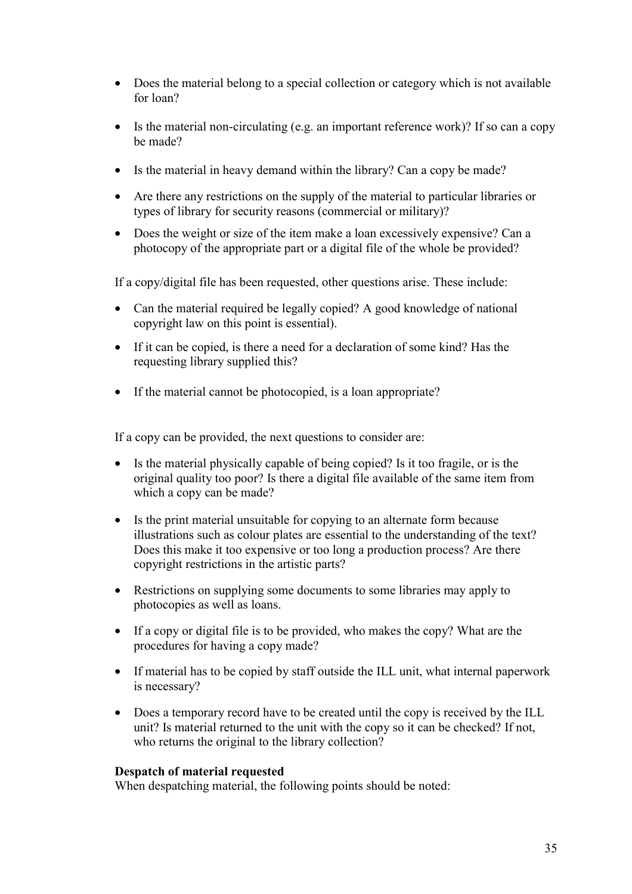- Does the material belong to a special collection or category which is not available for loan?
- Is the material non-circulating (e.g. an important reference work)? If so can a copy be made?
- Is the material in heavy demand within the library? Can a copy be made?
- Are there any restrictions on the supply of the material to particular libraries or types of library for security reasons (commercial or military)?
- Does the weight or size of the item make a loan excessively expensive? Can a photocopy of the appropriate part or a digital file of the whole be provided?

If a copy/digital file has been requested, other questions arise. These include:

- Can the material required be legally copied? A good knowledge of national copyright law on this point is essential).
- If it can be copied, is there a need for a declaration of some kind? Has the requesting library supplied this?
- If the material cannot be photocopied, is a loan appropriate?

If a copy can be provided, the next questions to consider are:

- Is the material physically capable of being copied? Is it too fragile, or is the original quality too poor? Is there a digital file available of the same item from which a copy can be made?
- Is the print material unsuitable for copying to an alternate form because illustrations such as colour plates are essential to the understanding of the text? Does this make it too expensive or too long a production process? Are there copyright restrictions in the artistic parts?
- Restrictions on supplying some documents to some libraries may apply to photocopies as well as loans.
- If a copy or digital file is to be provided, who makes the copy? What are the procedures for having a copy made?
- If material has to be copied by staff outside the ILL unit, what internal paperwork is necessary?
- Does a temporary record have to be created until the copy is received by the ILL unit? Is material returned to the unit with the copy so it can be checked? If not, who returns the original to the library collection?

**Despatch of material requested**

When despatching material, the following points should be noted: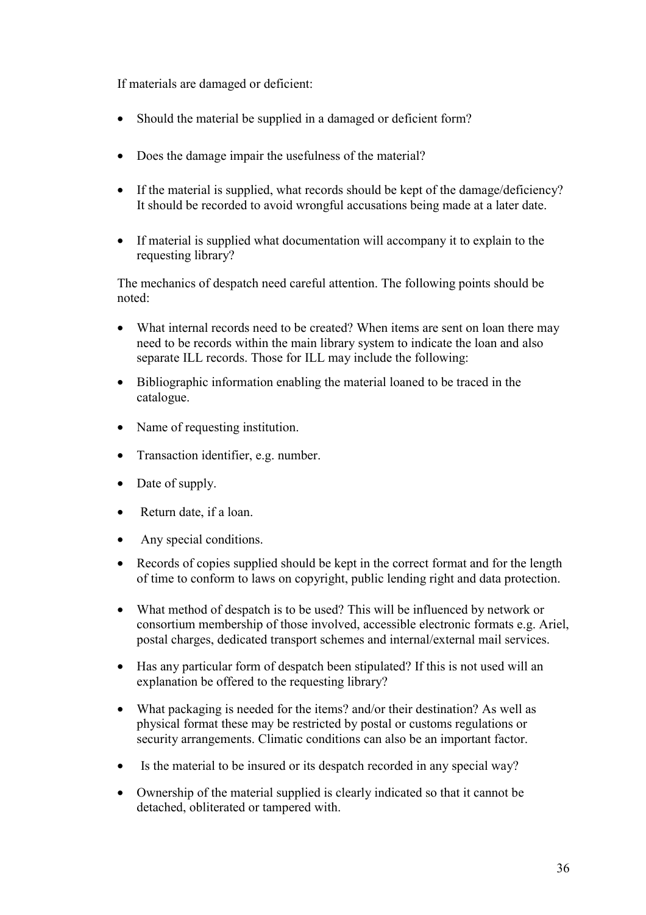If materials are damaged or deficient:

- Should the material be supplied in a damaged or deficient form?
- Does the damage impair the usefulness of the material?
- If the material is supplied, what records should be kept of the damage/deficiency? It should be recorded to avoid wrongful accusations being made at a later date.
- If material is supplied what documentation will accompany it to explain to the requesting library?

The mechanics of despatch need careful attention. The following points should be noted:

- What internal records need to be created? When items are sent on loan there may need to be records within the main library system to indicate the loan and also separate ILL records. Those for ILL may include the following:
- Bibliographic information enabling the material loaned to be traced in the catalogue.
- Name of requesting institution.
- Transaction identifier, e.g. number.
- Date of supply.
- Return date, if a loan.
- Any special conditions.
- Records of copies supplied should be kept in the correct format and for the length of time to conform to laws on copyright, public lending right and data protection.
- What method of despatch is to be used? This will be influenced by network or consortium membership of those involved, accessible electronic formats e.g. Ariel, postal charges, dedicated transport schemes and internal/external mail services.
- Has any particular form of despatch been stipulated? If this is not used will an explanation be offered to the requesting library?
- What packaging is needed for the items? and/or their destination? As well as physical format these may be restricted by postal or customs regulations or security arrangements. Climatic conditions can also be an important factor.
- Is the material to be insured or its despatch recorded in any special way?
- Ownership of the material supplied is clearly indicated so that it cannot be detached, obliterated or tampered with.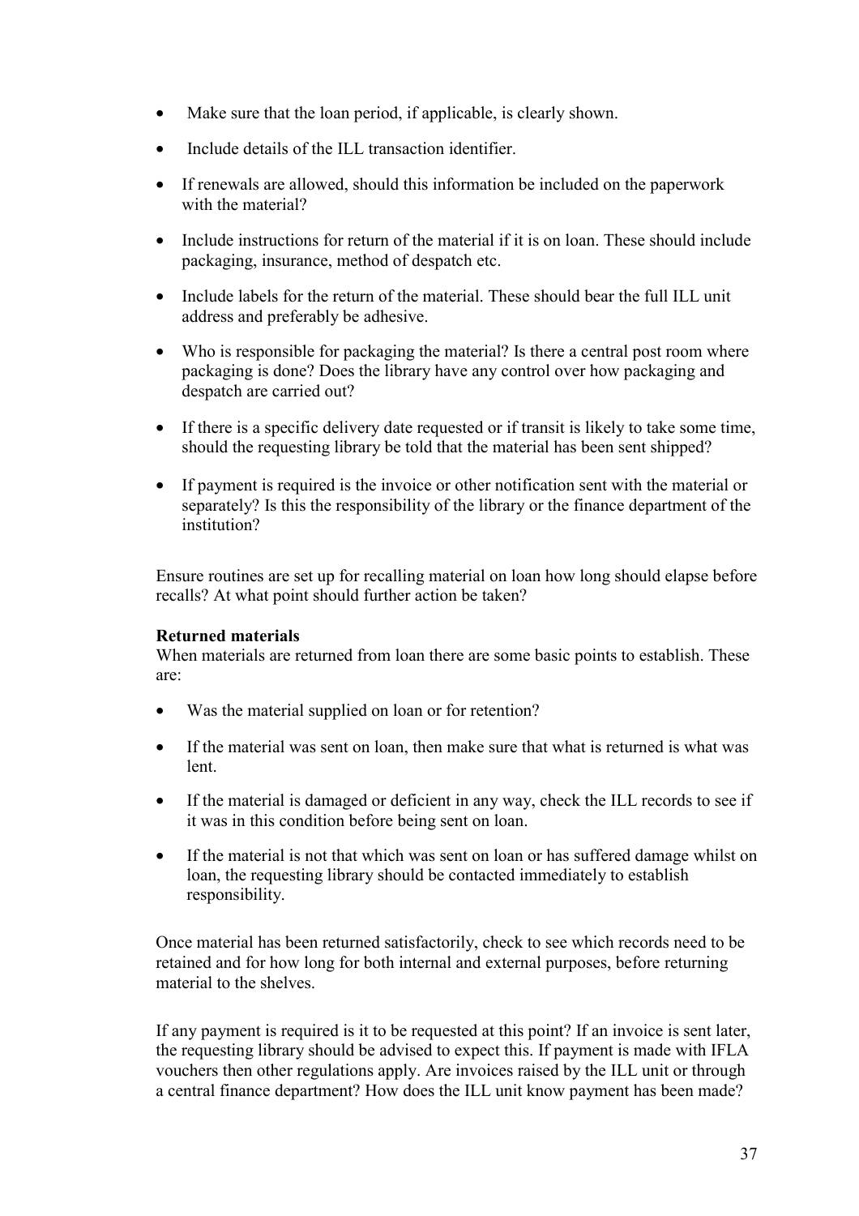- Make sure that the loan period, if applicable, is clearly shown.
- Include details of the ILL transaction identifier.
- If renewals are allowed, should this information be included on the paperwork with the material?
- Include instructions for return of the material if it is on loan. These should include packaging, insurance, method of despatch etc.
- Include labels for the return of the material. These should bear the full ILL unit address and preferably be adhesive.
- Who is responsible for packaging the material? Is there a central post room where packaging is done? Does the library have any control over how packaging and despatch are carried out?
- If there is a specific delivery date requested or if transit is likely to take some time, should the requesting library be told that the material has been sent shipped?
- If payment is required is the invoice or other notification sent with the material or separately? Is this the responsibility of the library or the finance department of the institution?

Ensure routines are set up for recalling material on loan how long should elapse before recalls? At what point should further action be taken?

**Returned materials**

When materials are returned from loan there are some basic points to establish. These are:

- Was the material supplied on loan or for retention?
- If the material was sent on loan, then make sure that what is returned is what was lent.
- If the material is damaged or deficient in any way, check the ILL records to see if it was in this condition before being sent on loan.
- If the material is not that which was sent on loan or has suffered damage whilst on loan, the requesting library should be contacted immediately to establish responsibility.

Once material has been returned satisfactorily, check to see which records need to be retained and for how long for both internal and external purposes, before returning material to the shelves.

If any payment is required is it to be requested at this point? If an invoice is sent later, the requesting library should be advised to expect this. If payment is made with IFLA vouchers then other regulations apply. Are invoices raised by the ILL unit or through a central finance department? How does the ILL unit know payment has been made?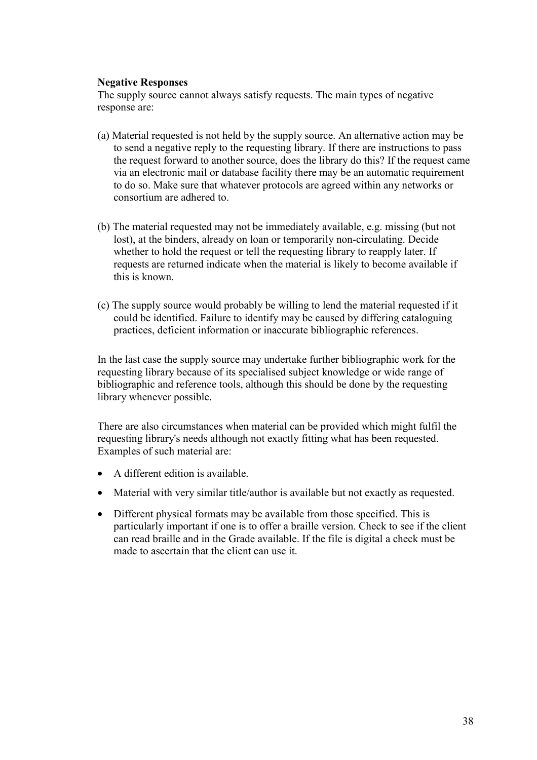**Negative Responses**

The supply source cannot always satisfy requests. The main types of negative response are:

(a) Material requested is not held by the supply source. An alternative action may be to send a negative reply to the requesting library. If there are instructions to pass the request forward to another source, does the library do this? If the request came via an electronic mail or database facility there may be an automatic requirement to do so. Make sure that whatever protocols are agreed within any networks or consortium are adhered to.

(b) The material requested may not be immediately available, e.g. missing (but not lost), at the binders, already on loan or temporarily non-circulating. Decide whether to hold the request or tell the requesting library to reapply later. If requests are returned indicate when the material is likely to become available if this is known.

(c) The supply source would probably be willing to lend the material requested if it could be identified. Failure to identify may be caused by differing cataloguing practices, deficient information or inaccurate bibliographic references.

In the last case the supply source may undertake further bibliographic work for the requesting library because of its specialised subject knowledge or wide range of bibliographic and reference tools, although this should be done by the requesting library whenever possible.

There are also circumstances when material can be provided which might fulfil the requesting library's needs although not exactly fitting what has been requested. Examples of such material are:

- A different edition is available.
- Material with very similar title/author is available but not exactly as requested.
- Different physical formats may be available from those specified. This is particularly important if one is to offer a braille version. Check to see if the client can read braille and in the Grade available. If the file is digital a check must be made to ascertain that the client can use it.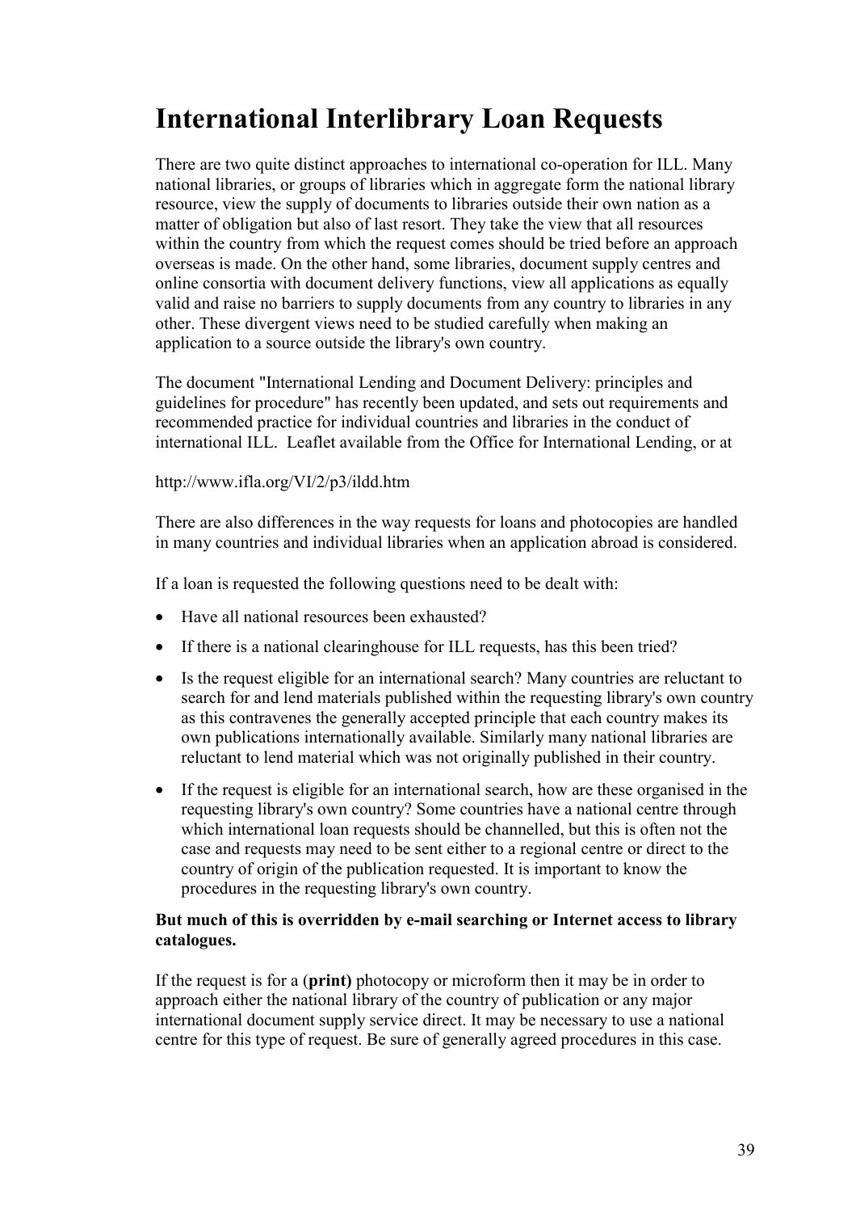# International Interlibrary Loan Requests

There are two quite distinct approaches to international co-operation for ILL. Many national libraries, or groups of libraries which in aggregate form the national library resource, view the supply of documents to libraries outside their own nation as a matter of obligation but also of last resort. They take the view that all resources within the country from which the request comes should be tried before an approach overseas is made. On the other hand, some libraries, document supply centres and online consortia with document delivery functions, view all applications as equally valid and raise no barriers to supply documents from any country to libraries in any other. These divergent views need to be studied carefully when making an application to a source outside the library's own country.

The document "International Lending and Document Delivery: principles and guidelines for procedure" has recently been updated, and sets out requirements and recommended practice for individual countries and libraries in the conduct of international ILL. Leaflet available from the Office for International Lending, or at

http://www.ifla.org/VI/2/p3/ildd.htm

There are also differences in the way requests for loans and photocopies are handled in many countries and individual libraries when an application abroad is considered.

If a loan is requested the following questions need to be dealt with:

- Have all national resources been exhausted?
- If there is a national clearinghouse for ILL requests, has this been tried?
- Is the request eligible for an international search? Many countries are reluctant to search for and lend materials published within the requesting library's own country as this contravenes the generally accepted principle that each country makes its own publications internationally available. Similarly many national libraries are reluctant to lend material which was not originally published in their country.
- If the request is eligible for an international search, how are these organised in the requesting library's own country? Some countries have a national centre through which international loan requests should be channelled, but this is often not the case and requests may need to be sent either to a regional centre or direct to the country of origin of the publication requested. It is important to know the procedures in the requesting library's own country.

**But much of this is overridden by e-mail searching or Internet access to library catalogues.**

If the request is for a (**print)** photocopy or microform then it may be in order to approach either the national library of the country of publication or any major international document supply service direct. It may be necessary to use a national centre for this type of request. Be sure of generally agreed procedures in this case.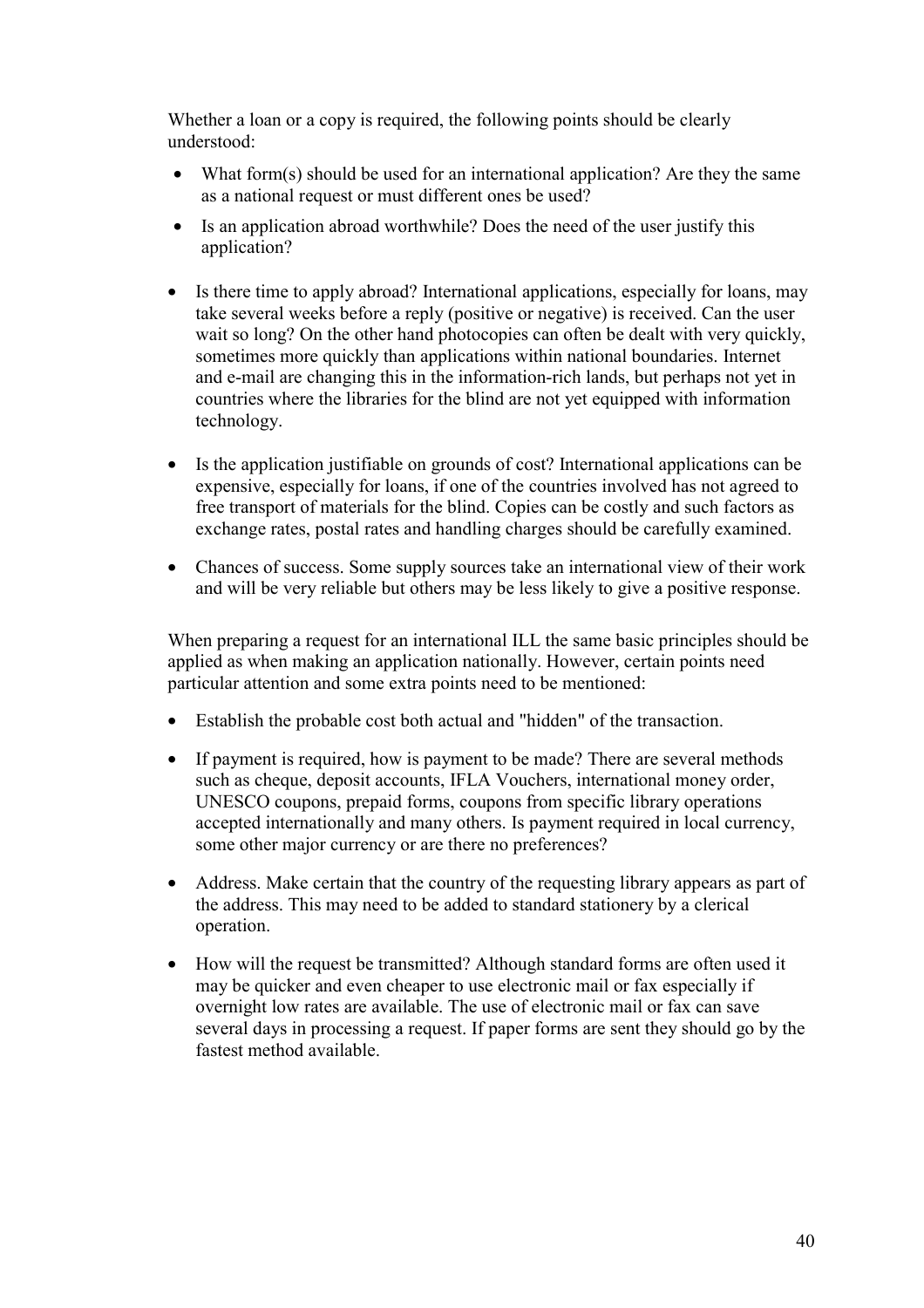Whether a loan or a copy is required, the following points should be clearly understood:

- What form(s) should be used for an international application? Are they the same as a national request or must different ones be used?
- Is an application abroad worthwhile? Does the need of the user justify this application?
- Is there time to apply abroad? International applications, especially for loans, may take several weeks before a reply (positive or negative) is received. Can the user wait so long? On the other hand photocopies can often be dealt with very quickly, sometimes more quickly than applications within national boundaries. Internet and e-mail are changing this in the information-rich lands, but perhaps not yet in countries where the libraries for the blind are not yet equipped with information technology.
- Is the application justifiable on grounds of cost? International applications can be expensive, especially for loans, if one of the countries involved has not agreed to free transport of materials for the blind. Copies can be costly and such factors as exchange rates, postal rates and handling charges should be carefully examined.
- Chances of success. Some supply sources take an international view of their work and will be very reliable but others may be less likely to give a positive response.

When preparing a request for an international ILL the same basic principles should be applied as when making an application nationally. However, certain points need particular attention and some extra points need to be mentioned:

- Establish the probable cost both actual and "hidden" of the transaction.
- If payment is required, how is payment to be made? There are several methods such as cheque, deposit accounts, IFLA Vouchers, international money order, UNESCO coupons, prepaid forms, coupons from specific library operations accepted internationally and many others. Is payment required in local currency, some other major currency or are there no preferences?
- Address. Make certain that the country of the requesting library appears as part of the address. This may need to be added to standard stationery by a clerical operation.
- How will the request be transmitted? Although standard forms are often used it may be quicker and even cheaper to use electronic mail or fax especially if overnight low rates are available. The use of electronic mail or fax can save several days in processing a request. If paper forms are sent they should go by the fastest method available.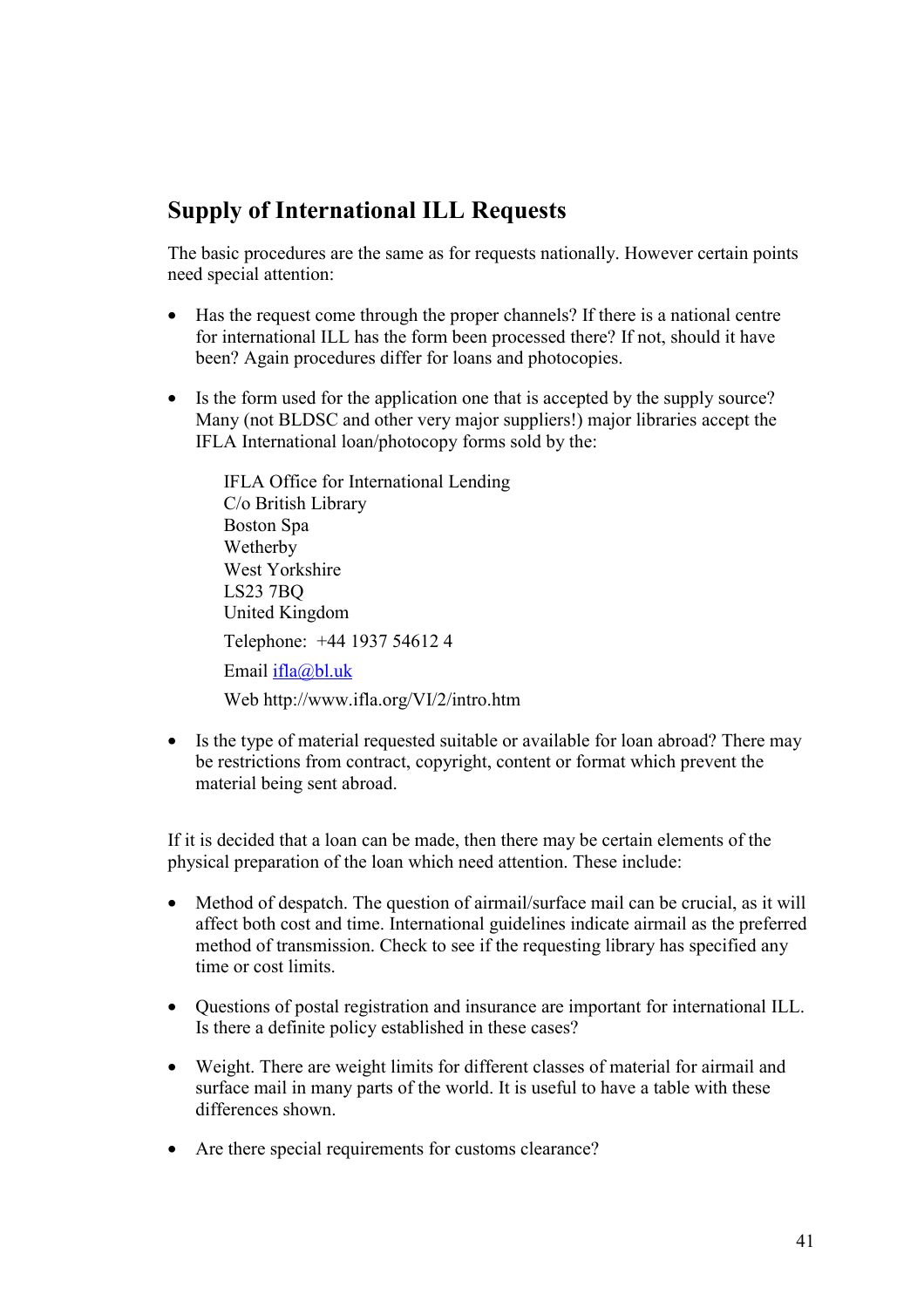## Supply of International ILL Requests

The basic procedures are the same as for requests nationally. However certain points need special attention:

- Has the request come through the proper channels? If there is a national centre for international ILL has the form been processed there? If not, should it have been? Again procedures differ for loans and photocopies.

- Is the form used for the application one that is accepted by the supply source? Many (not BLDSC and other very major suppliers!) major libraries accept the IFLA International loan/photocopy forms sold by the:

  IFLA Office for International Lending  
  C/o British Library  
  Boston Spa  
  Wetherby  
  West Yorkshire  
  LS23 7BQ  
  United Kingdom

  Telephone: +44 1937 54612 4

  Email ifla@bl.uk

  Web http://www.ifla.org/VI/2/intro.htm

- Is the type of material requested suitable or available for loan abroad? There may be restrictions from contract, copyright, content or format which prevent the material being sent abroad.

If it is decided that a loan can be made, then there may be certain elements of the physical preparation of the loan which need attention. These include:

- Method of despatch. The question of airmail/surface mail can be crucial, as it will affect both cost and time. International guidelines indicate airmail as the preferred method of transmission. Check to see if the requesting library has specified any time or cost limits.

- Questions of postal registration and insurance are important for international ILL. Is there a definite policy established in these cases?

- Weight. There are weight limits for different classes of material for airmail and surface mail in many parts of the world. It is useful to have a table with these differences shown.

- Are there special requirements for customs clearance?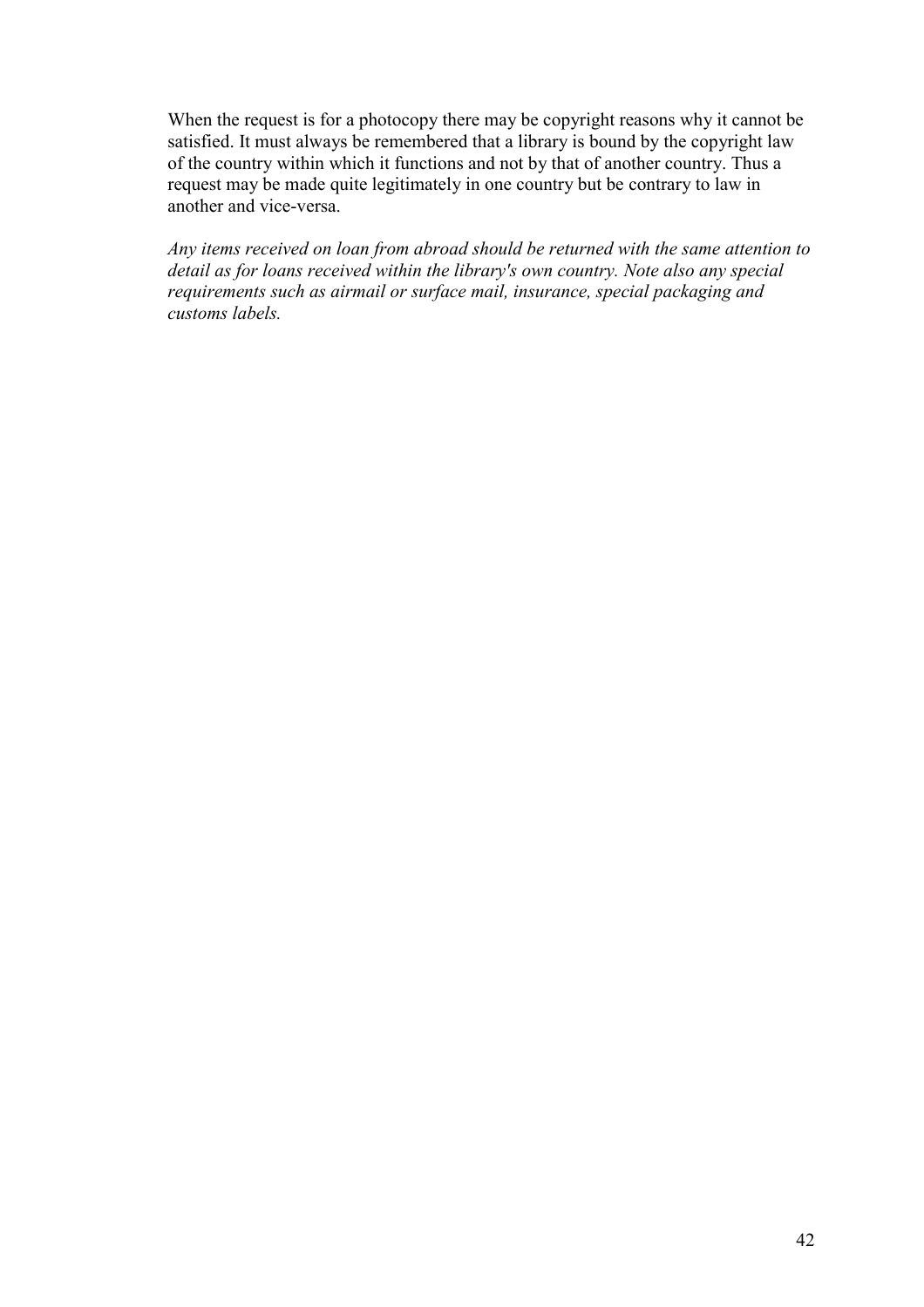When the request is for a photocopy there may be copyright reasons why it cannot be satisfied. It must always be remembered that a library is bound by the copyright law of the country within which it functions and not by that of another country. Thus a request may be made quite legitimately in one country but be contrary to law in another and vice-versa.

*Any items received on loan from abroad should be returned with the same attention to detail as for loans received within the library's own country. Note also any special requirements such as airmail or surface mail, insurance, special packaging and customs labels.*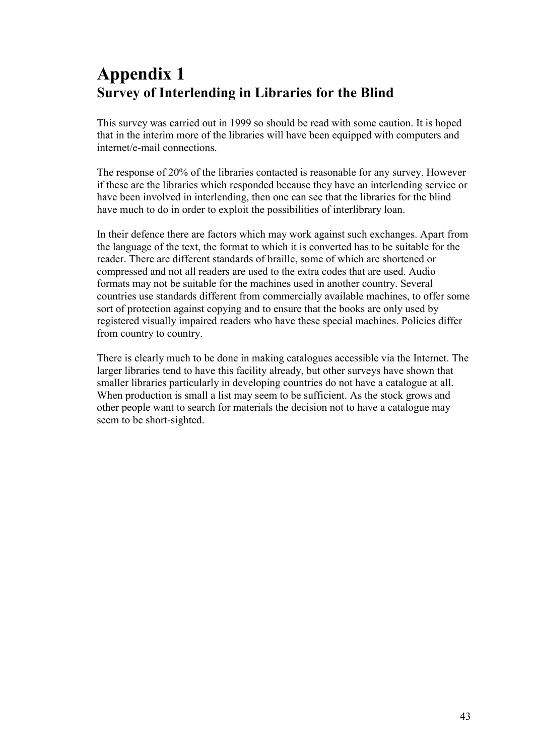# Appendix 1
## Survey of Interlending in Libraries for the Blind

This survey was carried out in 1999 so should be read with some caution. It is hoped that in the interim more of the libraries will have been equipped with computers and internet/e-mail connections.

The response of 20% of the libraries contacted is reasonable for any survey. However if these are the libraries which responded because they have an interlending service or have been involved in interlending, then one can see that the libraries for the blind have much to do in order to exploit the possibilities of interlibrary loan.

In their defence there are factors which may work against such exchanges. Apart from the language of the text, the format to which it is converted has to be suitable for the reader. There are different standards of braille, some of which are shortened or compressed and not all readers are used to the extra codes that are used. Audio formats may not be suitable for the machines used in another country. Several countries use standards different from commercially available machines, to offer some sort of protection against copying and to ensure that the books are only used by registered visually impaired readers who have these special machines. Policies differ from country to country.

There is clearly much to be done in making catalogues accessible via the Internet. The larger libraries tend to have this facility already, but other surveys have shown that smaller libraries particularly in developing countries do not have a catalogue at all. When production is small a list may seem to be sufficient. As the stock grows and other people want to search for materials the decision not to have a catalogue may seem to be short-sighted.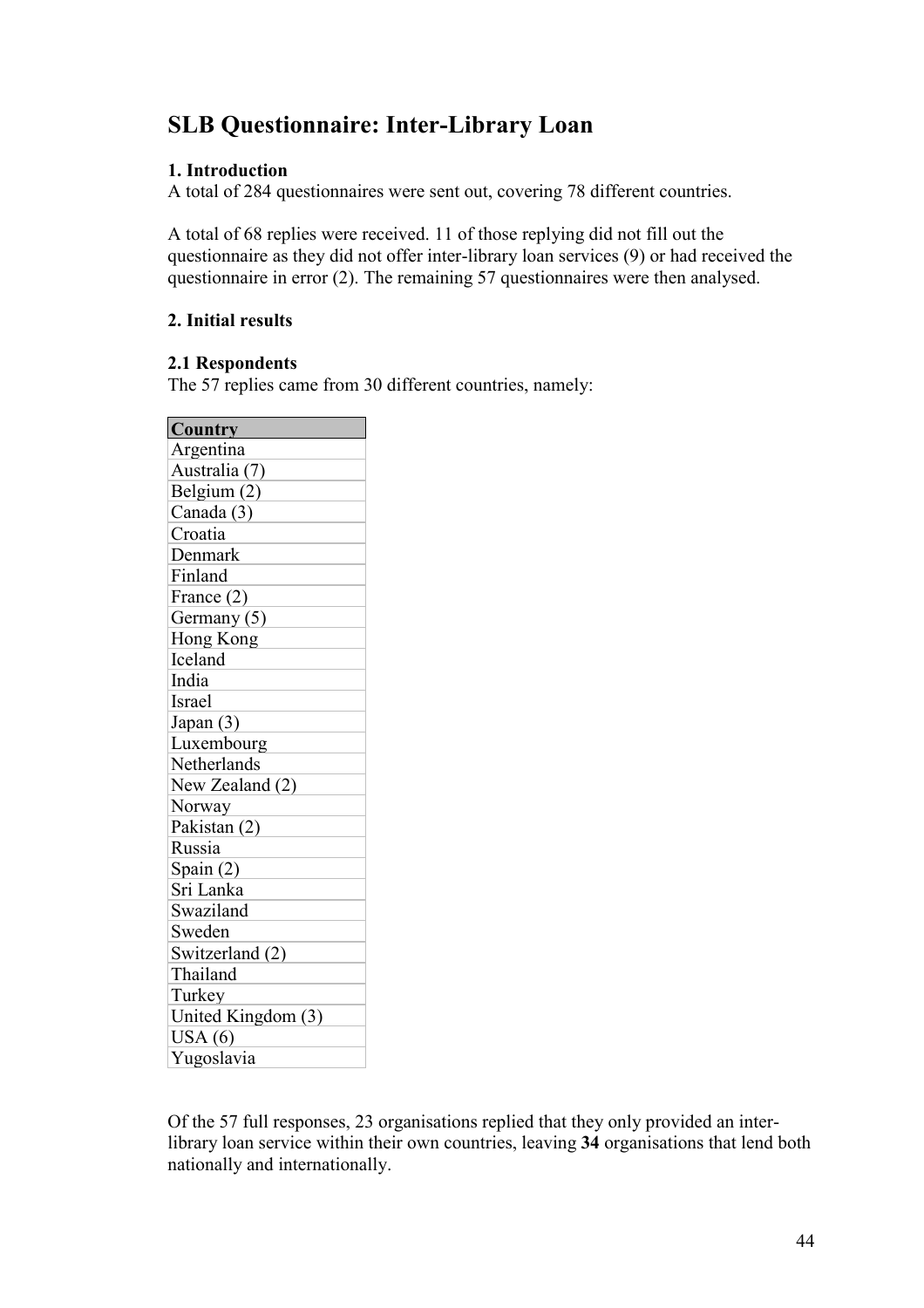# SLB Questionnaire: Inter-Library Loan

### 1. Introduction

A total of 284 questionnaires were sent out, covering 78 different countries.

A total of 68 replies were received. 11 of those replying did not fill out the questionnaire as they did not offer inter-library loan services (9) or had received the questionnaire in error (2). The remaining 57 questionnaires were then analysed.

### 2. Initial results

#### 2.1 Respondents

The 57 replies came from 30 different countries, namely:

| Country |
|---|
| Argentina |
| Australia (7) |
| Belgium (2) |
| Canada (3) |
| Croatia |
| Denmark |
| Finland |
| France (2) |
| Germany (5) |
| Hong Kong |
| Iceland |
| India |
| Israel |
| Japan (3) |
| Luxembourg |
| Netherlands |
| New Zealand (2) |
| Norway |
| Pakistan (2) |
| Russia |
| Spain (2) |
| Sri Lanka |
| Swaziland |
| Sweden |
| Switzerland (2) |
| Thailand |
| Turkey |
| United Kingdom (3) |
| USA (6) |
| Yugoslavia |

Of the 57 full responses, 23 organisations replied that they only provided an inter-library loan service within their own countries, leaving **34** organisations that lend both nationally and internationally.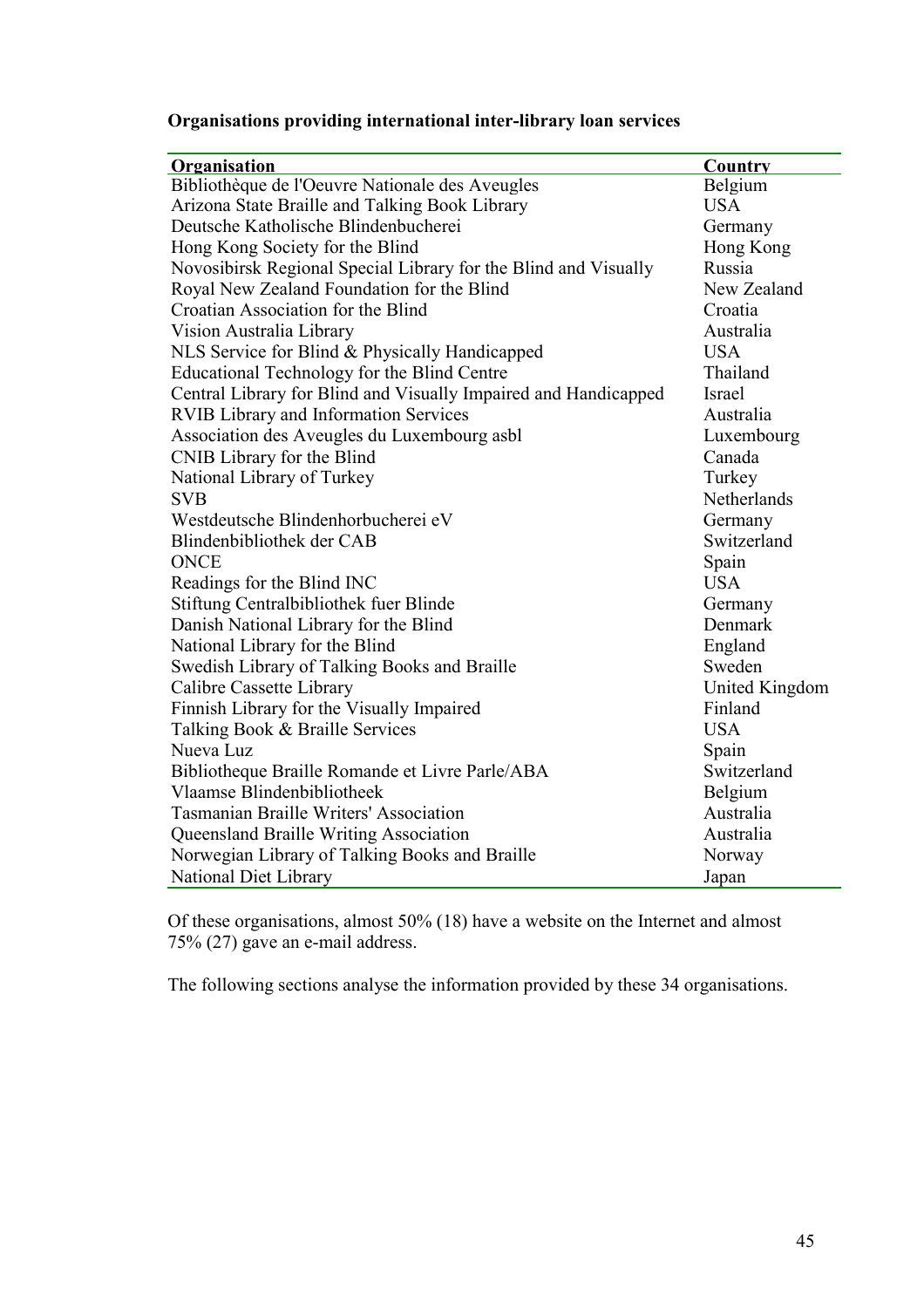**Organisations providing international inter-library loan services**

| Organisation | Country |
|---|---|
| Bibliothèque de l'Oeuvre Nationale des Aveugles | Belgium |
| Arizona State Braille and Talking Book Library | USA |
| Deutsche Katholische Blindenbucherei | Germany |
| Hong Kong Society for the Blind | Hong Kong |
| Novosibirsk Regional Special Library for the Blind and Visually | Russia |
| Royal New Zealand Foundation for the Blind | New Zealand |
| Croatian Association for the Blind | Croatia |
| Vision Australia Library | Australia |
| NLS Service for Blind & Physically Handicapped | USA |
| Educational Technology for the Blind Centre | Thailand |
| Central Library for Blind and Visually Impaired and Handicapped | Israel |
| RVIB Library and Information Services | Australia |
| Association des Aveugles du Luxembourg asbl | Luxembourg |
| CNIB Library for the Blind | Canada |
| National Library of Turkey | Turkey |
| SVB | Netherlands |
| Westdeutsche Blindenhorbucherei eV | Germany |
| Blindenbibliothek der CAB | Switzerland |
| ONCE | Spain |
| Readings for the Blind INC | USA |
| Stiftung Centralbibliothek fuer Blinde | Germany |
| Danish National Library for the Blind | Denmark |
| National Library for the Blind | England |
| Swedish Library of Talking Books and Braille | Sweden |
| Calibre Cassette Library | United Kingdom |
| Finnish Library for the Visually Impaired | Finland |
| Talking Book & Braille Services | USA |
| Nueva Luz | Spain |
| Bibliotheque Braille Romande et Livre Parle/ABA | Switzerland |
| Vlaamse Blindenbibliotheek | Belgium |
| Tasmanian Braille Writers' Association | Australia |
| Queensland Braille Writing Association | Australia |
| Norwegian Library of Talking Books and Braille | Norway |
| National Diet Library | Japan |

Of these organisations, almost 50% (18) have a website on the Internet and almost 75% (27) gave an e-mail address.

The following sections analyse the information provided by these 34 organisations.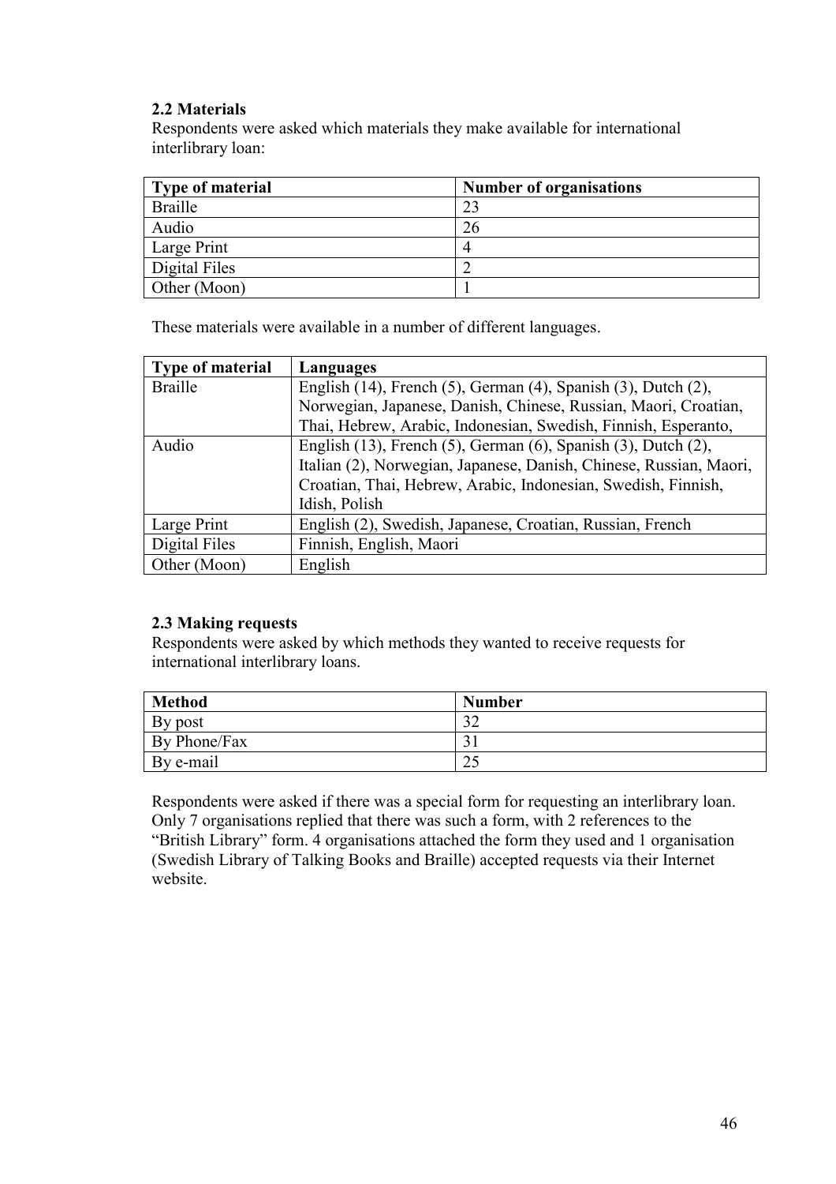### 2.2 Materials

Respondents were asked which materials they make available for international interlibrary loan:

| Type of material | Number of organisations |
| --- | --- |
| Braille | 23 |
| Audio | 26 |
| Large Print | 4 |
| Digital Files | 2 |
| Other (Moon) | 1 |

These materials were available in a number of different languages.

| Type of material | Languages |
| --- | --- |
| Braille | English (14), French (5), German (4), Spanish (3), Dutch (2), Norwegian, Japanese, Danish, Chinese, Russian, Maori, Croatian, Thai, Hebrew, Arabic, Indonesian, Swedish, Finnish, Esperanto, |
| Audio | English (13), French (5), German (6), Spanish (3), Dutch (2), Italian (2), Norwegian, Japanese, Danish, Chinese, Russian, Maori, Croatian, Thai, Hebrew, Arabic, Indonesian, Swedish, Finnish, Idish, Polish |
| Large Print | English (2), Swedish, Japanese, Croatian, Russian, French |
| Digital Files | Finnish, English, Maori |
| Other (Moon) | English |

### 2.3 Making requests

Respondents were asked by which methods they wanted to receive requests for international interlibrary loans.

| Method | Number |
| --- | --- |
| By post | 32 |
| By Phone/Fax | 31 |
| By e-mail | 25 |

Respondents were asked if there was a special form for requesting an interlibrary loan. Only 7 organisations replied that there was such a form, with 2 references to the "British Library" form. 4 organisations attached the form they used and 1 organisation (Swedish Library of Talking Books and Braille) accepted requests via their Internet website.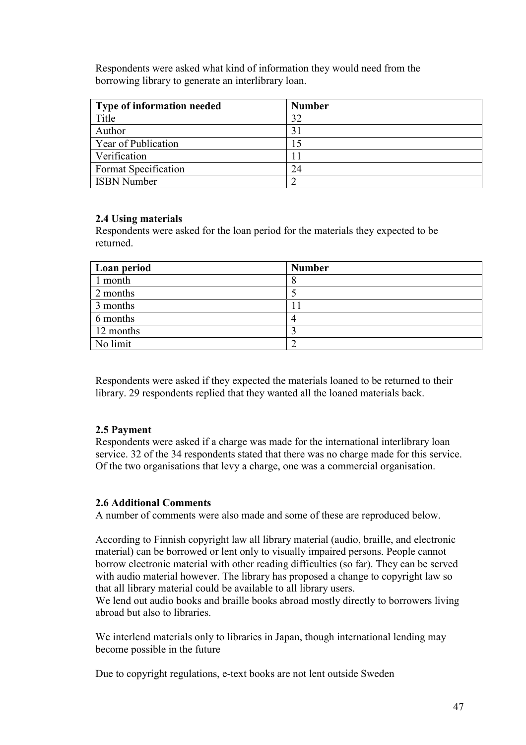Respondents were asked what kind of information they would need from the borrowing library to generate an interlibrary loan.

| Type of information needed | Number |
|---|---|
| Title | 32 |
| Author | 31 |
| Year of Publication | 15 |
| Verification | 11 |
| Format Specification | 24 |
| ISBN Number | 2 |

**2.4 Using materials**

Respondents were asked for the loan period for the materials they expected to be returned.

| Loan period | Number |
|---|---|
| 1 month | 8 |
| 2 months | 5 |
| 3 months | 11 |
| 6 months | 4 |
| 12 months | 3 |
| No limit | 2 |

Respondents were asked if they expected the materials loaned to be returned to their library. 29 respondents replied that they wanted all the loaned materials back.

**2.5 Payment**

Respondents were asked if a charge was made for the international interlibrary loan service. 32 of the 34 respondents stated that there was no charge made for this service. Of the two organisations that levy a charge, one was a commercial organisation.

**2.6 Additional Comments**

A number of comments were also made and some of these are reproduced below.

According to Finnish copyright law all library material (audio, braille, and electronic material) can be borrowed or lent only to visually impaired persons. People cannot borrow electronic material with other reading difficulties (so far). They can be served with audio material however. The library has proposed a change to copyright law so that all library material could be available to all library users.
We lend out audio books and braille books abroad mostly directly to borrowers living abroad but also to libraries.

We interlend materials only to libraries in Japan, though international lending may become possible in the future

Due to copyright regulations, e-text books are not lent outside Sweden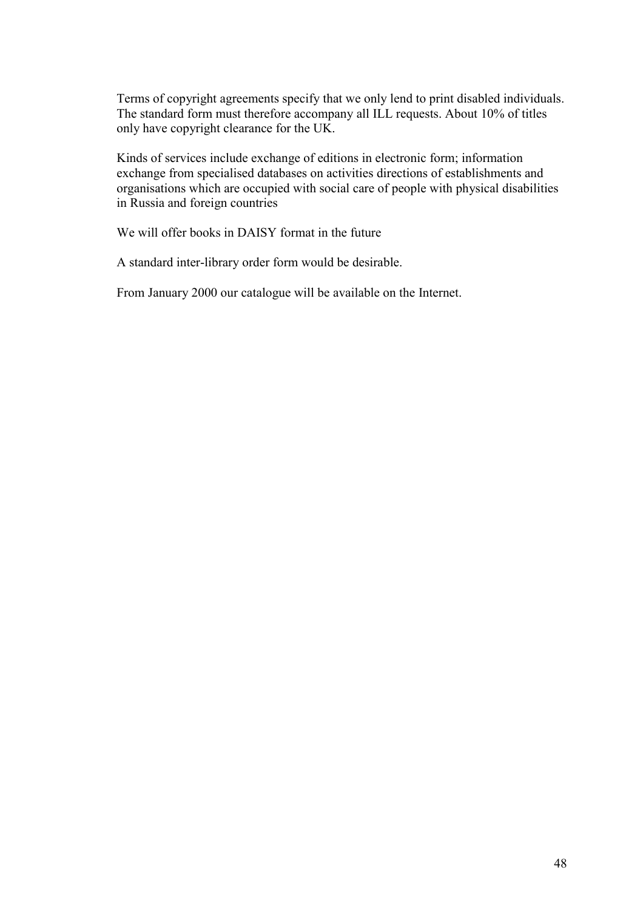Terms of copyright agreements specify that we only lend to print disabled individuals. The standard form must therefore accompany all ILL requests. About 10% of titles only have copyright clearance for the UK.

Kinds of services include exchange of editions in electronic form; information exchange from specialised databases on activities directions of establishments and organisations which are occupied with social care of people with physical disabilities in Russia and foreign countries

We will offer books in DAISY format in the future

A standard inter-library order form would be desirable.

From January 2000 our catalogue will be available on the Internet.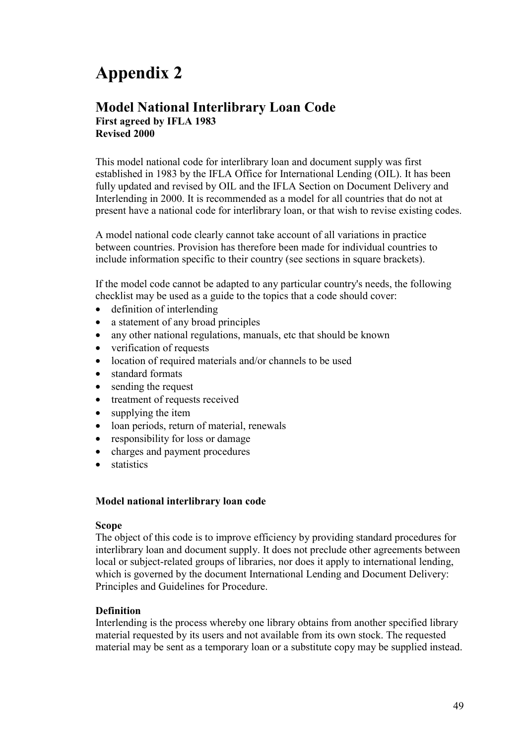# Appendix 2

## Model National Interlibrary Loan Code

**First agreed by IFLA 1983**
**Revised 2000**

This model national code for interlibrary loan and document supply was first established in 1983 by the IFLA Office for International Lending (OIL). It has been fully updated and revised by OIL and the IFLA Section on Document Delivery and Interlending in 2000. It is recommended as a model for all countries that do not at present have a national code for interlibrary loan, or that wish to revise existing codes.

A model national code clearly cannot take account of all variations in practice between countries. Provision has therefore been made for individual countries to include information specific to their country (see sections in square brackets).

If the model code cannot be adapted to any particular country's needs, the following checklist may be used as a guide to the topics that a code should cover:

- definition of interlending
- a statement of any broad principles
- any other national regulations, manuals, etc that should be known
- verification of requests
- location of required materials and/or channels to be used
- standard formats
- sending the request
- treatment of requests received
- supplying the item
- loan periods, return of material, renewals
- responsibility for loss or damage
- charges and payment procedures
- statistics

**Model national interlibrary loan code**

**Scope**
The object of this code is to improve efficiency by providing standard procedures for interlibrary loan and document supply. It does not preclude other agreements between local or subject-related groups of libraries, nor does it apply to international lending, which is governed by the document International Lending and Document Delivery: Principles and Guidelines for Procedure.

**Definition**
Interlending is the process whereby one library obtains from another specified library material requested by its users and not available from its own stock. The requested material may be sent as a temporary loan or a substitute copy may be supplied instead.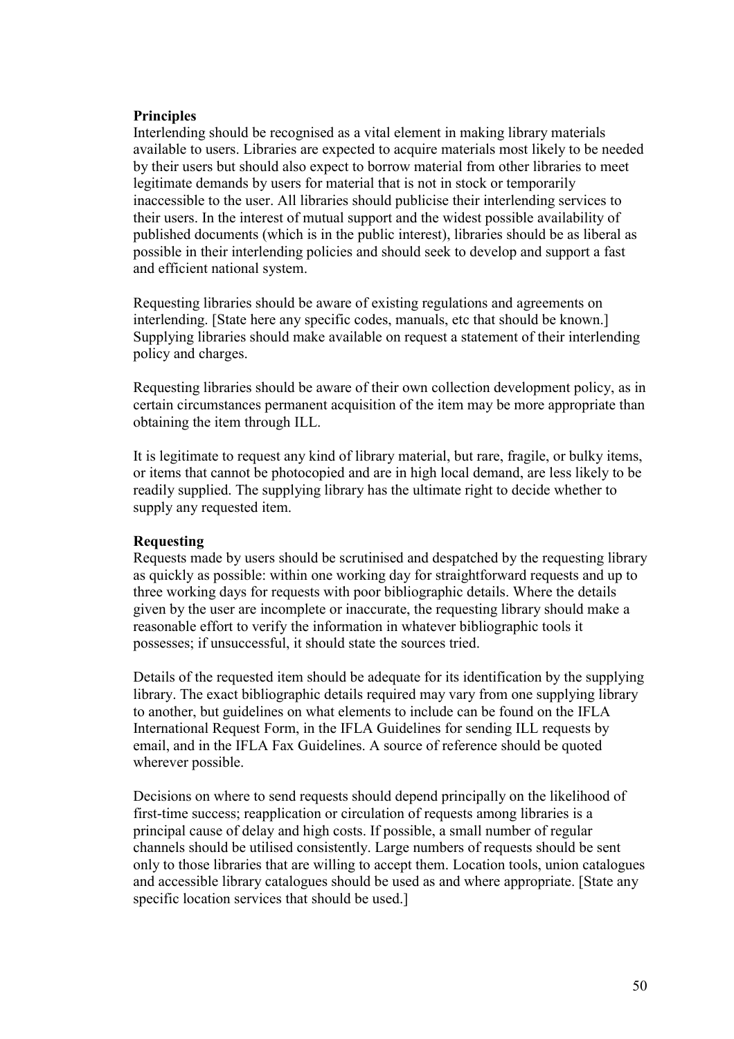**Principles**

Interlending should be recognised as a vital element in making library materials available to users. Libraries are expected to acquire materials most likely to be needed by their users but should also expect to borrow material from other libraries to meet legitimate demands by users for material that is not in stock or temporarily inaccessible to the user. All libraries should publicise their interlending services to their users. In the interest of mutual support and the widest possible availability of published documents (which is in the public interest), libraries should be as liberal as possible in their interlending policies and should seek to develop and support a fast and efficient national system.

Requesting libraries should be aware of existing regulations and agreements on interlending. [State here any specific codes, manuals, etc that should be known.] Supplying libraries should make available on request a statement of their interlending policy and charges.

Requesting libraries should be aware of their own collection development policy, as in certain circumstances permanent acquisition of the item may be more appropriate than obtaining the item through ILL.

It is legitimate to request any kind of library material, but rare, fragile, or bulky items, or items that cannot be photocopied and are in high local demand, are less likely to be readily supplied. The supplying library has the ultimate right to decide whether to supply any requested item.

**Requesting**

Requests made by users should be scrutinised and despatched by the requesting library as quickly as possible: within one working day for straightforward requests and up to three working days for requests with poor bibliographic details. Where the details given by the user are incomplete or inaccurate, the requesting library should make a reasonable effort to verify the information in whatever bibliographic tools it possesses; if unsuccessful, it should state the sources tried.

Details of the requested item should be adequate for its identification by the supplying library. The exact bibliographic details required may vary from one supplying library to another, but guidelines on what elements to include can be found on the IFLA International Request Form, in the IFLA Guidelines for sending ILL requests by email, and in the IFLA Fax Guidelines. A source of reference should be quoted wherever possible.

Decisions on where to send requests should depend principally on the likelihood of first-time success; reapplication or circulation of requests among libraries is a principal cause of delay and high costs. If possible, a small number of regular channels should be utilised consistently. Large numbers of requests should be sent only to those libraries that are willing to accept them. Location tools, union catalogues and accessible library catalogues should be used as and where appropriate. [State any specific location services that should be used.]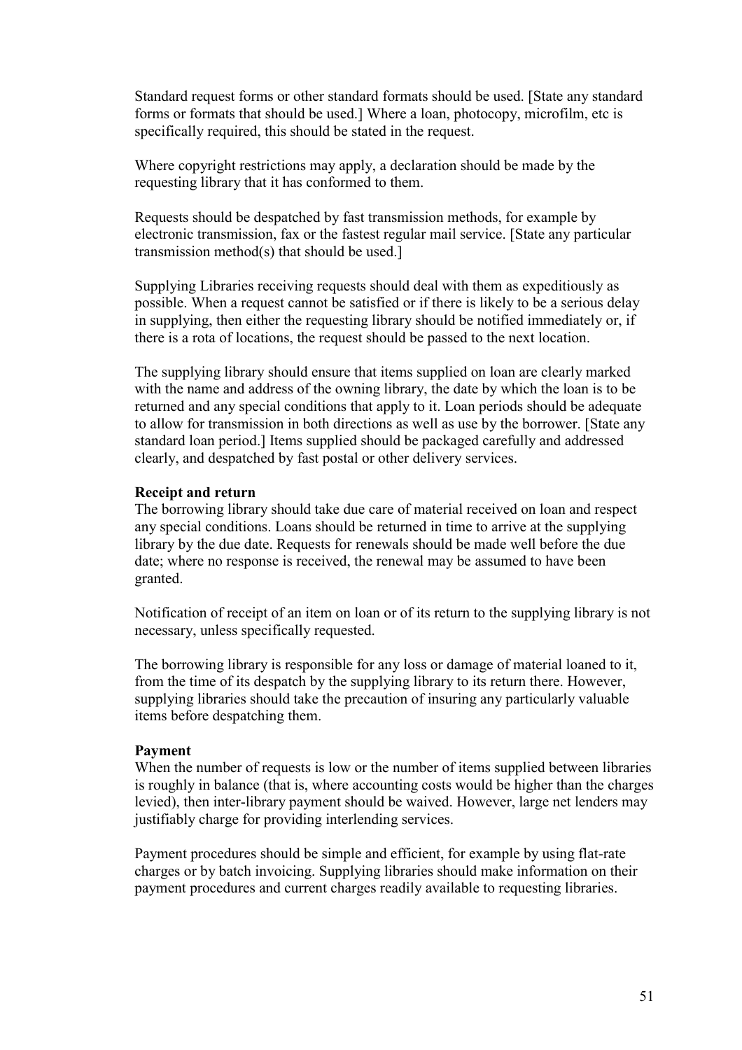Standard request forms or other standard formats should be used. [State any standard forms or formats that should be used.] Where a loan, photocopy, microfilm, etc is specifically required, this should be stated in the request.

Where copyright restrictions may apply, a declaration should be made by the requesting library that it has conformed to them.

Requests should be despatched by fast transmission methods, for example by electronic transmission, fax or the fastest regular mail service. [State any particular transmission method(s) that should be used.]

Supplying Libraries receiving requests should deal with them as expeditiously as possible. When a request cannot be satisfied or if there is likely to be a serious delay in supplying, then either the requesting library should be notified immediately or, if there is a rota of locations, the request should be passed to the next location.

The supplying library should ensure that items supplied on loan are clearly marked with the name and address of the owning library, the date by which the loan is to be returned and any special conditions that apply to it. Loan periods should be adequate to allow for transmission in both directions as well as use by the borrower. [State any standard loan period.] Items supplied should be packaged carefully and addressed clearly, and despatched by fast postal or other delivery services.

**Receipt and return**

The borrowing library should take due care of material received on loan and respect any special conditions. Loans should be returned in time to arrive at the supplying library by the due date. Requests for renewals should be made well before the due date; where no response is received, the renewal may be assumed to have been granted.

Notification of receipt of an item on loan or of its return to the supplying library is not necessary, unless specifically requested.

The borrowing library is responsible for any loss or damage of material loaned to it, from the time of its despatch by the supplying library to its return there. However, supplying libraries should take the precaution of insuring any particularly valuable items before despatching them.

**Payment**

When the number of requests is low or the number of items supplied between libraries is roughly in balance (that is, where accounting costs would be higher than the charges levied), then inter-library payment should be waived. However, large net lenders may justifiably charge for providing interlending services.

Payment procedures should be simple and efficient, for example by using flat-rate charges or by batch invoicing. Supplying libraries should make information on their payment procedures and current charges readily available to requesting libraries.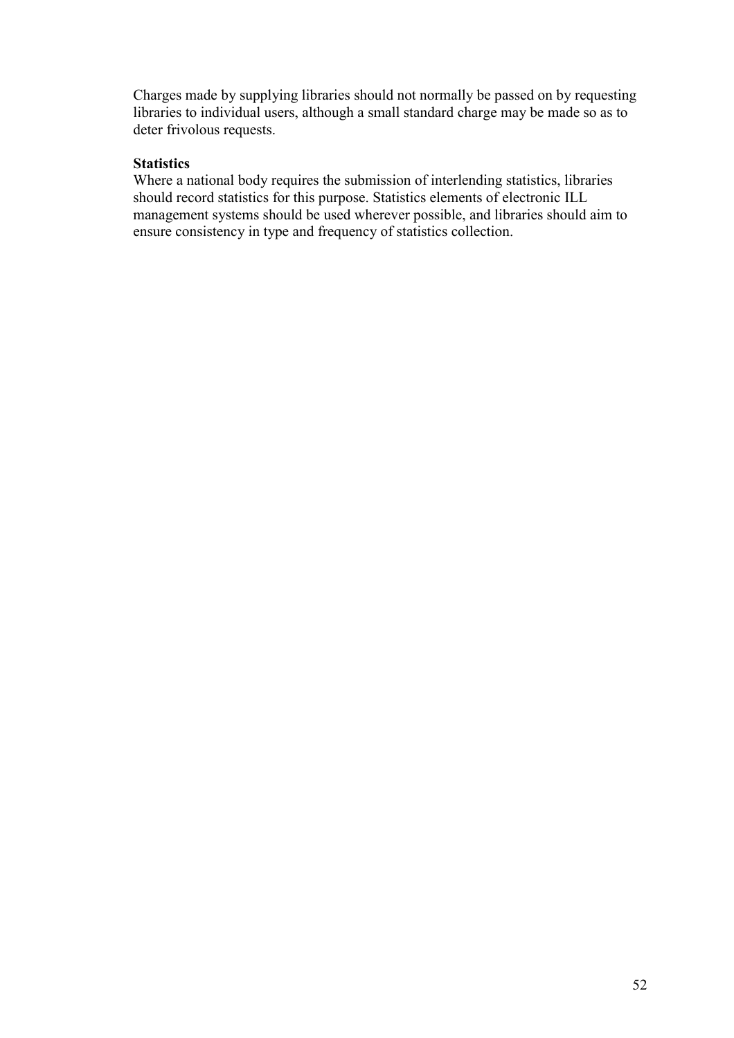Charges made by supplying libraries should not normally be passed on by requesting libraries to individual users, although a small standard charge may be made so as to deter frivolous requests.

**Statistics**

Where a national body requires the submission of interlending statistics, libraries should record statistics for this purpose. Statistics elements of electronic ILL management systems should be used wherever possible, and libraries should aim to ensure consistency in type and frequency of statistics collection.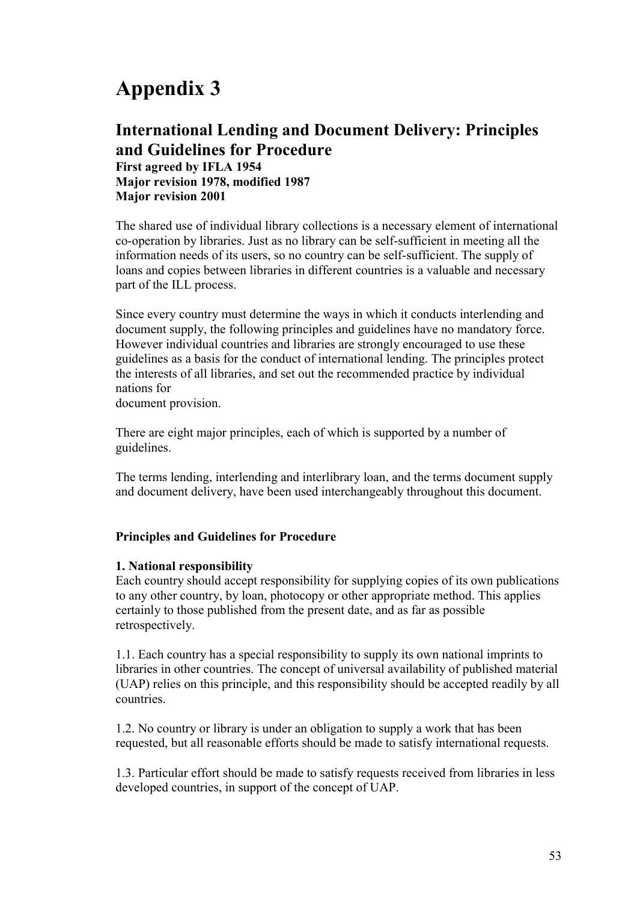# Appendix 3

## International Lending and Document Delivery: Principles and Guidelines for Procedure

**First agreed by IFLA 1954**
**Major revision 1978, modified 1987**
**Major revision 2001**

The shared use of individual library collections is a necessary element of international co-operation by libraries. Just as no library can be self-sufficient in meeting all the information needs of its users, so no country can be self-sufficient. The supply of loans and copies between libraries in different countries is a valuable and necessary part of the ILL process.

Since every country must determine the ways in which it conducts interlending and document supply, the following principles and guidelines have no mandatory force. However individual countries and libraries are strongly encouraged to use these guidelines as a basis for the conduct of international lending. The principles protect the interests of all libraries, and set out the recommended practice by individual nations for document provision.

There are eight major principles, each of which is supported by a number of guidelines.

The terms lending, interlending and interlibrary loan, and the terms document supply and document delivery, have been used interchangeably throughout this document.

**Principles and Guidelines for Procedure**

**1. National responsibility**
Each country should accept responsibility for supplying copies of its own publications to any other country, by loan, photocopy or other appropriate method. This applies certainly to those published from the present date, and as far as possible retrospectively.

1.1. Each country has a special responsibility to supply its own national imprints to libraries in other countries. The concept of universal availability of published material (UAP) relies on this principle, and this responsibility should be accepted readily by all countries.

1.2. No country or library is under an obligation to supply a work that has been requested, but all reasonable efforts should be made to satisfy international requests.

1.3. Particular effort should be made to satisfy requests received from libraries in less developed countries, in support of the concept of UAP.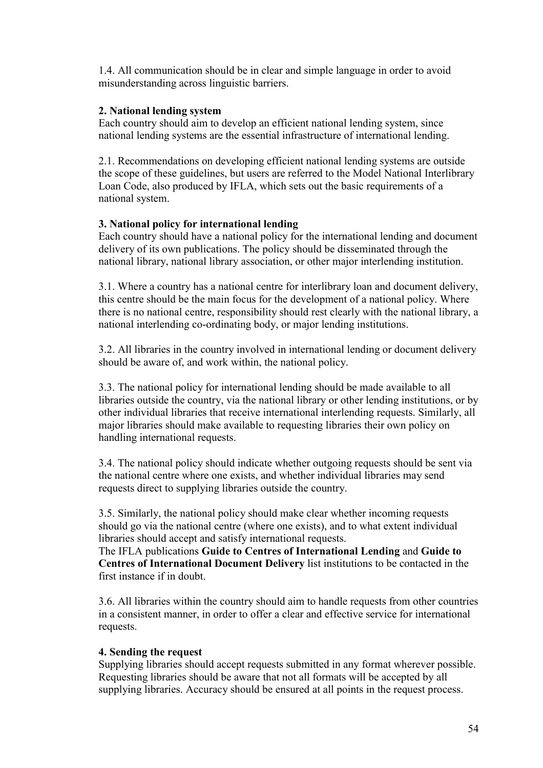1.4. All communication should be in clear and simple language in order to avoid misunderstanding across linguistic barriers.

**2. National lending system**

Each country should aim to develop an efficient national lending system, since national lending systems are the essential infrastructure of international lending.

2.1. Recommendations on developing efficient national lending systems are outside the scope of these guidelines, but users are referred to the Model National Interlibrary Loan Code, also produced by IFLA, which sets out the basic requirements of a national system.

**3. National policy for international lending**

Each country should have a national policy for the international lending and document delivery of its own publications. The policy should be disseminated through the national library, national library association, or other major interlending institution.

3.1. Where a country has a national centre for interlibrary loan and document delivery, this centre should be the main focus for the development of a national policy. Where there is no national centre, responsibility should rest clearly with the national library, a national interlending co-ordinating body, or major lending institutions.

3.2. All libraries in the country involved in international lending or document delivery should be aware of, and work within, the national policy.

3.3. The national policy for international lending should be made available to all libraries outside the country, via the national library or other lending institutions, or by other individual libraries that receive international interlending requests. Similarly, all major libraries should make available to requesting libraries their own policy on handling international requests.

3.4. The national policy should indicate whether outgoing requests should be sent via the national centre where one exists, and whether individual libraries may send requests direct to supplying libraries outside the country.

3.5. Similarly, the national policy should make clear whether incoming requests should go via the national centre (where one exists), and to what extent individual libraries should accept and satisfy international requests.
The IFLA publications **Guide to Centres of International Lending** and **Guide to Centres of International Document Delivery** list institutions to be contacted in the first instance if in doubt.

3.6. All libraries within the country should aim to handle requests from other countries in a consistent manner, in order to offer a clear and effective service for international requests.

**4. Sending the request**

Supplying libraries should accept requests submitted in any format wherever possible. Requesting libraries should be aware that not all formats will be accepted by all supplying libraries. Accuracy should be ensured at all points in the request process.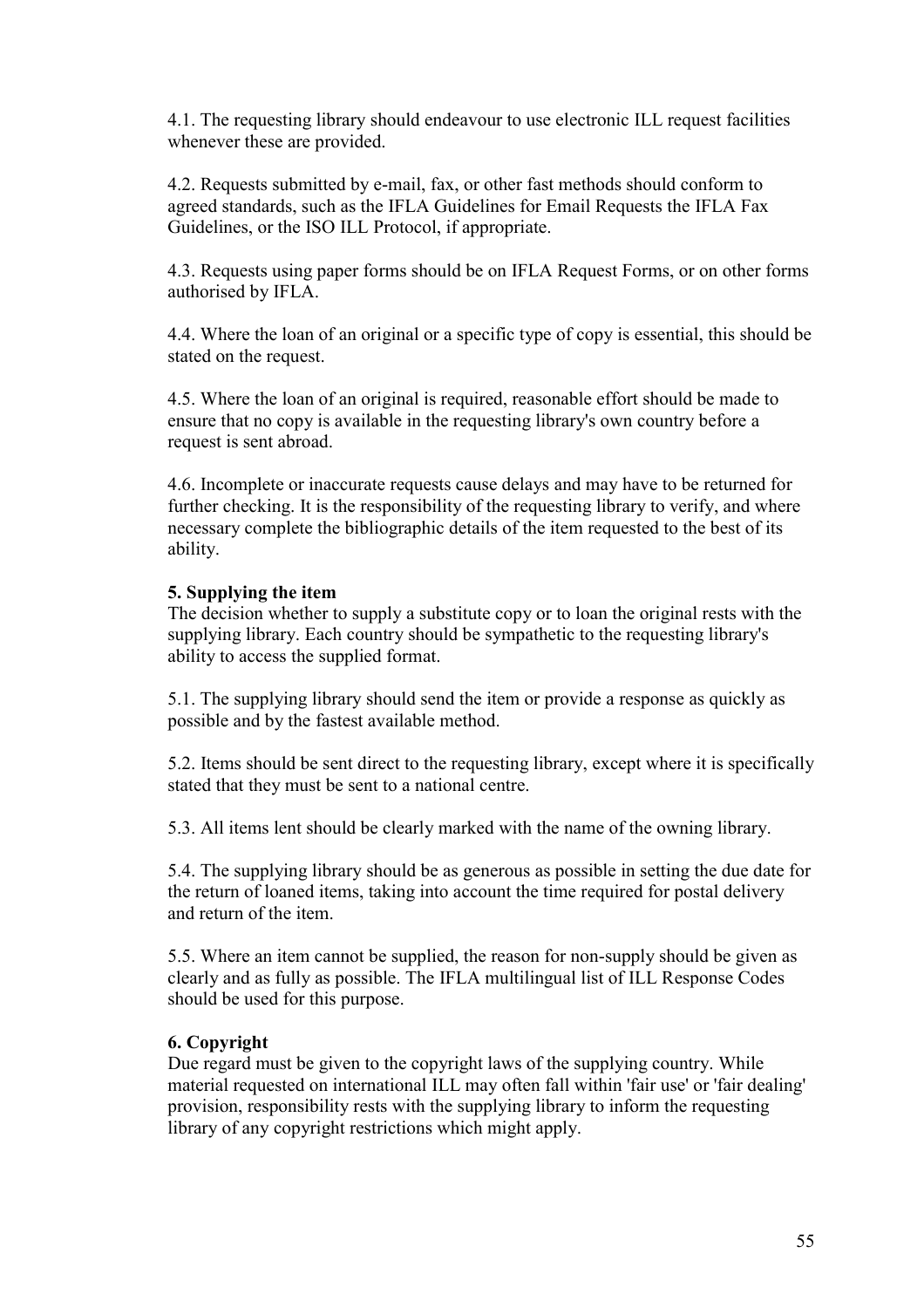4.1. The requesting library should endeavour to use electronic ILL request facilities whenever these are provided.

4.2. Requests submitted by e-mail, fax, or other fast methods should conform to agreed standards, such as the IFLA Guidelines for Email Requests the IFLA Fax Guidelines, or the ISO ILL Protocol, if appropriate.

4.3. Requests using paper forms should be on IFLA Request Forms, or on other forms authorised by IFLA.

4.4. Where the loan of an original or a specific type of copy is essential, this should be stated on the request.

4.5. Where the loan of an original is required, reasonable effort should be made to ensure that no copy is available in the requesting library's own country before a request is sent abroad.

4.6. Incomplete or inaccurate requests cause delays and may have to be returned for further checking. It is the responsibility of the requesting library to verify, and where necessary complete the bibliographic details of the item requested to the best of its ability.

**5. Supplying the item**

The decision whether to supply a substitute copy or to loan the original rests with the supplying library. Each country should be sympathetic to the requesting library's ability to access the supplied format.

5.1. The supplying library should send the item or provide a response as quickly as possible and by the fastest available method.

5.2. Items should be sent direct to the requesting library, except where it is specifically stated that they must be sent to a national centre.

5.3. All items lent should be clearly marked with the name of the owning library.

5.4. The supplying library should be as generous as possible in setting the due date for the return of loaned items, taking into account the time required for postal delivery and return of the item.

5.5. Where an item cannot be supplied, the reason for non-supply should be given as clearly and as fully as possible. The IFLA multilingual list of ILL Response Codes should be used for this purpose.

**6. Copyright**

Due regard must be given to the copyright laws of the supplying country. While material requested on international ILL may often fall within 'fair use' or 'fair dealing' provision, responsibility rests with the supplying library to inform the requesting library of any copyright restrictions which might apply.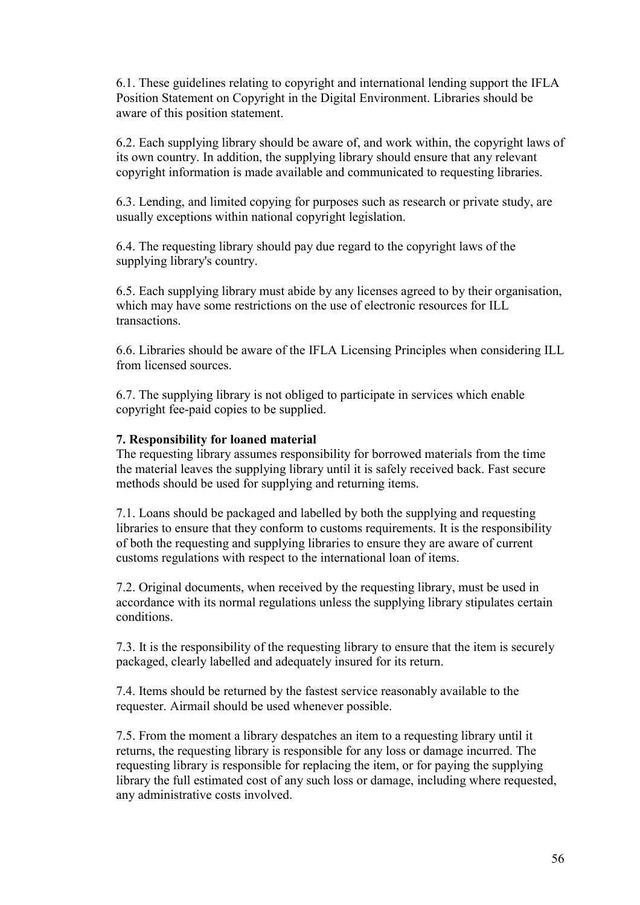6.1. These guidelines relating to copyright and international lending support the IFLA Position Statement on Copyright in the Digital Environment. Libraries should be aware of this position statement.

6.2. Each supplying library should be aware of, and work within, the copyright laws of its own country. In addition, the supplying library should ensure that any relevant copyright information is made available and communicated to requesting libraries.

6.3. Lending, and limited copying for purposes such as research or private study, are usually exceptions within national copyright legislation.

6.4. The requesting library should pay due regard to the copyright laws of the supplying library's country.

6.5. Each supplying library must abide by any licenses agreed to by their organisation, which may have some restrictions on the use of electronic resources for ILL transactions.

6.6. Libraries should be aware of the IFLA Licensing Principles when considering ILL from licensed sources.

6.7. The supplying library is not obliged to participate in services which enable copyright fee-paid copies to be supplied.

**7. Responsibility for loaned material**

The requesting library assumes responsibility for borrowed materials from the time the material leaves the supplying library until it is safely received back. Fast secure methods should be used for supplying and returning items.

7.1. Loans should be packaged and labelled by both the supplying and requesting libraries to ensure that they conform to customs requirements. It is the responsibility of both the requesting and supplying libraries to ensure they are aware of current customs regulations with respect to the international loan of items.

7.2. Original documents, when received by the requesting library, must be used in accordance with its normal regulations unless the supplying library stipulates certain conditions.

7.3. It is the responsibility of the requesting library to ensure that the item is securely packaged, clearly labelled and adequately insured for its return.

7.4. Items should be returned by the fastest service reasonably available to the requester. Airmail should be used whenever possible.

7.5. From the moment a library despatches an item to a requesting library until it returns, the requesting library is responsible for any loss or damage incurred. The requesting library is responsible for replacing the item, or for paying the supplying library the full estimated cost of any such loss or damage, including where requested, any administrative costs involved.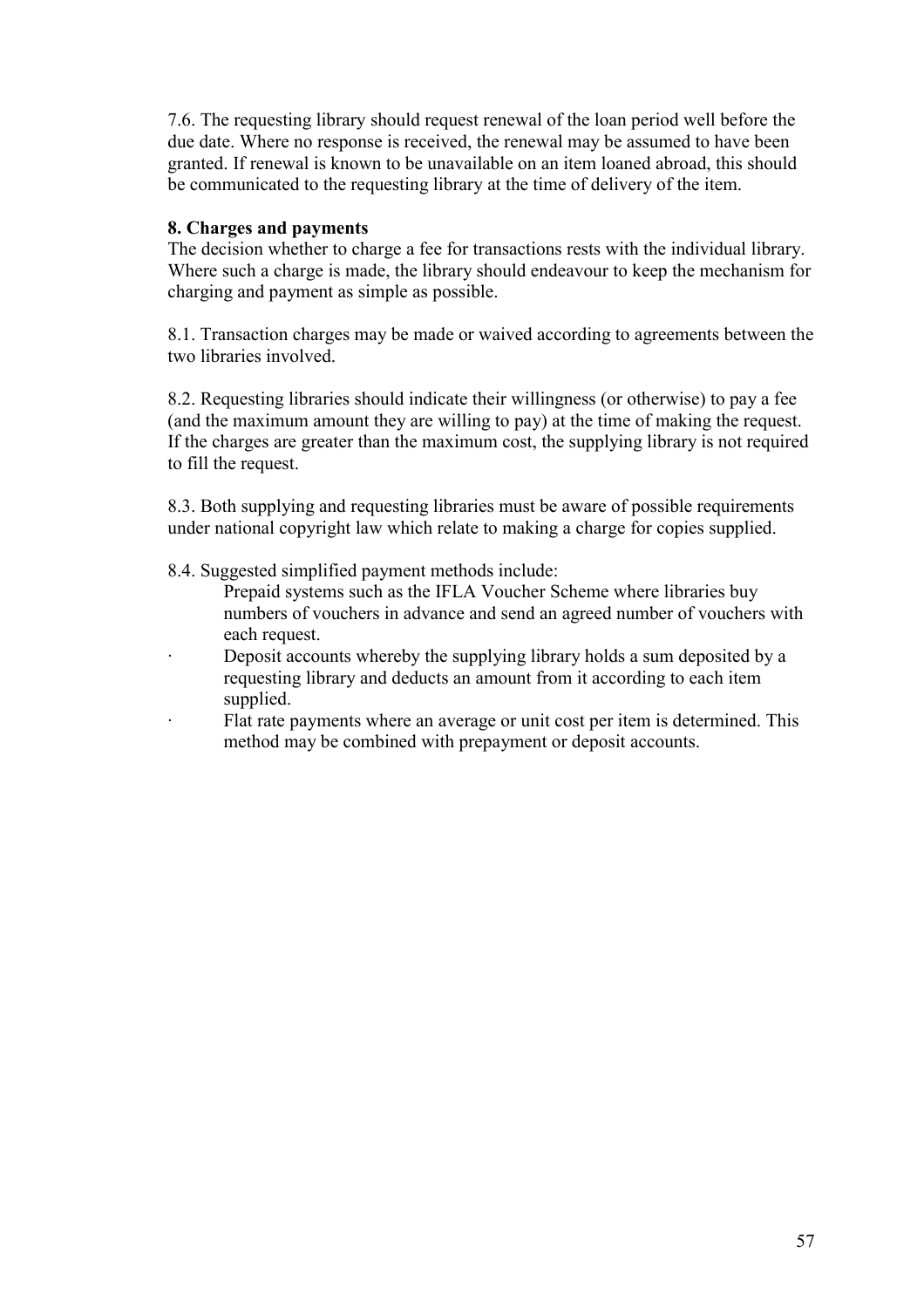7.6. The requesting library should request renewal of the loan period well before the due date. Where no response is received, the renewal may be assumed to have been granted. If renewal is known to be unavailable on an item loaned abroad, this should be communicated to the requesting library at the time of delivery of the item.

**8. Charges and payments**

The decision whether to charge a fee for transactions rests with the individual library. Where such a charge is made, the library should endeavour to keep the mechanism for charging and payment as simple as possible.

8.1. Transaction charges may be made or waived according to agreements between the two libraries involved.

8.2. Requesting libraries should indicate their willingness (or otherwise) to pay a fee (and the maximum amount they are willing to pay) at the time of making the request. If the charges are greater than the maximum cost, the supplying library is not required to fill the request.

8.3. Both supplying and requesting libraries must be aware of possible requirements under national copyright law which relate to making a charge for copies supplied.

8.4. Suggested simplified payment methods include:

- Prepaid systems such as the IFLA Voucher Scheme where libraries buy numbers of vouchers in advance and send an agreed number of vouchers with each request.
- Deposit accounts whereby the supplying library holds a sum deposited by a requesting library and deducts an amount from it according to each item supplied.
- Flat rate payments where an average or unit cost per item is determined. This method may be combined with prepayment or deposit accounts.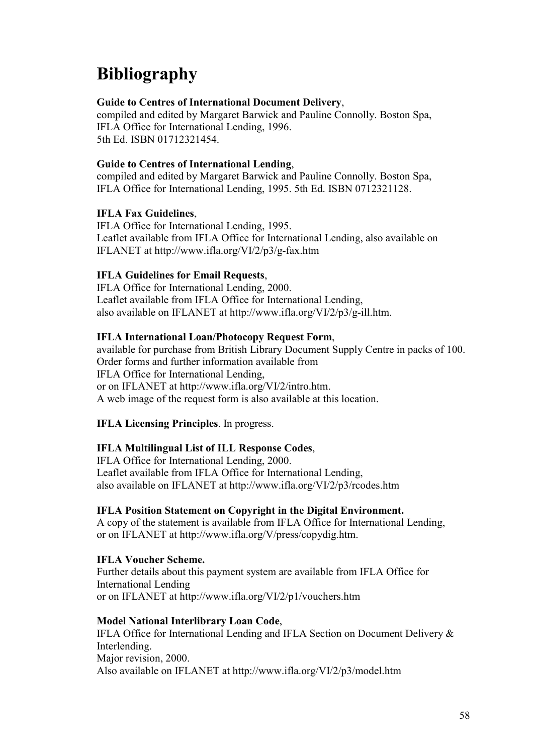# Bibliography

**Guide to Centres of International Document Delivery**,
compiled and edited by Margaret Barwick and Pauline Connolly. Boston Spa, IFLA Office for International Lending, 1996.
5th Ed. ISBN 01712321454.

**Guide to Centres of International Lending**,
compiled and edited by Margaret Barwick and Pauline Connolly. Boston Spa, IFLA Office for International Lending, 1995. 5th Ed. ISBN 0712321128.

**IFLA Fax Guidelines**,
IFLA Office for International Lending, 1995.
Leaflet available from IFLA Office for International Lending, also available on IFLANET at http://www.ifla.org/VI/2/p3/g-fax.htm

**IFLA Guidelines for Email Requests**,
IFLA Office for International Lending, 2000.
Leaflet available from IFLA Office for International Lending,
also available on IFLANET at http://www.ifla.org/VI/2/p3/g-ill.htm.

**IFLA International Loan/Photocopy Request Form**,
available for purchase from British Library Document Supply Centre in packs of 100.
Order forms and further information available from
IFLA Office for International Lending,
or on IFLANET at http://www.ifla.org/VI/2/intro.htm.
A web image of the request form is also available at this location.

**IFLA Licensing Principles**. In progress.

**IFLA Multilingual List of ILL Response Codes**,
IFLA Office for International Lending, 2000.
Leaflet available from IFLA Office for International Lending,
also available on IFLANET at http://www.ifla.org/VI/2/p3/rcodes.htm

**IFLA Position Statement on Copyright in the Digital Environment.**
A copy of the statement is available from IFLA Office for International Lending,
or on IFLANET at http://www.ifla.org/V/press/copydig.htm.

**IFLA Voucher Scheme.**
Further details about this payment system are available from IFLA Office for International Lending
or on IFLANET at http://www.ifla.org/VI/2/p1/vouchers.htm

**Model National Interlibrary Loan Code**,
IFLA Office for International Lending and IFLA Section on Document Delivery & Interlending.
Major revision, 2000.
Also available on IFLANET at http://www.ifla.org/VI/2/p3/model.htm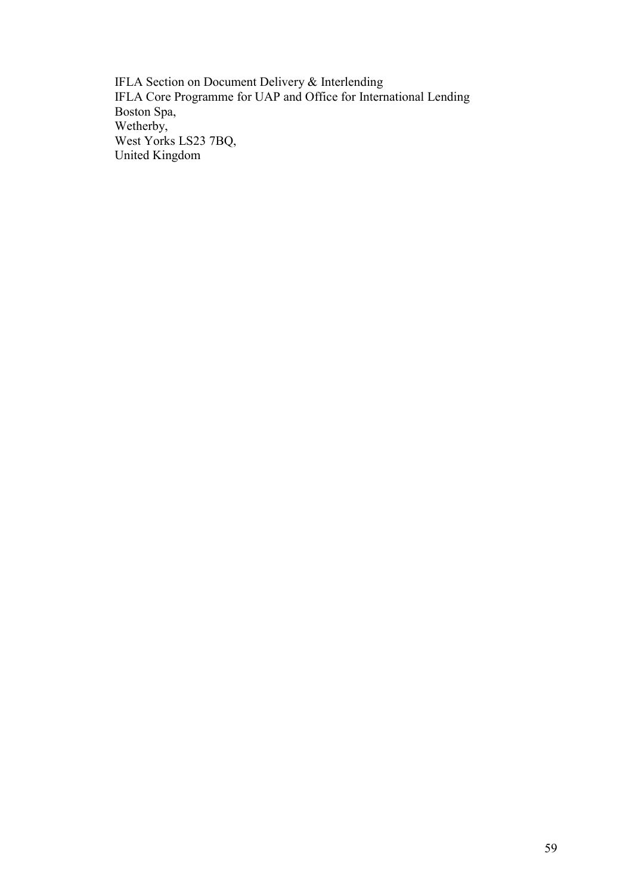IFLA Section on Document Delivery & Interlending
IFLA Core Programme for UAP and Office for International Lending
Boston Spa,
Wetherby,
West Yorks LS23 7BQ,
United Kingdom